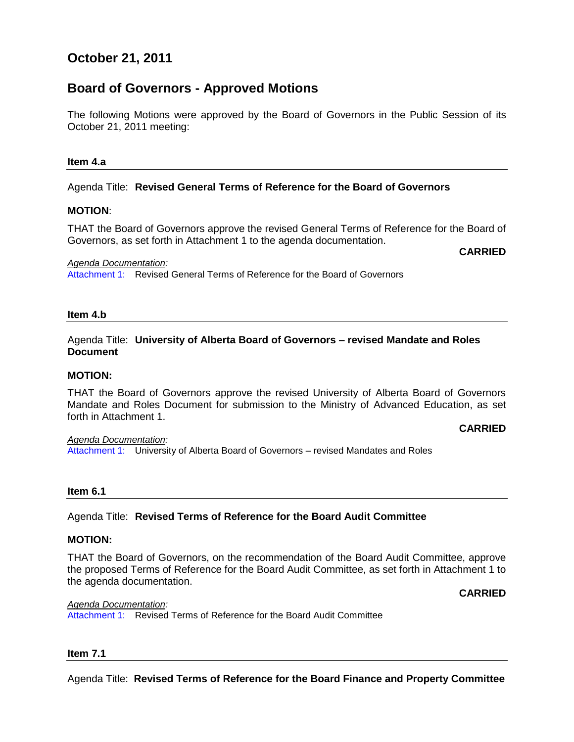# October 21, 2011

## Board of Governors - Approved Motions

The following Motions were approved by the Board of Governors in the Public Session of its October 21, 2011 meeting:

### Item 4.a

Agenda Title: **Revised General Terms of Reference for the Board of Governors**

**MOTION**:

THAT the Board of Governors approve the revised General Terms of Reference for the Board of Governors, as set forth in Attachment 1 to the agenda documentation.

**CARRIED**

*Agenda Documentation:*
Attachment 1: Revised General Terms of Reference for the Board of Governors

### Item 4.b

Agenda Title: **University of Alberta Board of Governors – revised Mandate and Roles Document**

**MOTION:**

THAT the Board of Governors approve the revised University of Alberta Board of Governors Mandate and Roles Document for submission to the Ministry of Advanced Education, as set forth in Attachment 1.

**CARRIED**

*Agenda Documentation:*
Attachment 1: University of Alberta Board of Governors – revised Mandates and Roles

### Item 6.1

Agenda Title: **Revised Terms of Reference for the Board Audit Committee**

**MOTION:**

THAT the Board of Governors, on the recommendation of the Board Audit Committee, approve the proposed Terms of Reference for the Board Audit Committee, as set forth in Attachment 1 to the agenda documentation.

**CARRIED**

*Agenda Documentation:*
Attachment 1: Revised Terms of Reference for the Board Audit Committee

### Item 7.1

Agenda Title: **Revised Terms of Reference for the Board Finance and Property Committee**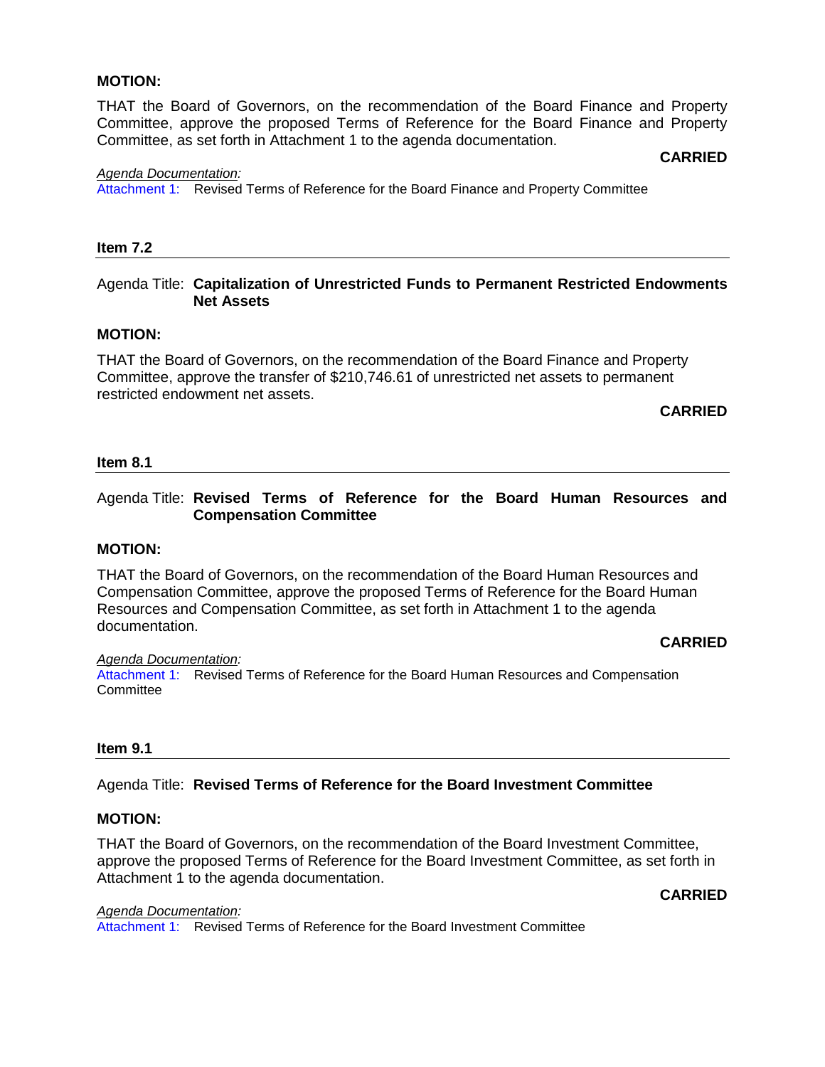**MOTION:**

THAT the Board of Governors, on the recommendation of the Board Finance and Property Committee, approve the proposed Terms of Reference for the Board Finance and Property Committee, as set forth in Attachment 1 to the agenda documentation.

**CARRIED**

*Agenda Documentation:*
Attachment 1: Revised Terms of Reference for the Board Finance and Property Committee

---

**Item 7.2**

Agenda Title: **Capitalization of Unrestricted Funds to Permanent Restricted Endowments Net Assets**

**MOTION:**

THAT the Board of Governors, on the recommendation of the Board Finance and Property Committee, approve the transfer of $210,746.61 of unrestricted net assets to permanent restricted endowment net assets.

**CARRIED**

---

**Item 8.1**

Agenda Title: **Revised Terms of Reference for the Board Human Resources and Compensation Committee**

**MOTION:**

THAT the Board of Governors, on the recommendation of the Board Human Resources and Compensation Committee, approve the proposed Terms of Reference for the Board Human Resources and Compensation Committee, as set forth in Attachment 1 to the agenda documentation.

**CARRIED**

*Agenda Documentation:*
Attachment 1: Revised Terms of Reference for the Board Human Resources and Compensation Committee

---

**Item 9.1**

Agenda Title: **Revised Terms of Reference for the Board Investment Committee**

**MOTION:**

THAT the Board of Governors, on the recommendation of the Board Investment Committee, approve the proposed Terms of Reference for the Board Investment Committee, as set forth in Attachment 1 to the agenda documentation.

**CARRIED**

*Agenda Documentation:*
Attachment 1: Revised Terms of Reference for the Board Investment Committee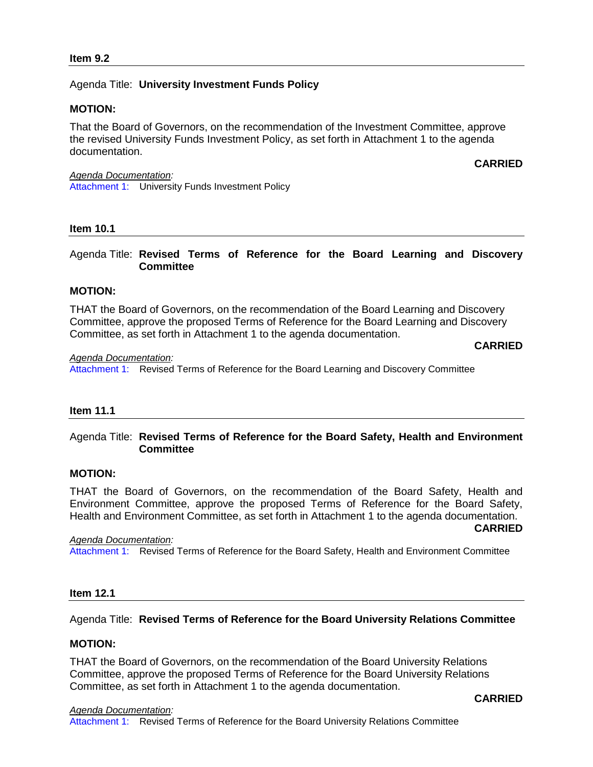### Item 9.2

Agenda Title: **University Investment Funds Policy**

**MOTION:**

That the Board of Governors, on the recommendation of the Investment Committee, approve the revised University Funds Investment Policy, as set forth in Attachment 1 to the agenda documentation.

**CARRIED**

*Agenda Documentation:*
Attachment 1: University Funds Investment Policy

### Item 10.1

Agenda Title: **Revised Terms of Reference for the Board Learning and Discovery Committee**

**MOTION:**

THAT the Board of Governors, on the recommendation of the Board Learning and Discovery Committee, approve the proposed Terms of Reference for the Board Learning and Discovery Committee, as set forth in Attachment 1 to the agenda documentation.

**CARRIED**

*Agenda Documentation:*
Attachment 1: Revised Terms of Reference for the Board Learning and Discovery Committee

### Item 11.1

Agenda Title: **Revised Terms of Reference for the Board Safety, Health and Environment Committee**

**MOTION:**

THAT the Board of Governors, on the recommendation of the Board Safety, Health and Environment Committee, approve the proposed Terms of Reference for the Board Safety, Health and Environment Committee, as set forth in Attachment 1 to the agenda documentation.

**CARRIED**

*Agenda Documentation:*
Attachment 1: Revised Terms of Reference for the Board Safety, Health and Environment Committee

### Item 12.1

Agenda Title: **Revised Terms of Reference for the Board University Relations Committee**

**MOTION:**

THAT the Board of Governors, on the recommendation of the Board University Relations Committee, approve the proposed Terms of Reference for the Board University Relations Committee, as set forth in Attachment 1 to the agenda documentation.

**CARRIED**

*Agenda Documentation:*
Attachment 1: Revised Terms of Reference for the Board University Relations Committee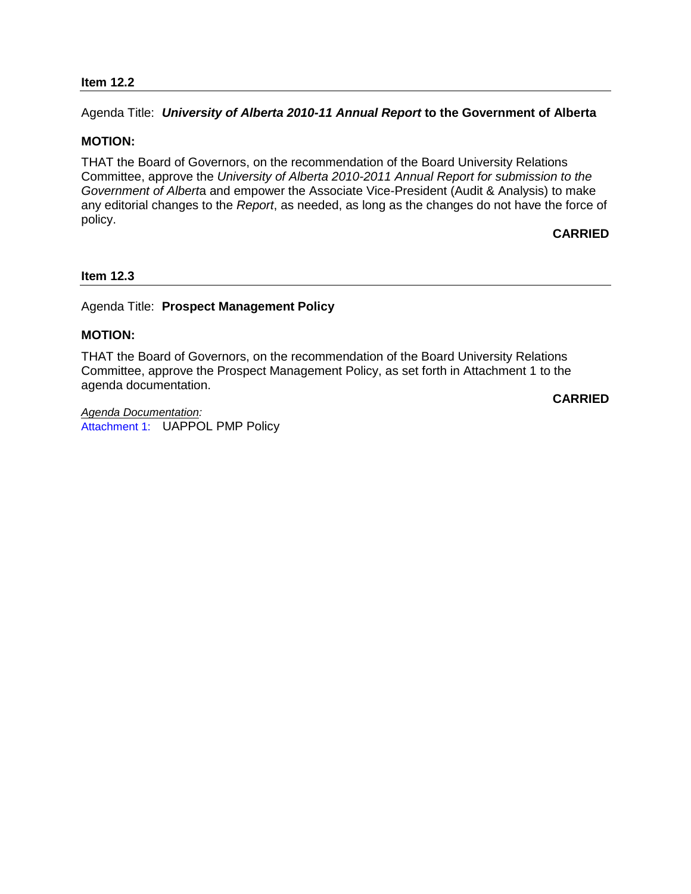**Item 12.2**

Agenda Title: ***University of Alberta 2010-11 Annual Report* to the Government of Alberta**

**MOTION:**

THAT the Board of Governors, on the recommendation of the Board University Relations Committee, approve the *University of Alberta 2010-2011 Annual Report for submission to the Government of Albert*a and empower the Associate Vice-President (Audit & Analysis) to make any editorial changes to the *Report*, as needed, as long as the changes do not have the force of policy.

**CARRIED**

**Item 12.3**

Agenda Title: **Prospect Management Policy**

**MOTION:**

THAT the Board of Governors, on the recommendation of the Board University Relations Committee, approve the Prospect Management Policy, as set forth in Attachment 1 to the agenda documentation.

**CARRIED**

*Agenda Documentation:*
Attachment 1: UAPPOL PMP Policy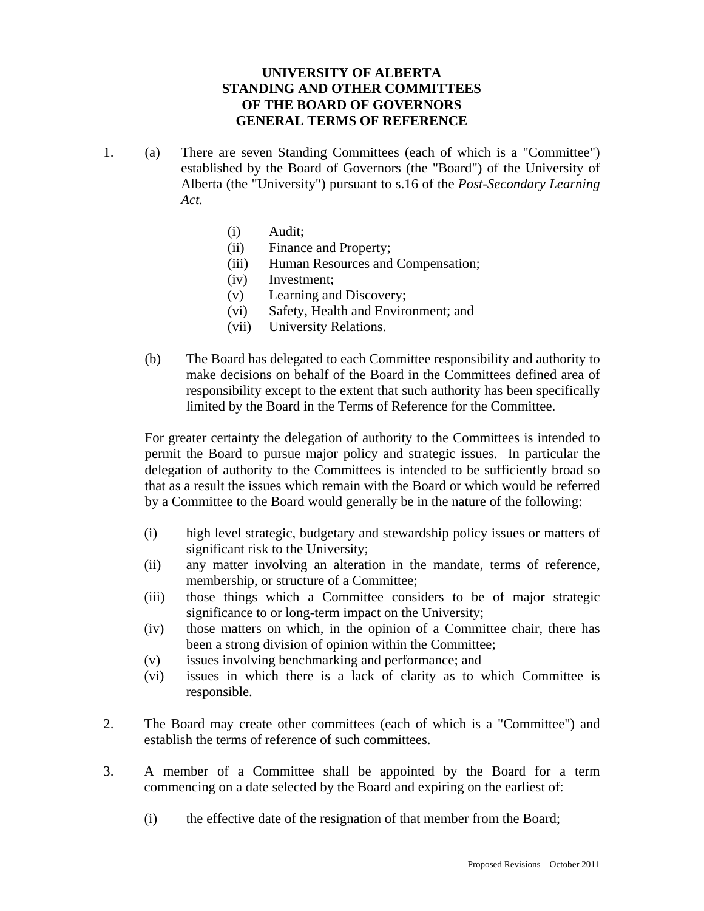# UNIVERSITY OF ALBERTA
# STANDING AND OTHER COMMITTEES
# OF THE BOARD OF GOVERNORS
# GENERAL TERMS OF REFERENCE

1. (a) There are seven Standing Committees (each of which is a "Committee") established by the Board of Governors (the "Board") of the University of Alberta (the "University") pursuant to s.16 of the *Post-Secondary Learning Act.*

   (i) Audit;
   (ii) Finance and Property;
   (iii) Human Resources and Compensation;
   (iv) Investment;
   (v) Learning and Discovery;
   (vi) Safety, Health and Environment; and
   (vii) University Relations.

   (b) The Board has delegated to each Committee responsibility and authority to make decisions on behalf of the Board in the Committees defined area of responsibility except to the extent that such authority has been specifically limited by the Board in the Terms of Reference for the Committee.

   For greater certainty the delegation of authority to the Committees is intended to permit the Board to pursue major policy and strategic issues. In particular the delegation of authority to the Committees is intended to be sufficiently broad so that as a result the issues which remain with the Board or which would be referred by a Committee to the Board would generally be in the nature of the following:

   (i) high level strategic, budgetary and stewardship policy issues or matters of significant risk to the University;
   (ii) any matter involving an alteration in the mandate, terms of reference, membership, or structure of a Committee;
   (iii) those things which a Committee considers to be of major strategic significance to or long-term impact on the University;
   (iv) those matters on which, in the opinion of a Committee chair, there has been a strong division of opinion within the Committee;
   (v) issues involving benchmarking and performance; and
   (vi) issues in which there is a lack of clarity as to which Committee is responsible.

2. The Board may create other committees (each of which is a "Committee") and establish the terms of reference of such committees.

3. A member of a Committee shall be appointed by the Board for a term commencing on a date selected by the Board and expiring on the earliest of:

   (i) the effective date of the resignation of that member from the Board;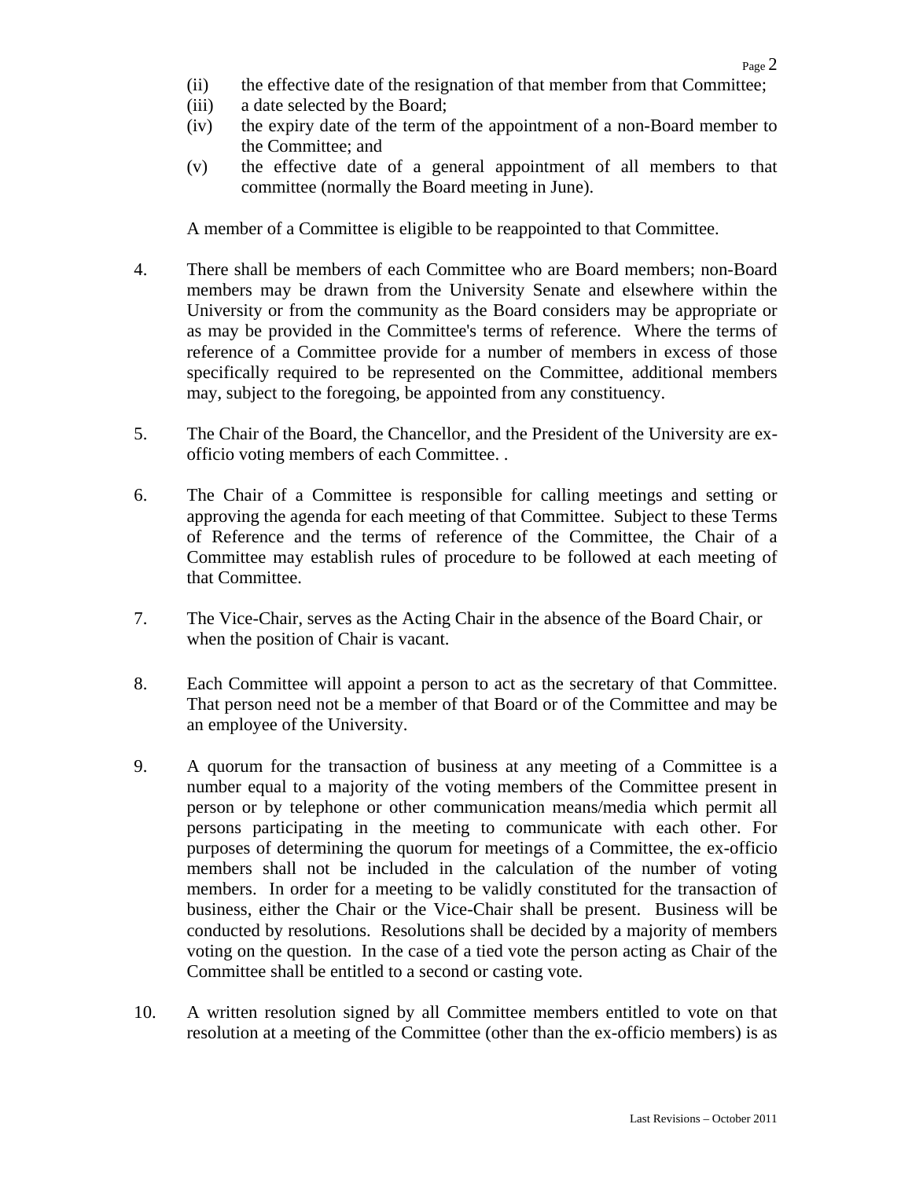(ii) the effective date of the resignation of that member from that Committee;

(iii) a date selected by the Board;

(iv) the expiry date of the term of the appointment of a non-Board member to the Committee; and

(v) the effective date of a general appointment of all members to that committee (normally the Board meeting in June).

A member of a Committee is eligible to be reappointed to that Committee.

4. There shall be members of each Committee who are Board members; non-Board members may be drawn from the University Senate and elsewhere within the University or from the community as the Board considers may be appropriate or as may be provided in the Committee's terms of reference. Where the terms of reference of a Committee provide for a number of members in excess of those specifically required to be represented on the Committee, additional members may, subject to the foregoing, be appointed from any constituency.

5. The Chair of the Board, the Chancellor, and the President of the University are ex-officio voting members of each Committee. .

6. The Chair of a Committee is responsible for calling meetings and setting or approving the agenda for each meeting of that Committee. Subject to these Terms of Reference and the terms of reference of the Committee, the Chair of a Committee may establish rules of procedure to be followed at each meeting of that Committee.

7. The Vice-Chair, serves as the Acting Chair in the absence of the Board Chair, or when the position of Chair is vacant.

8. Each Committee will appoint a person to act as the secretary of that Committee. That person need not be a member of that Board or of the Committee and may be an employee of the University.

9. A quorum for the transaction of business at any meeting of a Committee is a number equal to a majority of the voting members of the Committee present in person or by telephone or other communication means/media which permit all persons participating in the meeting to communicate with each other. For purposes of determining the quorum for meetings of a Committee, the ex-officio members shall not be included in the calculation of the number of voting members. In order for a meeting to be validly constituted for the transaction of business, either the Chair or the Vice-Chair shall be present. Business will be conducted by resolutions. Resolutions shall be decided by a majority of members voting on the question. In the case of a tied vote the person acting as Chair of the Committee shall be entitled to a second or casting vote.

10. A written resolution signed by all Committee members entitled to vote on that resolution at a meeting of the Committee (other than the ex-officio members) is as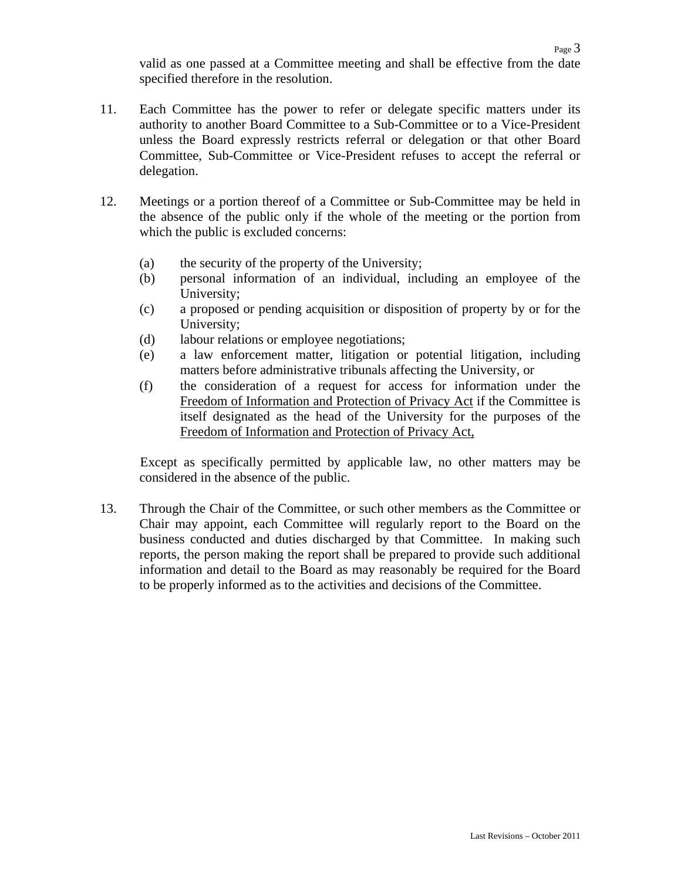valid as one passed at a Committee meeting and shall be effective from the date specified therefore in the resolution.

11. Each Committee has the power to refer or delegate specific matters under its authority to another Board Committee to a Sub-Committee or to a Vice-President unless the Board expressly restricts referral or delegation or that other Board Committee, Sub-Committee or Vice-President refuses to accept the referral or delegation.

12. Meetings or a portion thereof of a Committee or Sub-Committee may be held in the absence of the public only if the whole of the meeting or the portion from which the public is excluded concerns:

    (a) the security of the property of the University;
    (b) personal information of an individual, including an employee of the University;
    (c) a proposed or pending acquisition or disposition of property by or for the University;
    (d) labour relations or employee negotiations;
    (e) a law enforcement matter, litigation or potential litigation, including matters before administrative tribunals affecting the University, or
    (f) the consideration of a request for access for information under the Freedom of Information and Protection of Privacy Act if the Committee is itself designated as the head of the University for the purposes of the Freedom of Information and Protection of Privacy Act,

    Except as specifically permitted by applicable law, no other matters may be considered in the absence of the public.

13. Through the Chair of the Committee, or such other members as the Committee or Chair may appoint, each Committee will regularly report to the Board on the business conducted and duties discharged by that Committee. In making such reports, the person making the report shall be prepared to provide such additional information and detail to the Board as may reasonably be required for the Board to be properly informed as to the activities and decisions of the Committee.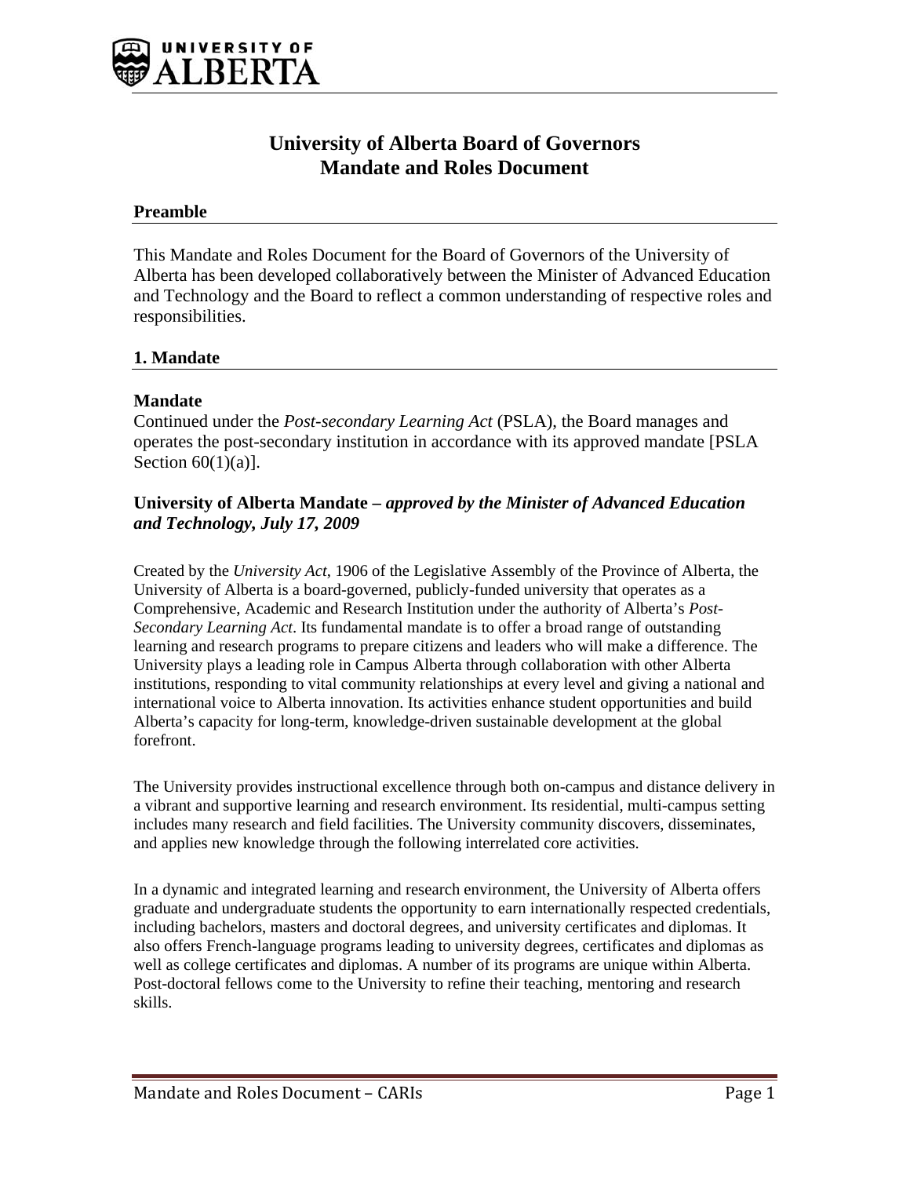# University of Alberta Board of Governors Mandate and Roles Document

## Preamble

This Mandate and Roles Document for the Board of Governors of the University of Alberta has been developed collaboratively between the Minister of Advanced Education and Technology and the Board to reflect a common understanding of respective roles and responsibilities.

## 1. Mandate

### Mandate

Continued under the *Post-secondary Learning Act* (PSLA), the Board manages and operates the post-secondary institution in accordance with its approved mandate [PSLA Section 60(1)(a)].

### University of Alberta Mandate – *approved by the Minister of Advanced Education and Technology, July 17, 2009*

Created by the *University Act*, 1906 of the Legislative Assembly of the Province of Alberta, the University of Alberta is a board-governed, publicly-funded university that operates as a Comprehensive, Academic and Research Institution under the authority of Alberta's *Post-Secondary Learning Act*. Its fundamental mandate is to offer a broad range of outstanding learning and research programs to prepare citizens and leaders who will make a difference. The University plays a leading role in Campus Alberta through collaboration with other Alberta institutions, responding to vital community relationships at every level and giving a national and international voice to Alberta innovation. Its activities enhance student opportunities and build Alberta's capacity for long-term, knowledge-driven sustainable development at the global forefront.

The University provides instructional excellence through both on-campus and distance delivery in a vibrant and supportive learning and research environment. Its residential, multi-campus setting includes many research and field facilities. The University community discovers, disseminates, and applies new knowledge through the following interrelated core activities.

In a dynamic and integrated learning and research environment, the University of Alberta offers graduate and undergraduate students the opportunity to earn internationally respected credentials, including bachelors, masters and doctoral degrees, and university certificates and diplomas. It also offers French-language programs leading to university degrees, certificates and diplomas as well as college certificates and diplomas. A number of its programs are unique within Alberta. Post-doctoral fellows come to the University to refine their teaching, mentoring and research skills.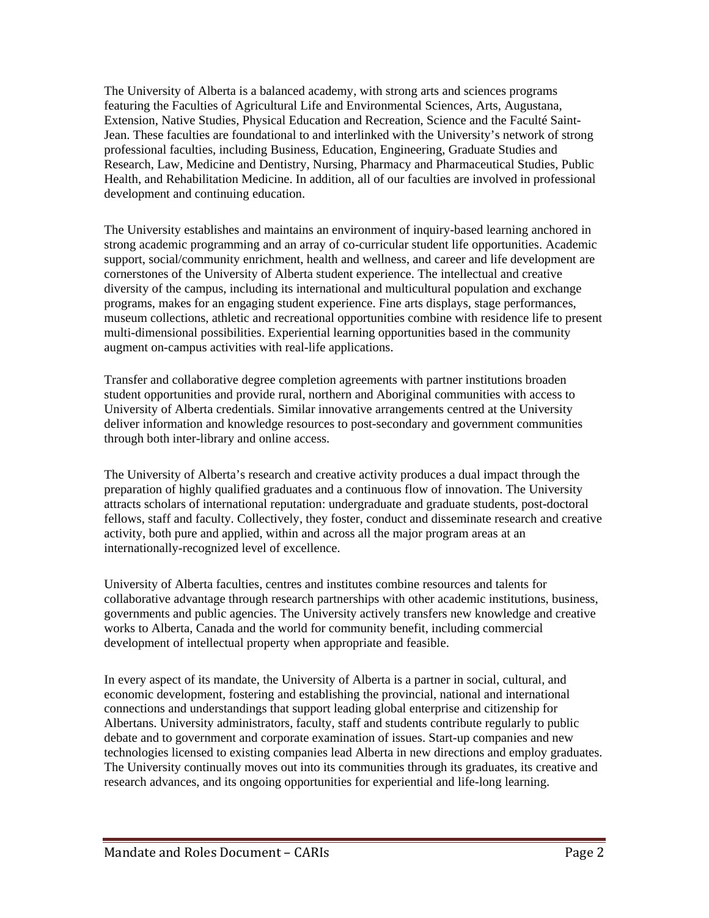The University of Alberta is a balanced academy, with strong arts and sciences programs featuring the Faculties of Agricultural Life and Environmental Sciences, Arts, Augustana, Extension, Native Studies, Physical Education and Recreation, Science and the Faculté Saint-Jean. These faculties are foundational to and interlinked with the University's network of strong professional faculties, including Business, Education, Engineering, Graduate Studies and Research, Law, Medicine and Dentistry, Nursing, Pharmacy and Pharmaceutical Studies, Public Health, and Rehabilitation Medicine. In addition, all of our faculties are involved in professional development and continuing education.

The University establishes and maintains an environment of inquiry-based learning anchored in strong academic programming and an array of co-curricular student life opportunities. Academic support, social/community enrichment, health and wellness, and career and life development are cornerstones of the University of Alberta student experience. The intellectual and creative diversity of the campus, including its international and multicultural population and exchange programs, makes for an engaging student experience. Fine arts displays, stage performances, museum collections, athletic and recreational opportunities combine with residence life to present multi-dimensional possibilities. Experiential learning opportunities based in the community augment on-campus activities with real-life applications.

Transfer and collaborative degree completion agreements with partner institutions broaden student opportunities and provide rural, northern and Aboriginal communities with access to University of Alberta credentials. Similar innovative arrangements centred at the University deliver information and knowledge resources to post-secondary and government communities through both inter-library and online access.

The University of Alberta's research and creative activity produces a dual impact through the preparation of highly qualified graduates and a continuous flow of innovation. The University attracts scholars of international reputation: undergraduate and graduate students, post-doctoral fellows, staff and faculty. Collectively, they foster, conduct and disseminate research and creative activity, both pure and applied, within and across all the major program areas at an internationally-recognized level of excellence.

University of Alberta faculties, centres and institutes combine resources and talents for collaborative advantage through research partnerships with other academic institutions, business, governments and public agencies. The University actively transfers new knowledge and creative works to Alberta, Canada and the world for community benefit, including commercial development of intellectual property when appropriate and feasible.

In every aspect of its mandate, the University of Alberta is a partner in social, cultural, and economic development, fostering and establishing the provincial, national and international connections and understandings that support leading global enterprise and citizenship for Albertans. University administrators, faculty, staff and students contribute regularly to public debate and to government and corporate examination of issues. Start-up companies and new technologies licensed to existing companies lead Alberta in new directions and employ graduates. The University continually moves out into its communities through its graduates, its creative and research advances, and its ongoing opportunities for experiential and life-long learning.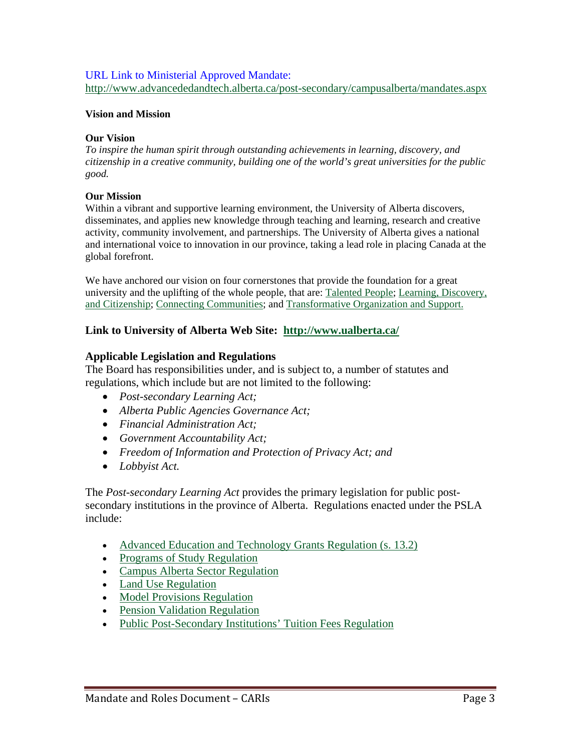URL Link to Ministerial Approved Mandate:
http://www.advancededandtech.alberta.ca/post-secondary/campusalberta/mandates.aspx

**Vision and Mission**

**Our Vision**
*To inspire the human spirit through outstanding achievements in learning, discovery, and citizenship in a creative community, building one of the world's great universities for the public good.*

**Our Mission**
Within a vibrant and supportive learning environment, the University of Alberta discovers, disseminates, and applies new knowledge through teaching and learning, research and creative activity, community involvement, and partnerships. The University of Alberta gives a national and international voice to innovation in our province, taking a lead role in placing Canada at the global forefront.

We have anchored our vision on four cornerstones that provide the foundation for a great university and the uplifting of the whole people, that are: Talented People; Learning, Discovery, and Citizenship; Connecting Communities; and Transformative Organization and Support.

### Link to University of Alberta Web Site: http://www.ualberta.ca/

### Applicable Legislation and Regulations

The Board has responsibilities under, and is subject to, a number of statutes and regulations, which include but are not limited to the following:

- *Post-secondary Learning Act;*
- *Alberta Public Agencies Governance Act;*
- *Financial Administration Act;*
- *Government Accountability Act;*
- *Freedom of Information and Protection of Privacy Act; and*
- *Lobbyist Act.*

The *Post-secondary Learning Act* provides the primary legislation for public post-secondary institutions in the province of Alberta. Regulations enacted under the PSLA include:

- Advanced Education and Technology Grants Regulation (s. 13.2)
- Programs of Study Regulation
- Campus Alberta Sector Regulation
- Land Use Regulation
- Model Provisions Regulation
- Pension Validation Regulation
- Public Post-Secondary Institutions' Tuition Fees Regulation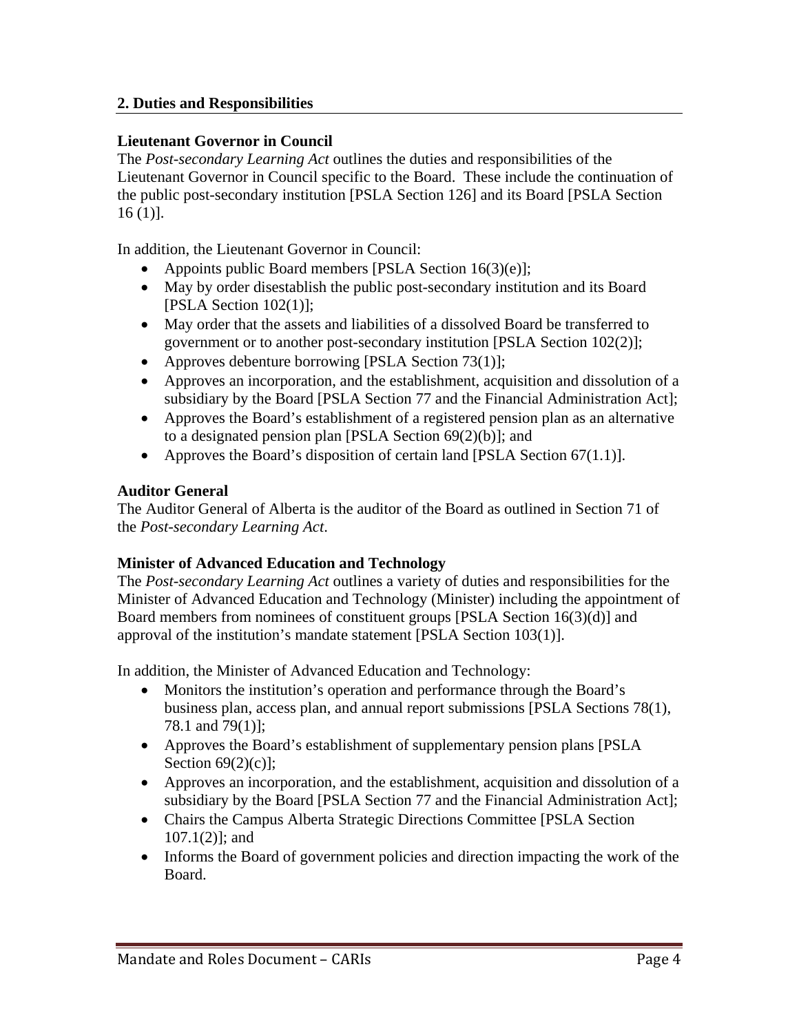## 2. Duties and Responsibilities

### Lieutenant Governor in Council

The *Post-secondary Learning Act* outlines the duties and responsibilities of the Lieutenant Governor in Council specific to the Board. These include the continuation of the public post-secondary institution [PSLA Section 126] and its Board [PSLA Section 16 (1)].

In addition, the Lieutenant Governor in Council:

- Appoints public Board members [PSLA Section 16(3)(e)];
- May by order disestablish the public post-secondary institution and its Board [PSLA Section 102(1)];
- May order that the assets and liabilities of a dissolved Board be transferred to government or to another post-secondary institution [PSLA Section 102(2)];
- Approves debenture borrowing [PSLA Section 73(1)];
- Approves an incorporation, and the establishment, acquisition and dissolution of a subsidiary by the Board [PSLA Section 77 and the Financial Administration Act];
- Approves the Board's establishment of a registered pension plan as an alternative to a designated pension plan [PSLA Section 69(2)(b)]; and
- Approves the Board's disposition of certain land [PSLA Section 67(1.1)].

### Auditor General

The Auditor General of Alberta is the auditor of the Board as outlined in Section 71 of the *Post-secondary Learning Act*.

### Minister of Advanced Education and Technology

The *Post-secondary Learning Act* outlines a variety of duties and responsibilities for the Minister of Advanced Education and Technology (Minister) including the appointment of Board members from nominees of constituent groups [PSLA Section 16(3)(d)] and approval of the institution's mandate statement [PSLA Section 103(1)].

In addition, the Minister of Advanced Education and Technology:

- Monitors the institution's operation and performance through the Board's business plan, access plan, and annual report submissions [PSLA Sections 78(1), 78.1 and 79(1)];
- Approves the Board's establishment of supplementary pension plans [PSLA Section 69(2)(c)];
- Approves an incorporation, and the establishment, acquisition and dissolution of a subsidiary by the Board [PSLA Section 77 and the Financial Administration Act];
- Chairs the Campus Alberta Strategic Directions Committee [PSLA Section 107.1(2)]; and
- Informs the Board of government policies and direction impacting the work of the Board.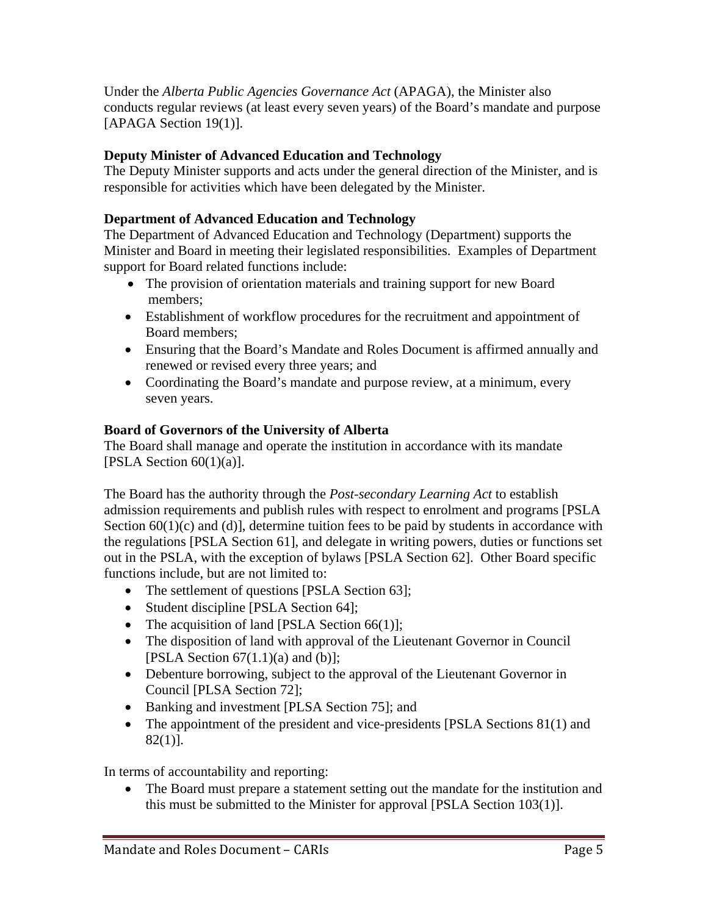Under the *Alberta Public Agencies Governance Act* (APAGA), the Minister also conducts regular reviews (at least every seven years) of the Board's mandate and purpose [APAGA Section 19(1)].

**Deputy Minister of Advanced Education and Technology**

The Deputy Minister supports and acts under the general direction of the Minister, and is responsible for activities which have been delegated by the Minister.

**Department of Advanced Education and Technology**

The Department of Advanced Education and Technology (Department) supports the Minister and Board in meeting their legislated responsibilities. Examples of Department support for Board related functions include:

- The provision of orientation materials and training support for new Board members;
- Establishment of workflow procedures for the recruitment and appointment of Board members;
- Ensuring that the Board's Mandate and Roles Document is affirmed annually and renewed or revised every three years; and
- Coordinating the Board's mandate and purpose review, at a minimum, every seven years.

**Board of Governors of the University of Alberta**

The Board shall manage and operate the institution in accordance with its mandate [PSLA Section 60(1)(a)].

The Board has the authority through the *Post-secondary Learning Act* to establish admission requirements and publish rules with respect to enrolment and programs [PSLA Section 60(1)(c) and (d)], determine tuition fees to be paid by students in accordance with the regulations [PSLA Section 61], and delegate in writing powers, duties or functions set out in the PSLA, with the exception of bylaws [PSLA Section 62]. Other Board specific functions include, but are not limited to:

- The settlement of questions [PSLA Section 63];
- Student discipline [PSLA Section 64];
- The acquisition of land [PSLA Section 66(1)];
- The disposition of land with approval of the Lieutenant Governor in Council [PSLA Section 67(1.1)(a) and (b)];
- Debenture borrowing, subject to the approval of the Lieutenant Governor in Council [PLSA Section 72];
- Banking and investment [PLSA Section 75]; and
- The appointment of the president and vice-presidents [PSLA Sections 81(1) and 82(1)].

In terms of accountability and reporting:

- The Board must prepare a statement setting out the mandate for the institution and this must be submitted to the Minister for approval [PSLA Section 103(1)].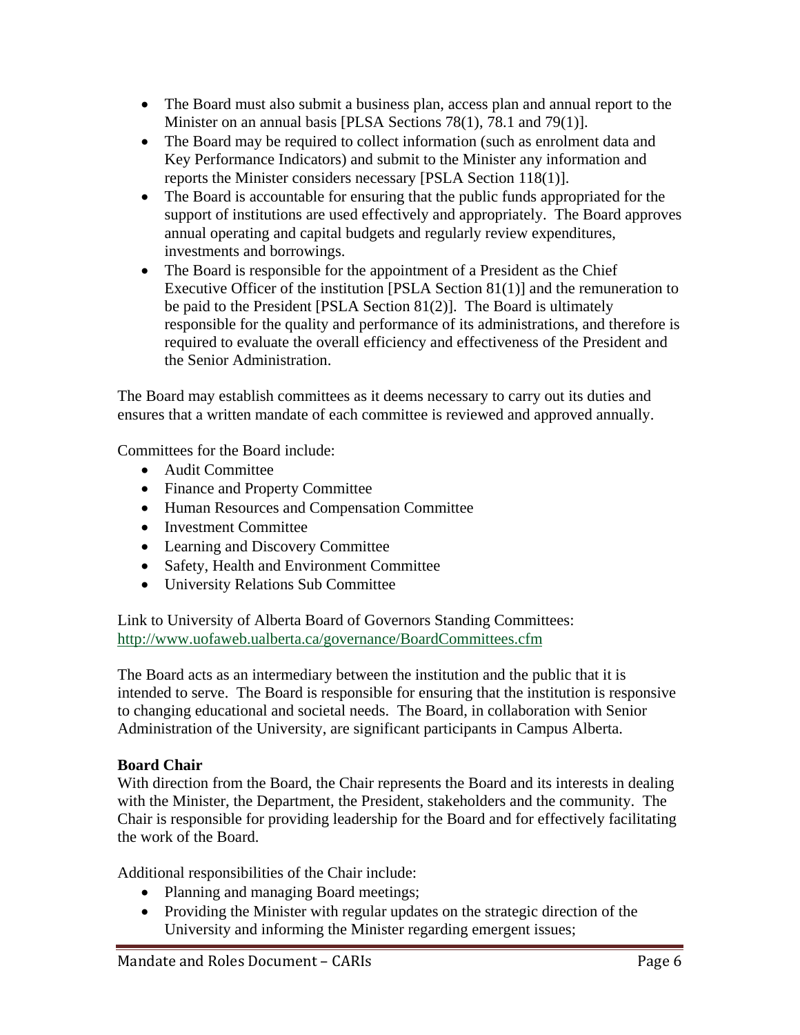- The Board must also submit a business plan, access plan and annual report to the Minister on an annual basis [PLSA Sections 78(1), 78.1 and 79(1)].
- The Board may be required to collect information (such as enrolment data and Key Performance Indicators) and submit to the Minister any information and reports the Minister considers necessary [PSLA Section 118(1)].
- The Board is accountable for ensuring that the public funds appropriated for the support of institutions are used effectively and appropriately. The Board approves annual operating and capital budgets and regularly review expenditures, investments and borrowings.
- The Board is responsible for the appointment of a President as the Chief Executive Officer of the institution [PSLA Section 81(1)] and the remuneration to be paid to the President [PSLA Section 81(2)]. The Board is ultimately responsible for the quality and performance of its administrations, and therefore is required to evaluate the overall efficiency and effectiveness of the President and the Senior Administration.

The Board may establish committees as it deems necessary to carry out its duties and ensures that a written mandate of each committee is reviewed and approved annually.

Committees for the Board include:

- Audit Committee
- Finance and Property Committee
- Human Resources and Compensation Committee
- Investment Committee
- Learning and Discovery Committee
- Safety, Health and Environment Committee
- University Relations Sub Committee

Link to University of Alberta Board of Governors Standing Committees:
http://www.uofaweb.ualberta.ca/governance/BoardCommittees.cfm

The Board acts as an intermediary between the institution and the public that it is intended to serve. The Board is responsible for ensuring that the institution is responsive to changing educational and societal needs. The Board, in collaboration with Senior Administration of the University, are significant participants in Campus Alberta.

**Board Chair**

With direction from the Board, the Chair represents the Board and its interests in dealing with the Minister, the Department, the President, stakeholders and the community. The Chair is responsible for providing leadership for the Board and for effectively facilitating the work of the Board.

Additional responsibilities of the Chair include:

- Planning and managing Board meetings;
- Providing the Minister with regular updates on the strategic direction of the University and informing the Minister regarding emergent issues;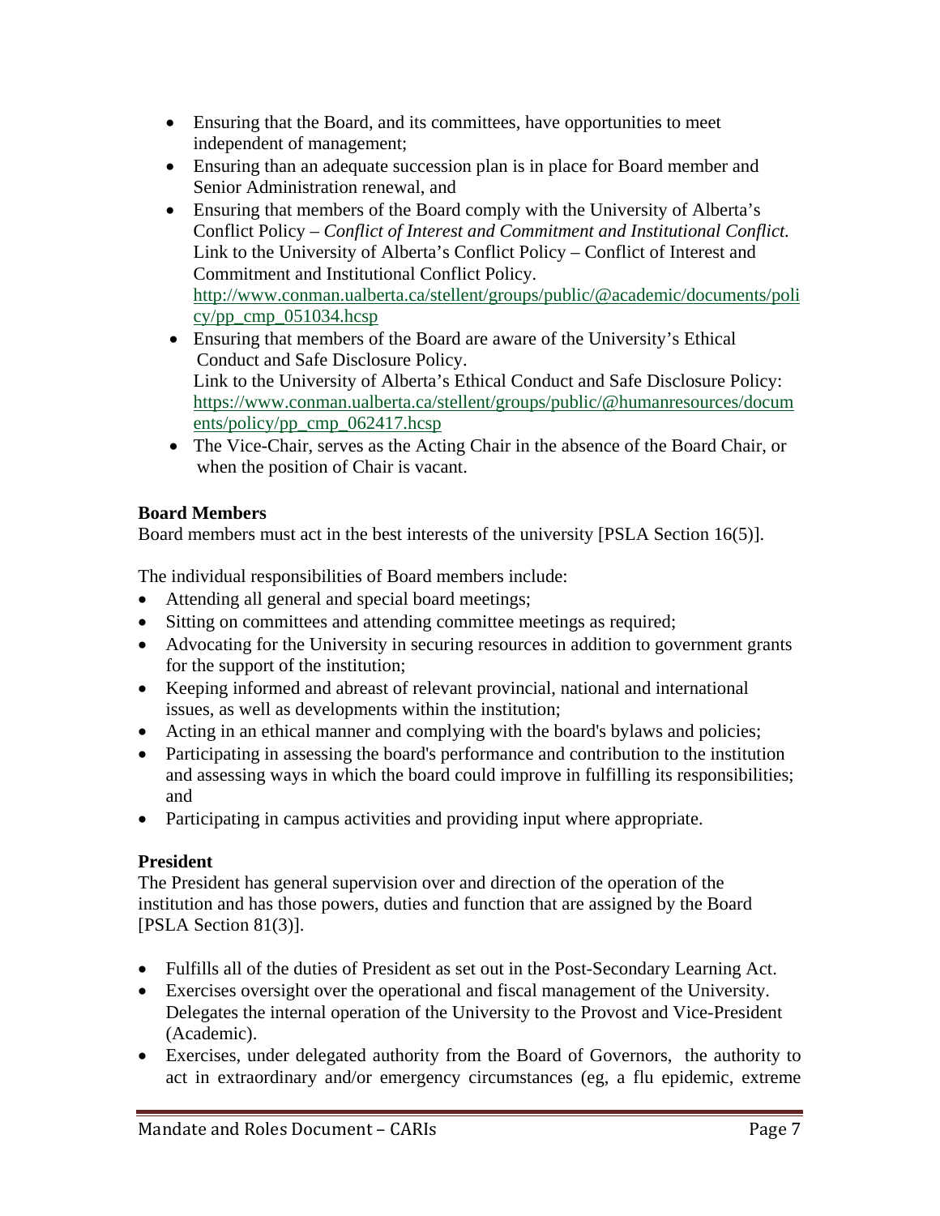- Ensuring that the Board, and its committees, have opportunities to meet independent of management;
- Ensuring than an adequate succession plan is in place for Board member and Senior Administration renewal, and
- Ensuring that members of the Board comply with the University of Alberta's Conflict Policy – *Conflict of Interest and Commitment and Institutional Conflict.* Link to the University of Alberta's Conflict Policy – Conflict of Interest and Commitment and Institutional Conflict Policy. http://www.conman.ualberta.ca/stellent/groups/public/@academic/documents/policy/pp_cmp_051034.hcsp
- Ensuring that members of the Board are aware of the University's Ethical Conduct and Safe Disclosure Policy. Link to the University of Alberta's Ethical Conduct and Safe Disclosure Policy: https://www.conman.ualberta.ca/stellent/groups/public/@humanresources/documents/policy/pp_cmp_062417.hcsp
- The Vice-Chair, serves as the Acting Chair in the absence of the Board Chair, or when the position of Chair is vacant.

**Board Members**
Board members must act in the best interests of the university [PSLA Section 16(5)].

The individual responsibilities of Board members include:

- Attending all general and special board meetings;
- Sitting on committees and attending committee meetings as required;
- Advocating for the University in securing resources in addition to government grants for the support of the institution;
- Keeping informed and abreast of relevant provincial, national and international issues, as well as developments within the institution;
- Acting in an ethical manner and complying with the board's bylaws and policies;
- Participating in assessing the board's performance and contribution to the institution and assessing ways in which the board could improve in fulfilling its responsibilities; and
- Participating in campus activities and providing input where appropriate.

**President**
The President has general supervision over and direction of the operation of the institution and has those powers, duties and function that are assigned by the Board [PSLA Section 81(3)].

- Fulfills all of the duties of President as set out in the Post-Secondary Learning Act.
- Exercises oversight over the operational and fiscal management of the University. Delegates the internal operation of the University to the Provost and Vice-President (Academic).
- Exercises, under delegated authority from the Board of Governors, the authority to act in extraordinary and/or emergency circumstances (eg, a flu epidemic, extreme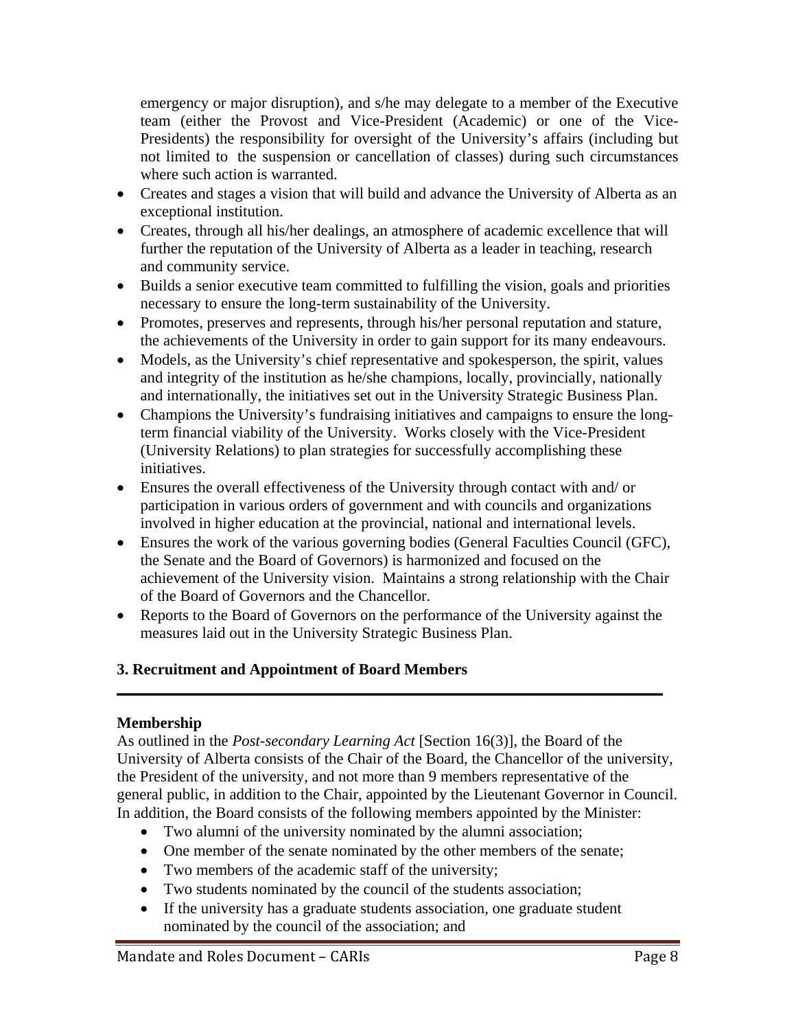emergency or major disruption), and s/he may delegate to a member of the Executive team (either the Provost and Vice-President (Academic) or one of the Vice-Presidents) the responsibility for oversight of the University's affairs (including but not limited to the suspension or cancellation of classes) during such circumstances where such action is warranted.

- Creates and stages a vision that will build and advance the University of Alberta as an exceptional institution.
- Creates, through all his/her dealings, an atmosphere of academic excellence that will further the reputation of the University of Alberta as a leader in teaching, research and community service.
- Builds a senior executive team committed to fulfilling the vision, goals and priorities necessary to ensure the long-term sustainability of the University.
- Promotes, preserves and represents, through his/her personal reputation and stature, the achievements of the University in order to gain support for its many endeavours.
- Models, as the University's chief representative and spokesperson, the spirit, values and integrity of the institution as he/she champions, locally, provincially, nationally and internationally, the initiatives set out in the University Strategic Business Plan.
- Champions the University's fundraising initiatives and campaigns to ensure the long-term financial viability of the University. Works closely with the Vice-President (University Relations) to plan strategies for successfully accomplishing these initiatives.
- Ensures the overall effectiveness of the University through contact with and/ or participation in various orders of government and with councils and organizations involved in higher education at the provincial, national and international levels.
- Ensures the work of the various governing bodies (General Faculties Council (GFC), the Senate and the Board of Governors) is harmonized and focused on the achievement of the University vision. Maintains a strong relationship with the Chair of the Board of Governors and the Chancellor.
- Reports to the Board of Governors on the performance of the University against the measures laid out in the University Strategic Business Plan.

## 3. Recruitment and Appointment of Board Members

### Membership

As outlined in the *Post-secondary Learning Act* [Section 16(3)], the Board of the University of Alberta consists of the Chair of the Board, the Chancellor of the university, the President of the university, and not more than 9 members representative of the general public, in addition to the Chair, appointed by the Lieutenant Governor in Council. In addition, the Board consists of the following members appointed by the Minister:

- Two alumni of the university nominated by the alumni association;
- One member of the senate nominated by the other members of the senate;
- Two members of the academic staff of the university;
- Two students nominated by the council of the students association;
- If the university has a graduate students association, one graduate student nominated by the council of the association; and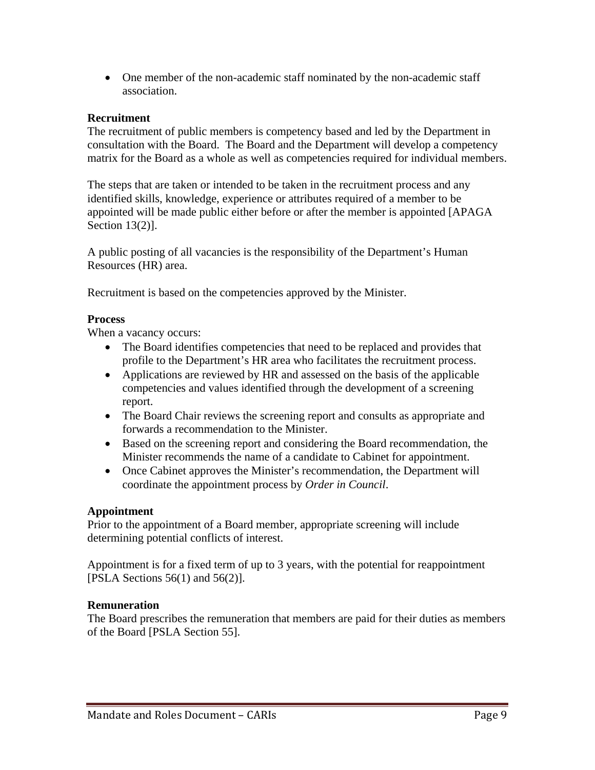- One member of the non-academic staff nominated by the non-academic staff association.

**Recruitment**
The recruitment of public members is competency based and led by the Department in consultation with the Board. The Board and the Department will develop a competency matrix for the Board as a whole as well as competencies required for individual members.

The steps that are taken or intended to be taken in the recruitment process and any identified skills, knowledge, experience or attributes required of a member to be appointed will be made public either before or after the member is appointed [APAGA Section 13(2)].

A public posting of all vacancies is the responsibility of the Department's Human Resources (HR) area.

Recruitment is based on the competencies approved by the Minister.

**Process**
When a vacancy occurs:

- The Board identifies competencies that need to be replaced and provides that profile to the Department's HR area who facilitates the recruitment process.
- Applications are reviewed by HR and assessed on the basis of the applicable competencies and values identified through the development of a screening report.
- The Board Chair reviews the screening report and consults as appropriate and forwards a recommendation to the Minister.
- Based on the screening report and considering the Board recommendation, the Minister recommends the name of a candidate to Cabinet for appointment.
- Once Cabinet approves the Minister's recommendation, the Department will coordinate the appointment process by *Order in Council*.

**Appointment**
Prior to the appointment of a Board member, appropriate screening will include determining potential conflicts of interest.

Appointment is for a fixed term of up to 3 years, with the potential for reappointment [PSLA Sections 56(1) and 56(2)].

**Remuneration**
The Board prescribes the remuneration that members are paid for their duties as members of the Board [PSLA Section 55].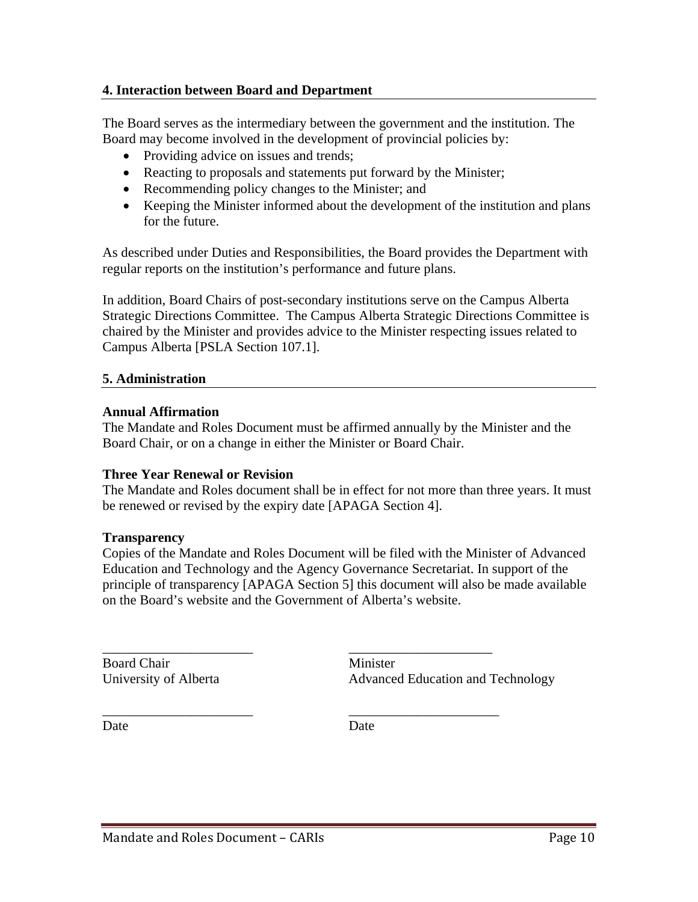## 4. Interaction between Board and Department

The Board serves as the intermediary between the government and the institution. The Board may become involved in the development of provincial policies by:

- Providing advice on issues and trends;
- Reacting to proposals and statements put forward by the Minister;
- Recommending policy changes to the Minister; and
- Keeping the Minister informed about the development of the institution and plans for the future.

As described under Duties and Responsibilities, the Board provides the Department with regular reports on the institution's performance and future plans.

In addition, Board Chairs of post-secondary institutions serve on the Campus Alberta Strategic Directions Committee. The Campus Alberta Strategic Directions Committee is chaired by the Minister and provides advice to the Minister respecting issues related to Campus Alberta [PSLA Section 107.1].

## 5. Administration

**Annual Affirmation**

The Mandate and Roles Document must be affirmed annually by the Minister and the Board Chair, or on a change in either the Minister or Board Chair.

**Three Year Renewal or Revision**

The Mandate and Roles document shall be in effect for not more than three years. It must be renewed or revised by the expiry date [APAGA Section 4].

**Transparency**

Copies of the Mandate and Roles Document will be filed with the Minister of Advanced Education and Technology and the Agency Governance Secretariat. In support of the principle of transparency [APAGA Section 5] this document will also be made available on the Board's website and the Government of Alberta's website.

| ______________________ | ______________________ |
|---|---|
| Board Chair<br>University of Alberta | Minister<br>Advanced Education and Technology |
| ______________________ | ______________________ |
| Date | Date |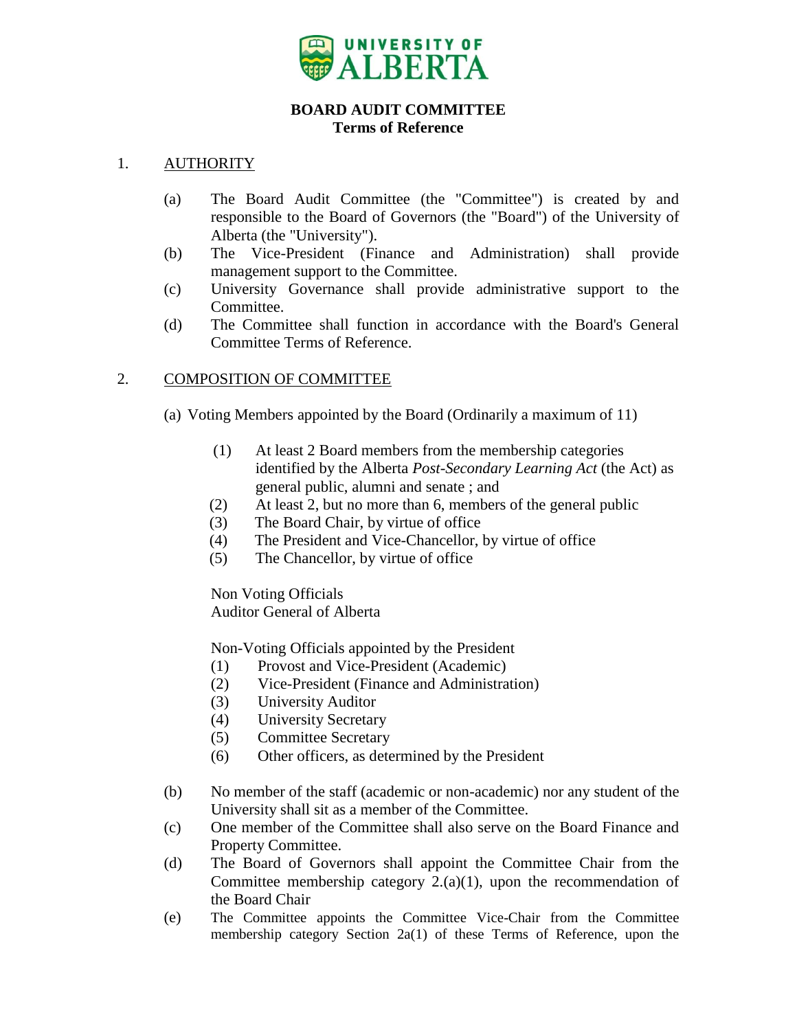UNIVERSITY OF ALBERTA

**BOARD AUDIT COMMITTEE**
**Terms of Reference**

1. AUTHORITY

   (a) The Board Audit Committee (the "Committee") is created by and responsible to the Board of Governors (the "Board") of the University of Alberta (the "University").
   (b) The Vice-President (Finance and Administration) shall provide management support to the Committee.
   (c) University Governance shall provide administrative support to the Committee.
   (d) The Committee shall function in accordance with the Board's General Committee Terms of Reference.

2. COMPOSITION OF COMMITTEE

   (a) Voting Members appointed by the Board (Ordinarily a maximum of 11)

      (1) At least 2 Board members from the membership categories identified by the Alberta *Post-Secondary Learning Act* (the Act) as general public, alumni and senate ; and
      (2) At least 2, but no more than 6, members of the general public
      (3) The Board Chair, by virtue of office
      (4) The President and Vice-Chancellor, by virtue of office
      (5) The Chancellor, by virtue of office

      Non Voting Officials
      Auditor General of Alberta

      Non-Voting Officials appointed by the President
      (1) Provost and Vice-President (Academic)
      (2) Vice-President (Finance and Administration)
      (3) University Auditor
      (4) University Secretary
      (5) Committee Secretary
      (6) Other officers, as determined by the President

   (b) No member of the staff (academic or non-academic) nor any student of the University shall sit as a member of the Committee.
   (c) One member of the Committee shall also serve on the Board Finance and Property Committee.
   (d) The Board of Governors shall appoint the Committee Chair from the Committee membership category 2.(a)(1), upon the recommendation of the Board Chair
   (e) The Committee appoints the Committee Vice-Chair from the Committee membership category Section 2a(1) of these Terms of Reference, upon the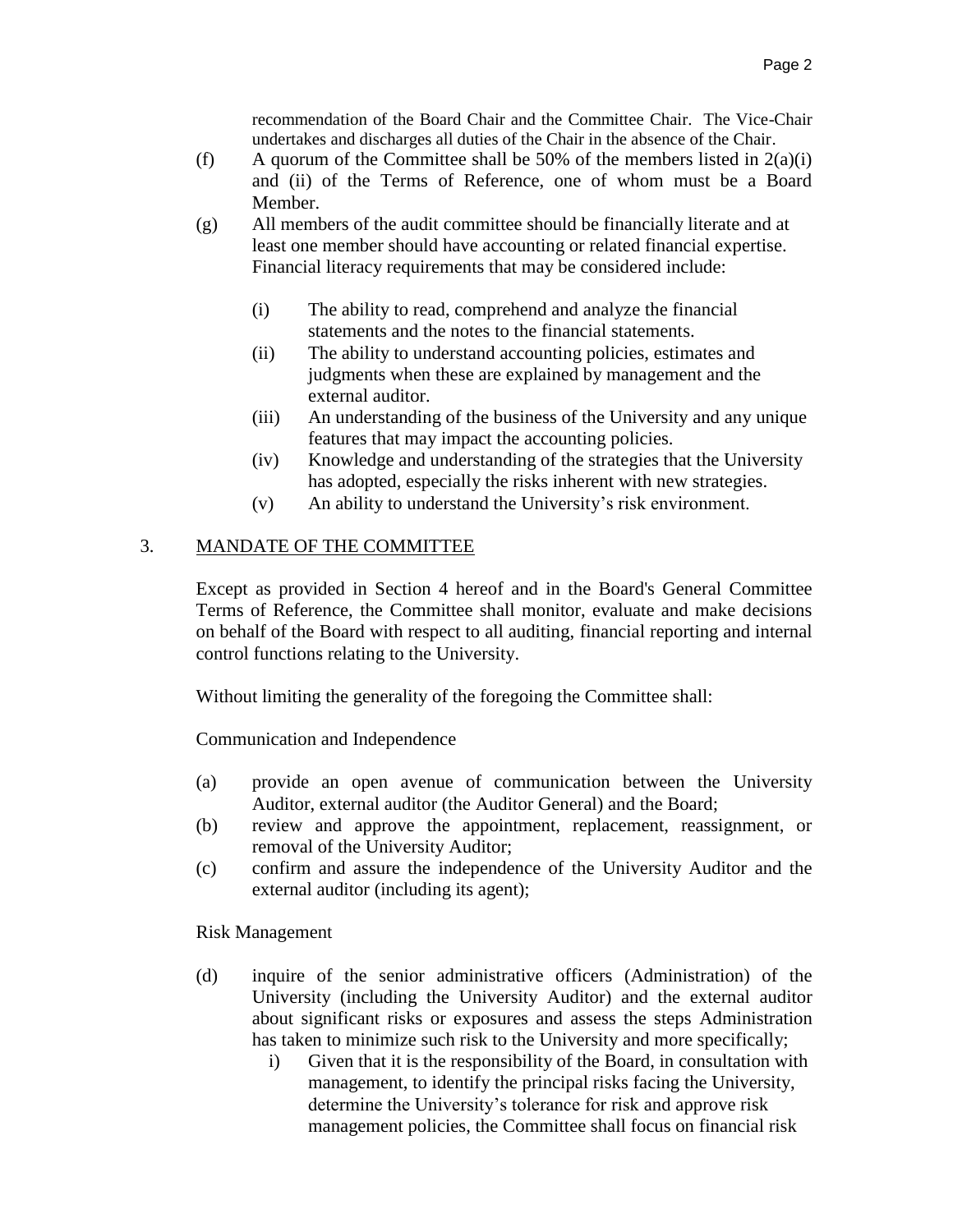recommendation of the Board Chair and the Committee Chair. The Vice-Chair undertakes and discharges all duties of the Chair in the absence of the Chair.

(f) A quorum of the Committee shall be 50% of the members listed in 2(a)(i) and (ii) of the Terms of Reference, one of whom must be a Board Member.

(g) All members of the audit committee should be financially literate and at least one member should have accounting or related financial expertise. Financial literacy requirements that may be considered include:

   (i) The ability to read, comprehend and analyze the financial statements and the notes to the financial statements.
   (ii) The ability to understand accounting policies, estimates and judgments when these are explained by management and the external auditor.
   (iii) An understanding of the business of the University and any unique features that may impact the accounting policies.
   (iv) Knowledge and understanding of the strategies that the University has adopted, especially the risks inherent with new strategies.
   (v) An ability to understand the University's risk environment.

3. MANDATE OF THE COMMITTEE

Except as provided in Section 4 hereof and in the Board's General Committee Terms of Reference, the Committee shall monitor, evaluate and make decisions on behalf of the Board with respect to all auditing, financial reporting and internal control functions relating to the University.

Without limiting the generality of the foregoing the Committee shall:

Communication and Independence

(a) provide an open avenue of communication between the University Auditor, external auditor (the Auditor General) and the Board;
(b) review and approve the appointment, replacement, reassignment, or removal of the University Auditor;
(c) confirm and assure the independence of the University Auditor and the external auditor (including its agent);

Risk Management

(d) inquire of the senior administrative officers (Administration) of the University (including the University Auditor) and the external auditor about significant risks or exposures and assess the steps Administration has taken to minimize such risk to the University and more specifically;
   i) Given that it is the responsibility of the Board, in consultation with management, to identify the principal risks facing the University, determine the University's tolerance for risk and approve risk management policies, the Committee shall focus on financial risk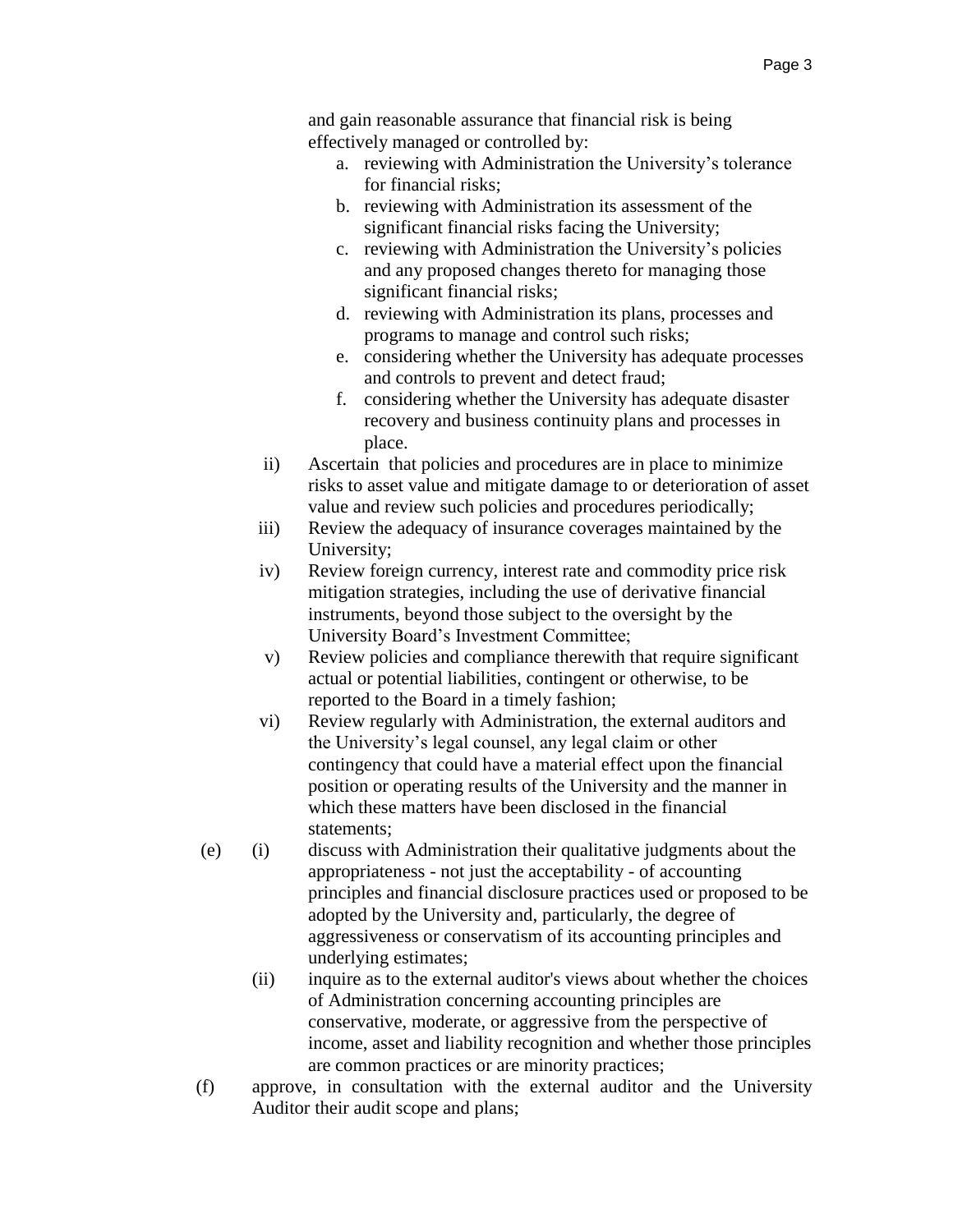and gain reasonable assurance that financial risk is being effectively managed or controlled by:

a. reviewing with Administration the University's tolerance for financial risks;
b. reviewing with Administration its assessment of the significant financial risks facing the University;
c. reviewing with Administration the University's policies and any proposed changes thereto for managing those significant financial risks;
d. reviewing with Administration its plans, processes and programs to manage and control such risks;
e. considering whether the University has adequate processes and controls to prevent and detect fraud;
f. considering whether the University has adequate disaster recovery and business continuity plans and processes in place.

ii) Ascertain that policies and procedures are in place to minimize risks to asset value and mitigate damage to or deterioration of asset value and review such policies and procedures periodically;

iii) Review the adequacy of insurance coverages maintained by the University;

iv) Review foreign currency, interest rate and commodity price risk mitigation strategies, including the use of derivative financial instruments, beyond those subject to the oversight by the University Board's Investment Committee;

v) Review policies and compliance therewith that require significant actual or potential liabilities, contingent or otherwise, to be reported to the Board in a timely fashion;

vi) Review regularly with Administration, the external auditors and the University's legal counsel, any legal claim or other contingency that could have a material effect upon the financial position or operating results of the University and the manner in which these matters have been disclosed in the financial statements;

(e) (i) discuss with Administration their qualitative judgments about the appropriateness - not just the acceptability - of accounting principles and financial disclosure practices used or proposed to be adopted by the University and, particularly, the degree of aggressiveness or conservatism of its accounting principles and underlying estimates;

(ii) inquire as to the external auditor's views about whether the choices of Administration concerning accounting principles are conservative, moderate, or aggressive from the perspective of income, asset and liability recognition and whether those principles are common practices or are minority practices;

(f) approve, in consultation with the external auditor and the University Auditor their audit scope and plans;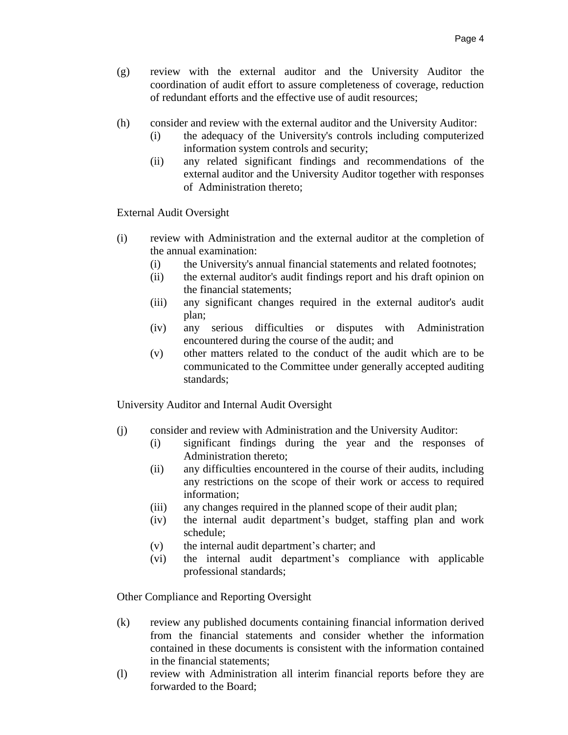(g) review with the external auditor and the University Auditor the coordination of audit effort to assure completeness of coverage, reduction of redundant efforts and the effective use of audit resources;

(h) consider and review with the external auditor and the University Auditor:
- (i) the adequacy of the University's controls including computerized information system controls and security;
- (ii) any related significant findings and recommendations of the external auditor and the University Auditor together with responses of Administration thereto;

External Audit Oversight

(i) review with Administration and the external auditor at the completion of the annual examination:
- (i) the University's annual financial statements and related footnotes;
- (ii) the external auditor's audit findings report and his draft opinion on the financial statements;
- (iii) any significant changes required in the external auditor's audit plan;
- (iv) any serious difficulties or disputes with Administration encountered during the course of the audit; and
- (v) other matters related to the conduct of the audit which are to be communicated to the Committee under generally accepted auditing standards;

University Auditor and Internal Audit Oversight

(j) consider and review with Administration and the University Auditor:
- (i) significant findings during the year and the responses of Administration thereto;
- (ii) any difficulties encountered in the course of their audits, including any restrictions on the scope of their work or access to required information;
- (iii) any changes required in the planned scope of their audit plan;
- (iv) the internal audit department's budget, staffing plan and work schedule;
- (v) the internal audit department's charter; and
- (vi) the internal audit department's compliance with applicable professional standards;

Other Compliance and Reporting Oversight

(k) review any published documents containing financial information derived from the financial statements and consider whether the information contained in these documents is consistent with the information contained in the financial statements;

(l) review with Administration all interim financial reports before they are forwarded to the Board;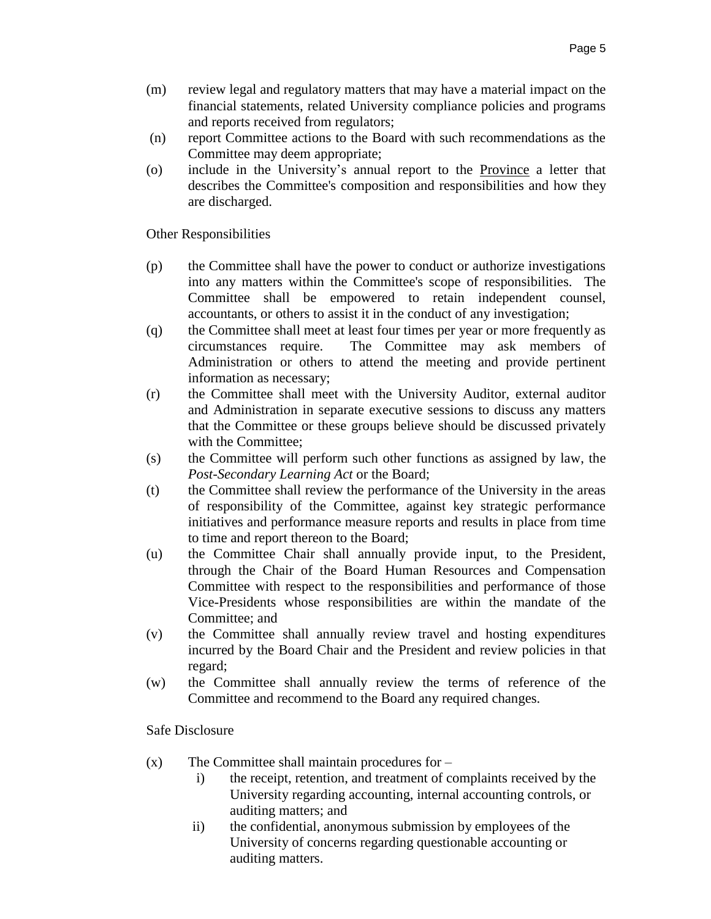(m) review legal and regulatory matters that may have a material impact on the financial statements, related University compliance policies and programs and reports received from regulators;

(n) report Committee actions to the Board with such recommendations as the Committee may deem appropriate;

(o) include in the University's annual report to the Province a letter that describes the Committee's composition and responsibilities and how they are discharged.

Other Responsibilities

(p) the Committee shall have the power to conduct or authorize investigations into any matters within the Committee's scope of responsibilities. The Committee shall be empowered to retain independent counsel, accountants, or others to assist it in the conduct of any investigation;

(q) the Committee shall meet at least four times per year or more frequently as circumstances require. The Committee may ask members of Administration or others to attend the meeting and provide pertinent information as necessary;

(r) the Committee shall meet with the University Auditor, external auditor and Administration in separate executive sessions to discuss any matters that the Committee or these groups believe should be discussed privately with the Committee;

(s) the Committee will perform such other functions as assigned by law, the *Post-Secondary Learning Act* or the Board;

(t) the Committee shall review the performance of the University in the areas of responsibility of the Committee, against key strategic performance initiatives and performance measure reports and results in place from time to time and report thereon to the Board;

(u) the Committee Chair shall annually provide input, to the President, through the Chair of the Board Human Resources and Compensation Committee with respect to the responsibilities and performance of those Vice-Presidents whose responsibilities are within the mandate of the Committee; and

(v) the Committee shall annually review travel and hosting expenditures incurred by the Board Chair and the President and review policies in that regard;

(w) the Committee shall annually review the terms of reference of the Committee and recommend to the Board any required changes.

Safe Disclosure

(x) The Committee shall maintain procedures for –

   i) the receipt, retention, and treatment of complaints received by the University regarding accounting, internal accounting controls, or auditing matters; and

   ii) the confidential, anonymous submission by employees of the University of concerns regarding questionable accounting or auditing matters.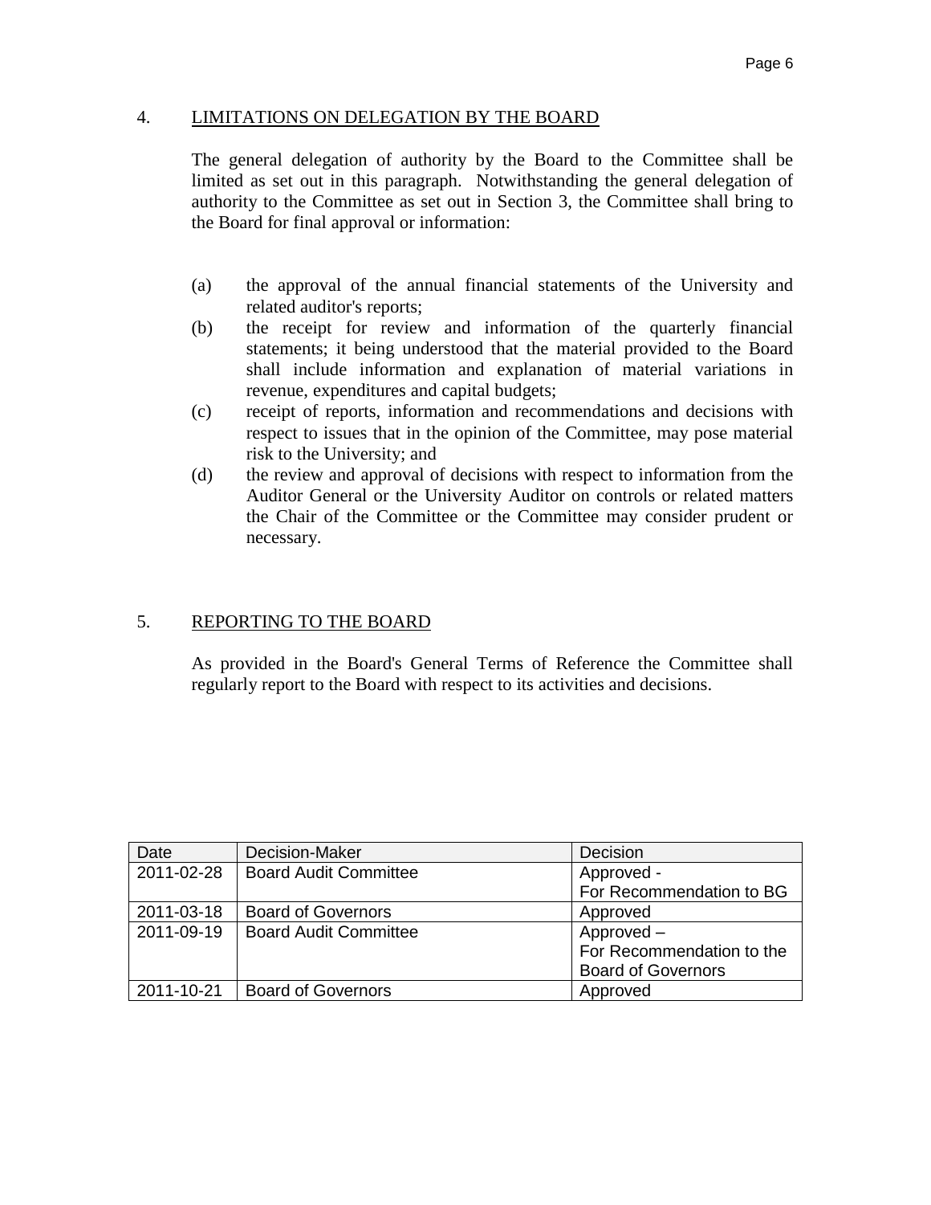## 4. LIMITATIONS ON DELEGATION BY THE BOARD

The general delegation of authority by the Board to the Committee shall be limited as set out in this paragraph. Notwithstanding the general delegation of authority to the Committee as set out in Section 3, the Committee shall bring to the Board for final approval or information:

(a) the approval of the annual financial statements of the University and related auditor's reports;

(b) the receipt for review and information of the quarterly financial statements; it being understood that the material provided to the Board shall include information and explanation of material variations in revenue, expenditures and capital budgets;

(c) receipt of reports, information and recommendations and decisions with respect to issues that in the opinion of the Committee, may pose material risk to the University; and

(d) the review and approval of decisions with respect to information from the Auditor General or the University Auditor on controls or related matters the Chair of the Committee or the Committee may consider prudent or necessary.

## 5. REPORTING TO THE BOARD

As provided in the Board's General Terms of Reference the Committee shall regularly report to the Board with respect to its activities and decisions.

| Date | Decision-Maker | Decision |
|---|---|---|
| 2011-02-28 | Board Audit Committee | Approved - For Recommendation to BG |
| 2011-03-18 | Board of Governors | Approved |
| 2011-09-19 | Board Audit Committee | Approved – For Recommendation to the Board of Governors |
| 2011-10-21 | Board of Governors | Approved |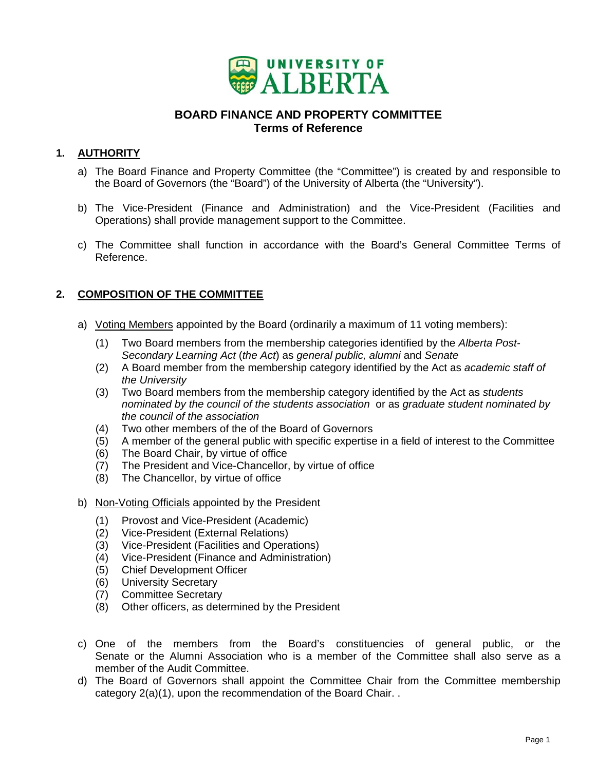UNIVERSITY OF ALBERTA

**BOARD FINANCE AND PROPERTY COMMITTEE**
**Terms of Reference**

## 1. AUTHORITY

a) The Board Finance and Property Committee (the "Committee") is created by and responsible to the Board of Governors (the "Board") of the University of Alberta (the "University").

b) The Vice-President (Finance and Administration) and the Vice-President (Facilities and Operations) shall provide management support to the Committee.

c) The Committee shall function in accordance with the Board's General Committee Terms of Reference.

## 2. COMPOSITION OF THE COMMITTEE

a) Voting Members appointed by the Board (ordinarily a maximum of 11 voting members):

   (1) Two Board members from the membership categories identified by the *Alberta Post-Secondary Learning Act* (*the Act*) as *general public, alumni* and *Senate*
   (2) A Board member from the membership category identified by the Act as *academic staff of the University*
   (3) Two Board members from the membership category identified by the Act as *students nominated by the council of the students association* or as *graduate student nominated by the council of the association*
   (4) Two other members of the of the Board of Governors
   (5) A member of the general public with specific expertise in a field of interest to the Committee
   (6) The Board Chair, by virtue of office
   (7) The President and Vice-Chancellor, by virtue of office
   (8) The Chancellor, by virtue of office

b) Non-Voting Officials appointed by the President

   (1) Provost and Vice-President (Academic)
   (2) Vice-President (External Relations)
   (3) Vice-President (Facilities and Operations)
   (4) Vice-President (Finance and Administration)
   (5) Chief Development Officer
   (6) University Secretary
   (7) Committee Secretary
   (8) Other officers, as determined by the President

c) One of the members from the Board's constituencies of general public, or the Senate or the Alumni Association who is a member of the Committee shall also serve as a member of the Audit Committee.

d) The Board of Governors shall appoint the Committee Chair from the Committee membership category 2(a)(1), upon the recommendation of the Board Chair. .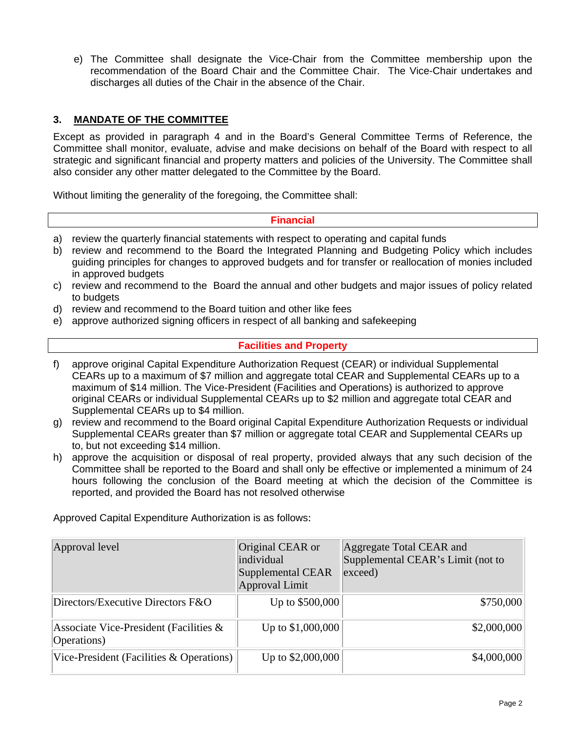e) The Committee shall designate the Vice-Chair from the Committee membership upon the recommendation of the Board Chair and the Committee Chair. The Vice-Chair undertakes and discharges all duties of the Chair in the absence of the Chair.

## 3. MANDATE OF THE COMMITTEE

Except as provided in paragraph 4 and in the Board's General Committee Terms of Reference, the Committee shall monitor, evaluate, advise and make decisions on behalf of the Board with respect to all strategic and significant financial and property matters and policies of the University. The Committee shall also consider any other matter delegated to the Committee by the Board.

Without limiting the generality of the foregoing, the Committee shall:

**Financial**

a) review the quarterly financial statements with respect to operating and capital funds
b) review and recommend to the Board the Integrated Planning and Budgeting Policy which includes guiding principles for changes to approved budgets and for transfer or reallocation of monies included in approved budgets
c) review and recommend to the Board the annual and other budgets and major issues of policy related to budgets
d) review and recommend to the Board tuition and other like fees
e) approve authorized signing officers in respect of all banking and safekeeping

**Facilities and Property**

f) approve original Capital Expenditure Authorization Request (CEAR) or individual Supplemental CEARs up to a maximum of $7 million and aggregate total CEAR and Supplemental CEARs up to a maximum of $14 million. The Vice-President (Facilities and Operations) is authorized to approve original CEARs or individual Supplemental CEARs up to $2 million and aggregate total CEAR and Supplemental CEARs up to $4 million.
g) review and recommend to the Board original Capital Expenditure Authorization Requests or individual Supplemental CEARs greater than $7 million or aggregate total CEAR and Supplemental CEARs up to, but not exceeding $14 million.
h) approve the acquisition or disposal of real property, provided always that any such decision of the Committee shall be reported to the Board and shall only be effective or implemented a minimum of 24 hours following the conclusion of the Board meeting at which the decision of the Committee is reported, and provided the Board has not resolved otherwise

Approved Capital Expenditure Authorization is as follows:

| Approval level | Original CEAR or individual Supplemental CEAR Approval Limit | Aggregate Total CEAR and Supplemental CEAR's Limit (not to exceed) |
|---|---|---|
| Directors/Executive Directors F&O | Up to $500,000 | $750,000 |
| Associate Vice-President (Facilities & Operations) | Up to $1,000,000 | $2,000,000 |
| Vice-President (Facilities & Operations) | Up to $2,000,000 | $4,000,000 |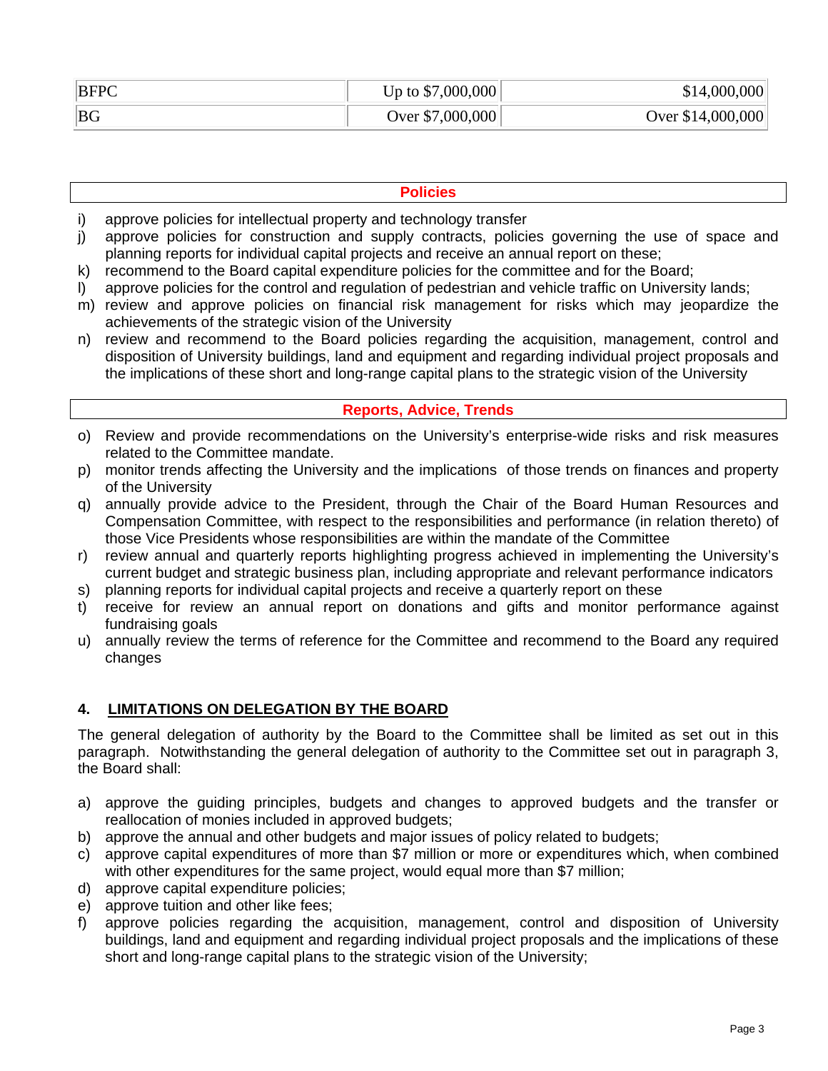| BFPC | Up to $7,000,000 | $14,000,000 |
| --- | --- | --- |
| BG | Over $7,000,000 | Over $14,000,000 |

**Policies**

i) approve policies for intellectual property and technology transfer
j) approve policies for construction and supply contracts, policies governing the use of space and planning reports for individual capital projects and receive an annual report on these;
k) recommend to the Board capital expenditure policies for the committee and for the Board;
l) approve policies for the control and regulation of pedestrian and vehicle traffic on University lands;
m) review and approve policies on financial risk management for risks which may jeopardize the achievements of the strategic vision of the University
n) review and recommend to the Board policies regarding the acquisition, management, control and disposition of University buildings, land and equipment and regarding individual project proposals and the implications of these short and long-range capital plans to the strategic vision of the University

**Reports, Advice, Trends**

o) Review and provide recommendations on the University's enterprise-wide risks and risk measures related to the Committee mandate.
p) monitor trends affecting the University and the implications of those trends on finances and property of the University
q) annually provide advice to the President, through the Chair of the Board Human Resources and Compensation Committee, with respect to the responsibilities and performance (in relation thereto) of those Vice Presidents whose responsibilities are within the mandate of the Committee
r) review annual and quarterly reports highlighting progress achieved in implementing the University's current budget and strategic business plan, including appropriate and relevant performance indicators
s) planning reports for individual capital projects and receive a quarterly report on these
t) receive for review an annual report on donations and gifts and monitor performance against fundraising goals
u) annually review the terms of reference for the Committee and recommend to the Board any required changes

## 4. LIMITATIONS ON DELEGATION BY THE BOARD

The general delegation of authority by the Board to the Committee shall be limited as set out in this paragraph. Notwithstanding the general delegation of authority to the Committee set out in paragraph 3, the Board shall:

a) approve the guiding principles, budgets and changes to approved budgets and the transfer or reallocation of monies included in approved budgets;
b) approve the annual and other budgets and major issues of policy related to budgets;
c) approve capital expenditures of more than $7 million or more or expenditures which, when combined with other expenditures for the same project, would equal more than $7 million;
d) approve capital expenditure policies;
e) approve tuition and other like fees;
f) approve policies regarding the acquisition, management, control and disposition of University buildings, land and equipment and regarding individual project proposals and the implications of these short and long-range capital plans to the strategic vision of the University;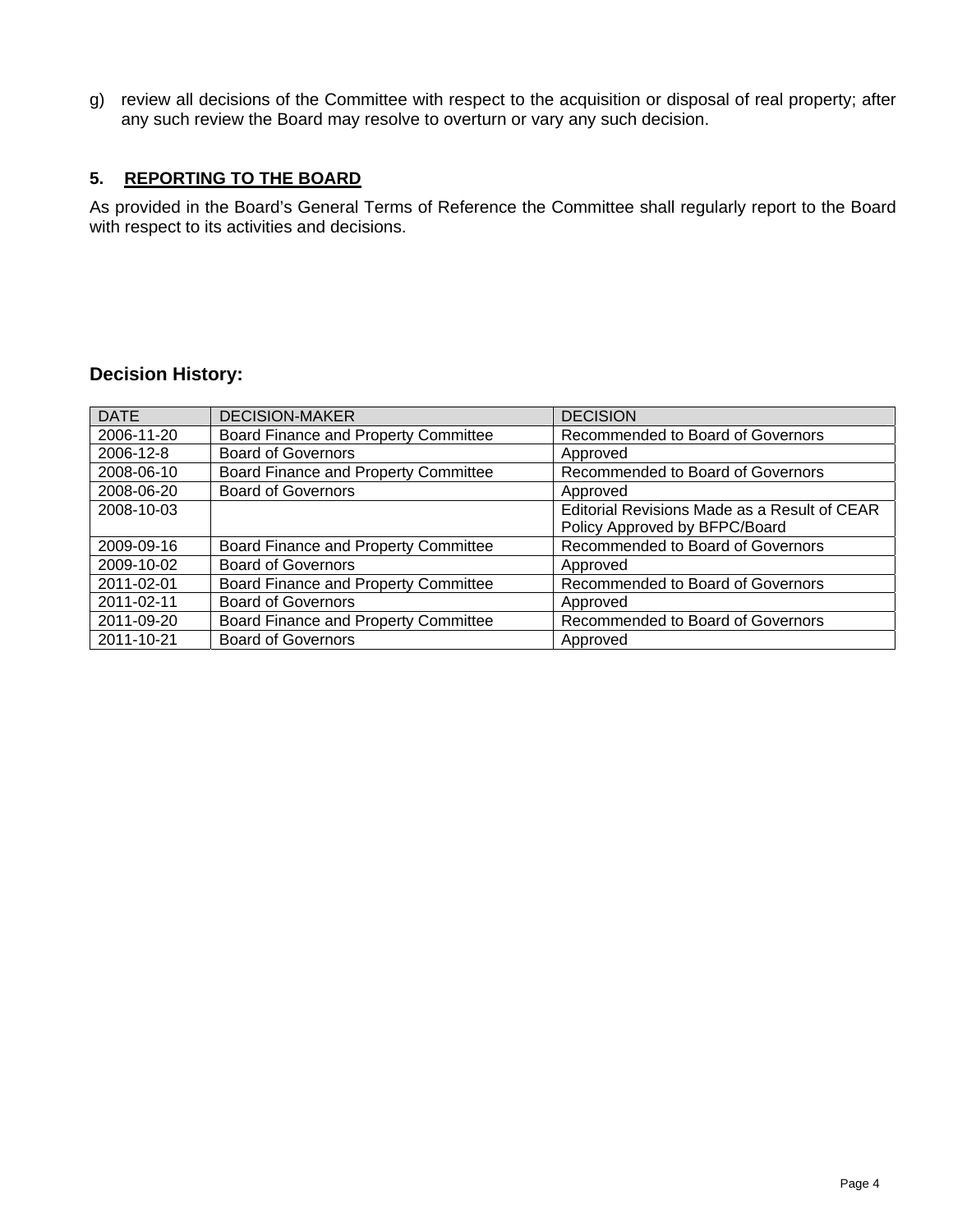g) review all decisions of the Committee with respect to the acquisition or disposal of real property; after any such review the Board may resolve to overturn or vary any such decision.

## 5. REPORTING TO THE BOARD

As provided in the Board's General Terms of Reference the Committee shall regularly report to the Board with respect to its activities and decisions.

### Decision History:

| DATE | DECISION-MAKER | DECISION |
|---|---|---|
| 2006-11-20 | Board Finance and Property Committee | Recommended to Board of Governors |
| 2006-12-8 | Board of Governors | Approved |
| 2008-06-10 | Board Finance and Property Committee | Recommended to Board of Governors |
| 2008-06-20 | Board of Governors | Approved |
| 2008-10-03 | | Editorial Revisions Made as a Result of CEAR Policy Approved by BFPC/Board |
| 2009-09-16 | Board Finance and Property Committee | Recommended to Board of Governors |
| 2009-10-02 | Board of Governors | Approved |
| 2011-02-01 | Board Finance and Property Committee | Recommended to Board of Governors |
| 2011-02-11 | Board of Governors | Approved |
| 2011-09-20 | Board Finance and Property Committee | Recommended to Board of Governors |
| 2011-10-21 | Board of Governors | Approved |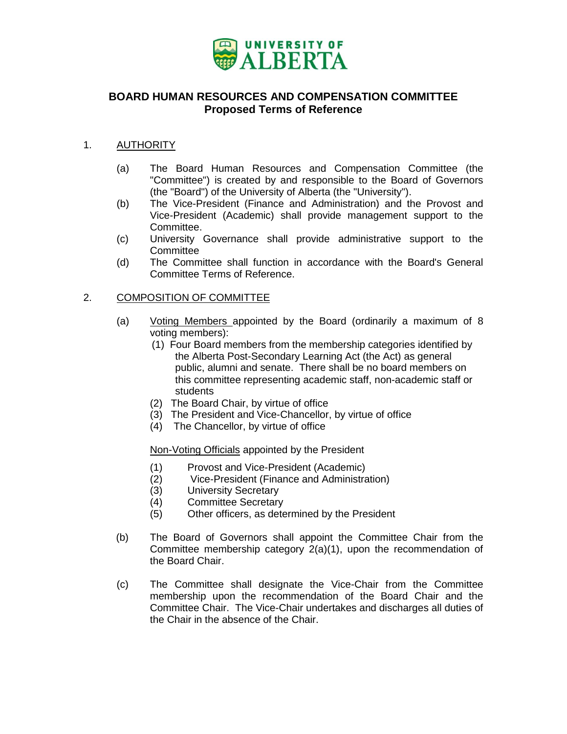UNIVERSITY OF ALBERTA

## BOARD HUMAN RESOURCES AND COMPENSATION COMMITTEE
## Proposed Terms of Reference

1. AUTHORITY

   (a) The Board Human Resources and Compensation Committee (the "Committee") is created by and responsible to the Board of Governors (the "Board") of the University of Alberta (the "University").

   (b) The Vice-President (Finance and Administration) and the Provost and Vice-President (Academic) shall provide management support to the Committee.

   (c) University Governance shall provide administrative support to the Committee

   (d) The Committee shall function in accordance with the Board's General Committee Terms of Reference.

2. COMPOSITION OF COMMITTEE

   (a) Voting Members appointed by the Board (ordinarily a maximum of 8 voting members):

      (1) Four Board members from the membership categories identified by the Alberta Post-Secondary Learning Act (the Act) as general public, alumni and senate. There shall be no board members on this committee representing academic staff, non-academic staff or students

      (2) The Board Chair, by virtue of office

      (3) The President and Vice-Chancellor, by virtue of office

      (4) The Chancellor, by virtue of office

      Non-Voting Officials appointed by the President

      (1) Provost and Vice-President (Academic)

      (2) Vice-President (Finance and Administration)

      (3) University Secretary

      (4) Committee Secretary

      (5) Other officers, as determined by the President

   (b) The Board of Governors shall appoint the Committee Chair from the Committee membership category 2(a)(1), upon the recommendation of the Board Chair.

   (c) The Committee shall designate the Vice-Chair from the Committee membership upon the recommendation of the Board Chair and the Committee Chair. The Vice-Chair undertakes and discharges all duties of the Chair in the absence of the Chair.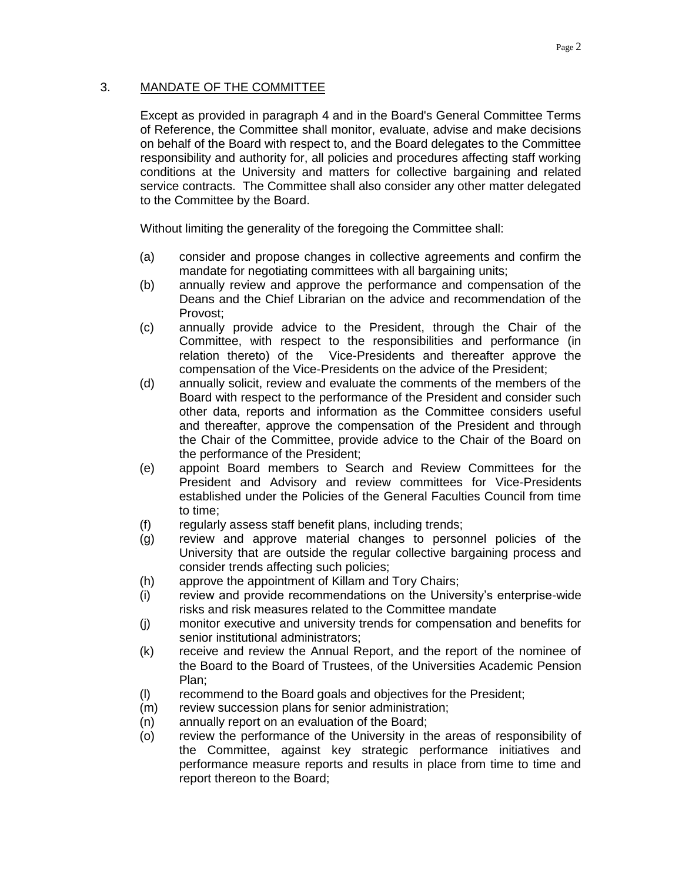## 3. MANDATE OF THE COMMITTEE

Except as provided in paragraph 4 and in the Board's General Committee Terms of Reference, the Committee shall monitor, evaluate, advise and make decisions on behalf of the Board with respect to, and the Board delegates to the Committee responsibility and authority for, all policies and procedures affecting staff working conditions at the University and matters for collective bargaining and related service contracts. The Committee shall also consider any other matter delegated to the Committee by the Board.

Without limiting the generality of the foregoing the Committee shall:

(a) consider and propose changes in collective agreements and confirm the mandate for negotiating committees with all bargaining units;

(b) annually review and approve the performance and compensation of the Deans and the Chief Librarian on the advice and recommendation of the Provost;

(c) annually provide advice to the President, through the Chair of the Committee, with respect to the responsibilities and performance (in relation thereto) of the Vice-Presidents and thereafter approve the compensation of the Vice-Presidents on the advice of the President;

(d) annually solicit, review and evaluate the comments of the members of the Board with respect to the performance of the President and consider such other data, reports and information as the Committee considers useful and thereafter, approve the compensation of the President and through the Chair of the Committee, provide advice to the Chair of the Board on the performance of the President;

(e) appoint Board members to Search and Review Committees for the President and Advisory and review committees for Vice-Presidents established under the Policies of the General Faculties Council from time to time;

(f) regularly assess staff benefit plans, including trends;

(g) review and approve material changes to personnel policies of the University that are outside the regular collective bargaining process and consider trends affecting such policies;

(h) approve the appointment of Killam and Tory Chairs;

(i) review and provide recommendations on the University's enterprise-wide risks and risk measures related to the Committee mandate

(j) monitor executive and university trends for compensation and benefits for senior institutional administrators;

(k) receive and review the Annual Report, and the report of the nominee of the Board to the Board of Trustees, of the Universities Academic Pension Plan;

(l) recommend to the Board goals and objectives for the President;

(m) review succession plans for senior administration;

(n) annually report on an evaluation of the Board;

(o) review the performance of the University in the areas of responsibility of the Committee, against key strategic performance initiatives and performance measure reports and results in place from time to time and report thereon to the Board;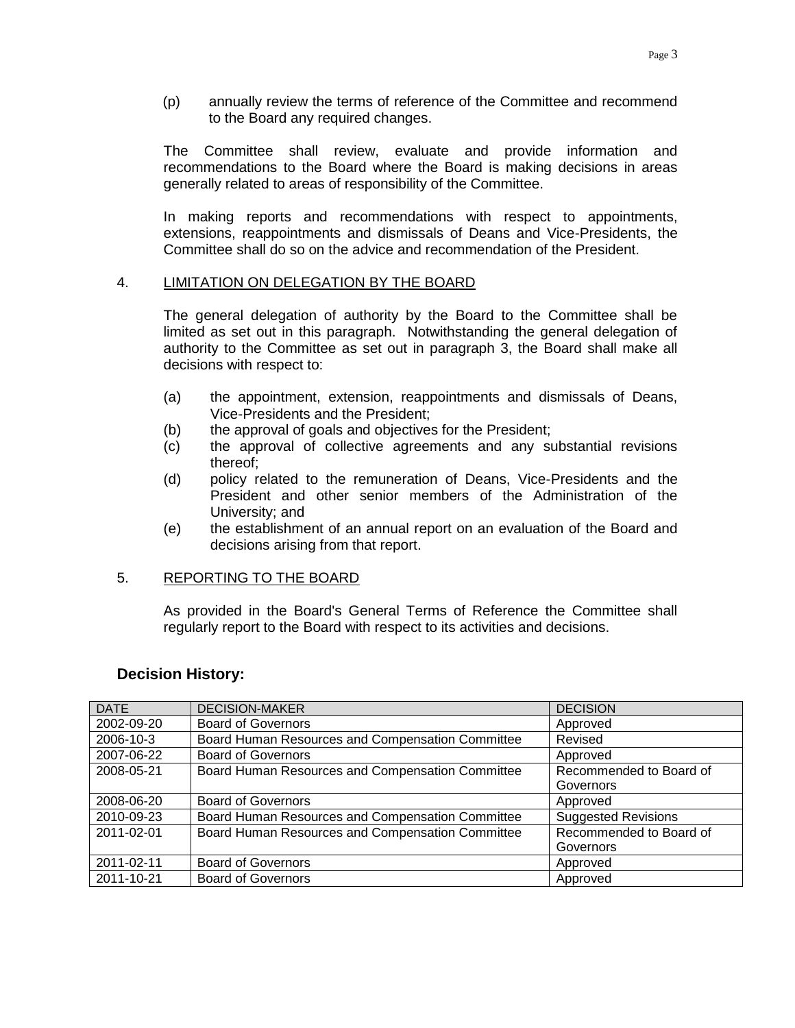(p) annually review the terms of reference of the Committee and recommend to the Board any required changes.

The Committee shall review, evaluate and provide information and recommendations to the Board where the Board is making decisions in areas generally related to areas of responsibility of the Committee.

In making reports and recommendations with respect to appointments, extensions, reappointments and dismissals of Deans and Vice-Presidents, the Committee shall do so on the advice and recommendation of the President.

4. <u>LIMITATION ON DELEGATION BY THE BOARD</u>

The general delegation of authority by the Board to the Committee shall be limited as set out in this paragraph. Notwithstanding the general delegation of authority to the Committee as set out in paragraph 3, the Board shall make all decisions with respect to:

(a) the appointment, extension, reappointments and dismissals of Deans, Vice-Presidents and the President;
(b) the approval of goals and objectives for the President;
(c) the approval of collective agreements and any substantial revisions thereof;
(d) policy related to the remuneration of Deans, Vice-Presidents and the President and other senior members of the Administration of the University; and
(e) the establishment of an annual report on an evaluation of the Board and decisions arising from that report.

5. <u>REPORTING TO THE BOARD</u>

As provided in the Board's General Terms of Reference the Committee shall regularly report to the Board with respect to its activities and decisions.

## Decision History:

| DATE | DECISION-MAKER | DECISION |
|---|---|---|
| 2002-09-20 | Board of Governors | Approved |
| 2006-10-3 | Board Human Resources and Compensation Committee | Revised |
| 2007-06-22 | Board of Governors | Approved |
| 2008-05-21 | Board Human Resources and Compensation Committee | Recommended to Board of Governors |
| 2008-06-20 | Board of Governors | Approved |
| 2010-09-23 | Board Human Resources and Compensation Committee | Suggested Revisions |
| 2011-02-01 | Board Human Resources and Compensation Committee | Recommended to Board of Governors |
| 2011-02-11 | Board of Governors | Approved |
| 2011-10-21 | Board of Governors | Approved |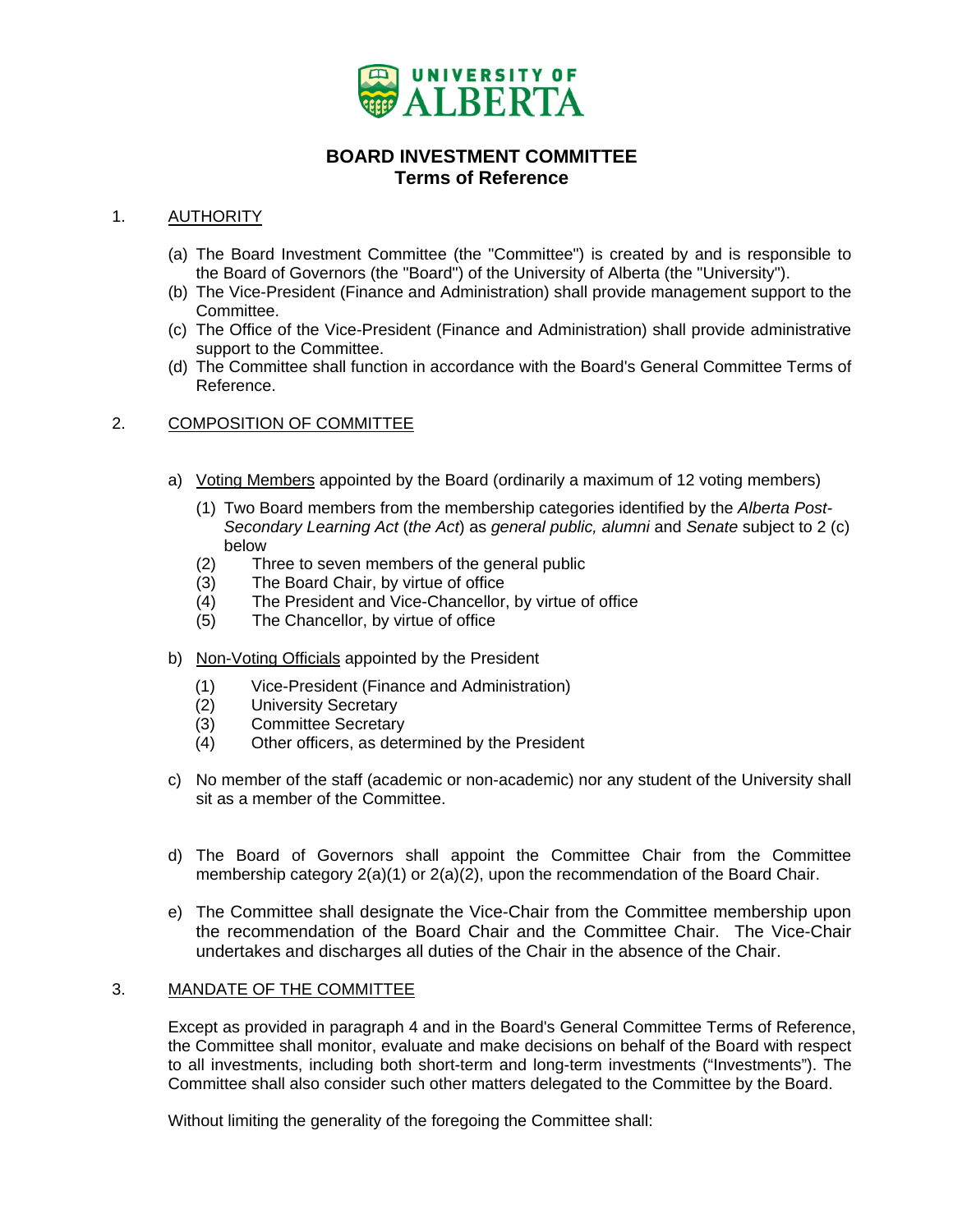**UNIVERSITY OF ALBERTA**

# BOARD INVESTMENT COMMITTEE
## Terms of Reference

1. AUTHORITY

   (a) The Board Investment Committee (the "Committee") is created by and is responsible to the Board of Governors (the "Board") of the University of Alberta (the "University").
   (b) The Vice-President (Finance and Administration) shall provide management support to the Committee.
   (c) The Office of the Vice-President (Finance and Administration) shall provide administrative support to the Committee.
   (d) The Committee shall function in accordance with the Board's General Committee Terms of Reference.

2. COMPOSITION OF COMMITTEE

   a) Voting Members appointed by the Board (ordinarily a maximum of 12 voting members)

      (1) Two Board members from the membership categories identified by the *Alberta Post-Secondary Learning Act* (*the Act*) as *general public, alumni* and *Senate* subject to 2 (c) below
      (2) Three to seven members of the general public
      (3) The Board Chair, by virtue of office
      (4) The President and Vice-Chancellor, by virtue of office
      (5) The Chancellor, by virtue of office

   b) Non-Voting Officials appointed by the President

      (1) Vice-President (Finance and Administration)
      (2) University Secretary
      (3) Committee Secretary
      (4) Other officers, as determined by the President

   c) No member of the staff (academic or non-academic) nor any student of the University shall sit as a member of the Committee.

   d) The Board of Governors shall appoint the Committee Chair from the Committee membership category 2(a)(1) or 2(a)(2), upon the recommendation of the Board Chair.

   e) The Committee shall designate the Vice-Chair from the Committee membership upon the recommendation of the Board Chair and the Committee Chair. The Vice-Chair undertakes and discharges all duties of the Chair in the absence of the Chair.

3. MANDATE OF THE COMMITTEE

   Except as provided in paragraph 4 and in the Board's General Committee Terms of Reference, the Committee shall monitor, evaluate and make decisions on behalf of the Board with respect to all investments, including both short-term and long-term investments ("Investments"). The Committee shall also consider such other matters delegated to the Committee by the Board.

   Without limiting the generality of the foregoing the Committee shall: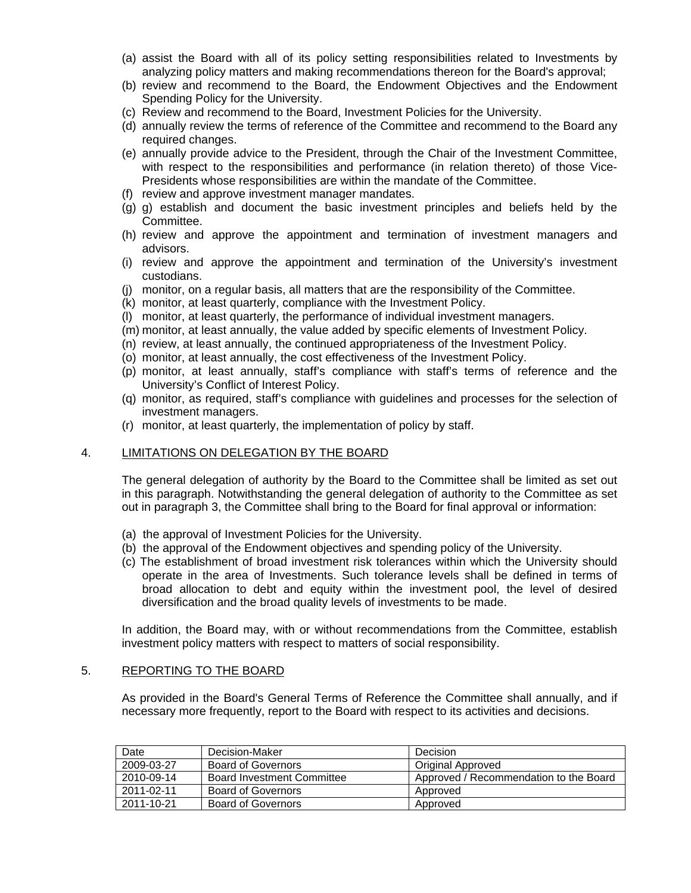(a) assist the Board with all of its policy setting responsibilities related to Investments by analyzing policy matters and making recommendations thereon for the Board's approval;
(b) review and recommend to the Board, the Endowment Objectives and the Endowment Spending Policy for the University.
(c) Review and recommend to the Board, Investment Policies for the University.
(d) annually review the terms of reference of the Committee and recommend to the Board any required changes.
(e) annually provide advice to the President, through the Chair of the Investment Committee, with respect to the responsibilities and performance (in relation thereto) of those Vice-Presidents whose responsibilities are within the mandate of the Committee.
(f) review and approve investment manager mandates.
(g) g) establish and document the basic investment principles and beliefs held by the Committee.
(h) review and approve the appointment and termination of investment managers and advisors.
(i) review and approve the appointment and termination of the University's investment custodians.
(j) monitor, on a regular basis, all matters that are the responsibility of the Committee.
(k) monitor, at least quarterly, compliance with the Investment Policy.
(l) monitor, at least quarterly, the performance of individual investment managers.
(m) monitor, at least annually, the value added by specific elements of Investment Policy.
(n) review, at least annually, the continued appropriateness of the Investment Policy.
(o) monitor, at least annually, the cost effectiveness of the Investment Policy.
(p) monitor, at least annually, staff's compliance with staff's terms of reference and the University's Conflict of Interest Policy.
(q) monitor, as required, staff's compliance with guidelines and processes for the selection of investment managers.
(r) monitor, at least quarterly, the implementation of policy by staff.

4. LIMITATIONS ON DELEGATION BY THE BOARD

The general delegation of authority by the Board to the Committee shall be limited as set out in this paragraph. Notwithstanding the general delegation of authority to the Committee as set out in paragraph 3, the Committee shall bring to the Board for final approval or information:

(a) the approval of Investment Policies for the University.
(b) the approval of the Endowment objectives and spending policy of the University.
(c) The establishment of broad investment risk tolerances within which the University should operate in the area of Investments. Such tolerance levels shall be defined in terms of broad allocation to debt and equity within the investment pool, the level of desired diversification and the broad quality levels of investments to be made.

In addition, the Board may, with or without recommendations from the Committee, establish investment policy matters with respect to matters of social responsibility.

5. REPORTING TO THE BOARD

As provided in the Board's General Terms of Reference the Committee shall annually, and if necessary more frequently, report to the Board with respect to its activities and decisions.

| Date | Decision-Maker | Decision |
|---|---|---|
| 2009-03-27 | Board of Governors | Original Approved |
| 2010-09-14 | Board Investment Committee | Approved / Recommendation to the Board |
| 2011-02-11 | Board of Governors | Approved |
| 2011-10-21 | Board of Governors | Approved |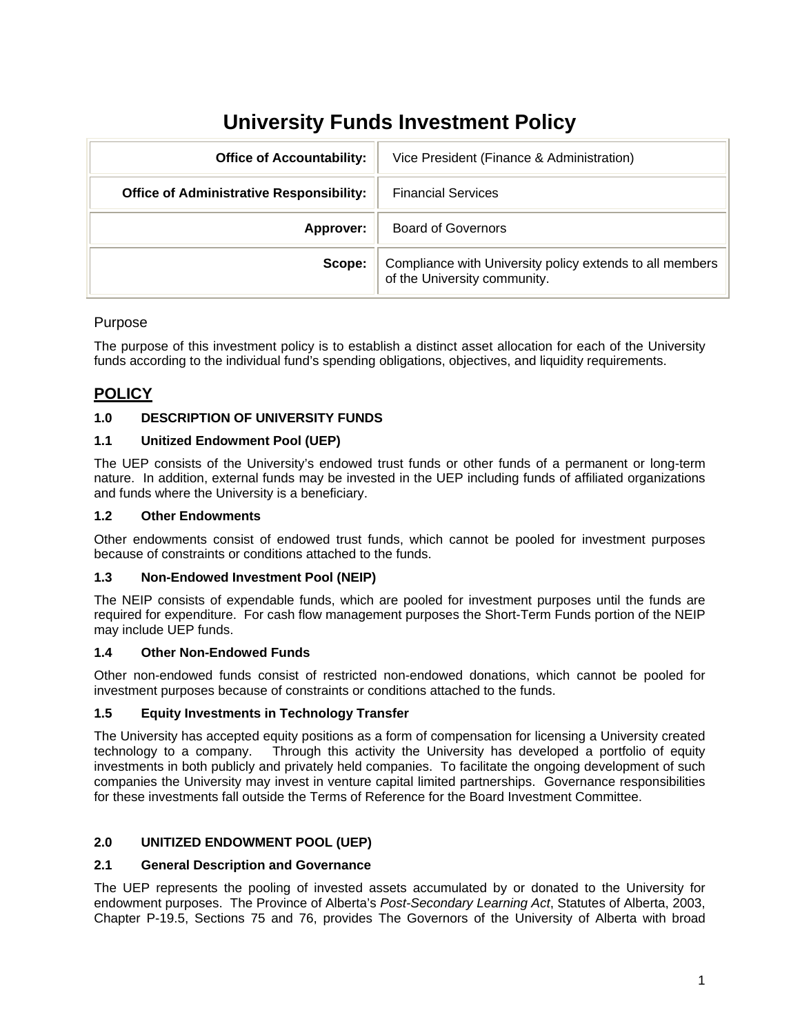# University Funds Investment Policy

| Office of Accountability: | Vice President (Finance & Administration) |
|---|---|
| **Office of Administrative Responsibility:** | Financial Services |
| **Approver:** | Board of Governors |
| **Scope:** | Compliance with University policy extends to all members of the University community. |

## Purpose

The purpose of this investment policy is to establish a distinct asset allocation for each of the University funds according to the individual fund's spending obligations, objectives, and liquidity requirements.

## POLICY

### 1.0 DESCRIPTION OF UNIVERSITY FUNDS

#### 1.1 Unitized Endowment Pool (UEP)

The UEP consists of the University's endowed trust funds or other funds of a permanent or long-term nature. In addition, external funds may be invested in the UEP including funds of affiliated organizations and funds where the University is a beneficiary.

#### 1.2 Other Endowments

Other endowments consist of endowed trust funds, which cannot be pooled for investment purposes because of constraints or conditions attached to the funds.

#### 1.3 Non-Endowed Investment Pool (NEIP)

The NEIP consists of expendable funds, which are pooled for investment purposes until the funds are required for expenditure. For cash flow management purposes the Short-Term Funds portion of the NEIP may include UEP funds.

#### 1.4 Other Non-Endowed Funds

Other non-endowed funds consist of restricted non-endowed donations, which cannot be pooled for investment purposes because of constraints or conditions attached to the funds.

#### 1.5 Equity Investments in Technology Transfer

The University has accepted equity positions as a form of compensation for licensing a University created technology to a company. Through this activity the University has developed a portfolio of equity investments in both publicly and privately held companies. To facilitate the ongoing development of such companies the University may invest in venture capital limited partnerships. Governance responsibilities for these investments fall outside the Terms of Reference for the Board Investment Committee.

### 2.0 UNITIZED ENDOWMENT POOL (UEP)

#### 2.1 General Description and Governance

The UEP represents the pooling of invested assets accumulated by or donated to the University for endowment purposes. The Province of Alberta's *Post-Secondary Learning Act*, Statutes of Alberta, 2003, Chapter P-19.5, Sections 75 and 76, provides The Governors of the University of Alberta with broad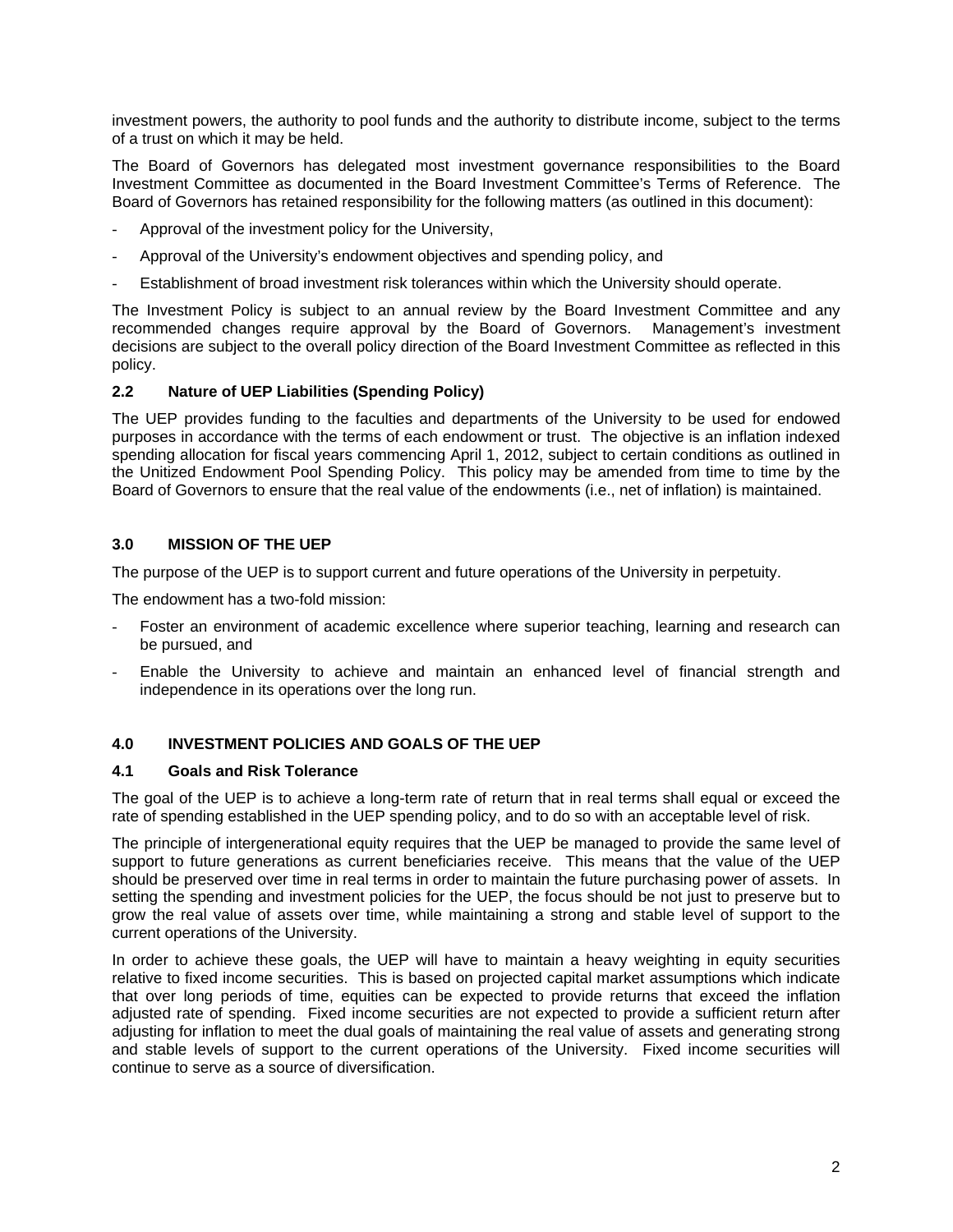investment powers, the authority to pool funds and the authority to distribute income, subject to the terms of a trust on which it may be held.

The Board of Governors has delegated most investment governance responsibilities to the Board Investment Committee as documented in the Board Investment Committee's Terms of Reference. The Board of Governors has retained responsibility for the following matters (as outlined in this document):

- Approval of the investment policy for the University,
- Approval of the University's endowment objectives and spending policy, and
- Establishment of broad investment risk tolerances within which the University should operate.

The Investment Policy is subject to an annual review by the Board Investment Committee and any recommended changes require approval by the Board of Governors. Management's investment decisions are subject to the overall policy direction of the Board Investment Committee as reflected in this policy.

### 2.2 Nature of UEP Liabilities (Spending Policy)

The UEP provides funding to the faculties and departments of the University to be used for endowed purposes in accordance with the terms of each endowment or trust. The objective is an inflation indexed spending allocation for fiscal years commencing April 1, 2012, subject to certain conditions as outlined in the Unitized Endowment Pool Spending Policy. This policy may be amended from time to time by the Board of Governors to ensure that the real value of the endowments (i.e., net of inflation) is maintained.

## 3.0 MISSION OF THE UEP

The purpose of the UEP is to support current and future operations of the University in perpetuity.

The endowment has a two-fold mission:

- Foster an environment of academic excellence where superior teaching, learning and research can be pursued, and
- Enable the University to achieve and maintain an enhanced level of financial strength and independence in its operations over the long run.

## 4.0 INVESTMENT POLICIES AND GOALS OF THE UEP

### 4.1 Goals and Risk Tolerance

The goal of the UEP is to achieve a long-term rate of return that in real terms shall equal or exceed the rate of spending established in the UEP spending policy, and to do so with an acceptable level of risk.

The principle of intergenerational equity requires that the UEP be managed to provide the same level of support to future generations as current beneficiaries receive. This means that the value of the UEP should be preserved over time in real terms in order to maintain the future purchasing power of assets. In setting the spending and investment policies for the UEP, the focus should be not just to preserve but to grow the real value of assets over time, while maintaining a strong and stable level of support to the current operations of the University.

In order to achieve these goals, the UEP will have to maintain a heavy weighting in equity securities relative to fixed income securities. This is based on projected capital market assumptions which indicate that over long periods of time, equities can be expected to provide returns that exceed the inflation adjusted rate of spending. Fixed income securities are not expected to provide a sufficient return after adjusting for inflation to meet the dual goals of maintaining the real value of assets and generating strong and stable levels of support to the current operations of the University. Fixed income securities will continue to serve as a source of diversification.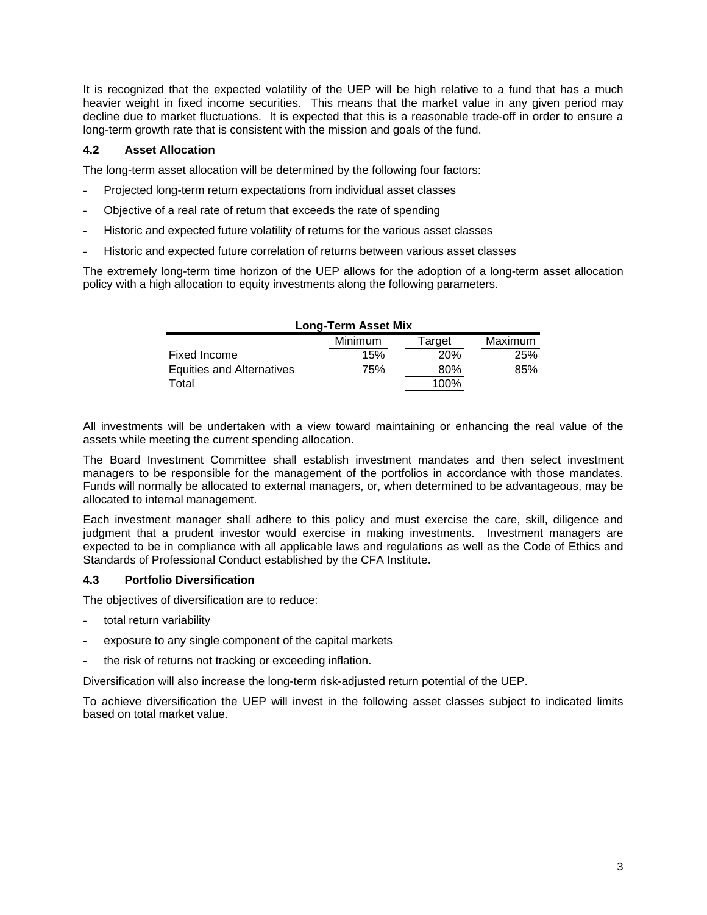It is recognized that the expected volatility of the UEP will be high relative to a fund that has a much heavier weight in fixed income securities. This means that the market value in any given period may decline due to market fluctuations. It is expected that this is a reasonable trade-off in order to ensure a long-term growth rate that is consistent with the mission and goals of the fund.

### 4.2 Asset Allocation

The long-term asset allocation will be determined by the following four factors:

- Projected long-term return expectations from individual asset classes
- Objective of a real rate of return that exceeds the rate of spending
- Historic and expected future volatility of returns for the various asset classes
- Historic and expected future correlation of returns between various asset classes

The extremely long-term time horizon of the UEP allows for the adoption of a long-term asset allocation policy with a high allocation to equity investments along the following parameters.

**Long-Term Asset Mix**

| | Minimum | Target | Maximum |
|---|---|---|---|
| Fixed Income | 15% | 20% | 25% |
| Equities and Alternatives | 75% | 80% | 85% |
| Total | | 100% | |

All investments will be undertaken with a view toward maintaining or enhancing the real value of the assets while meeting the current spending allocation.

The Board Investment Committee shall establish investment mandates and then select investment managers to be responsible for the management of the portfolios in accordance with those mandates. Funds will normally be allocated to external managers, or, when determined to be advantageous, may be allocated to internal management.

Each investment manager shall adhere to this policy and must exercise the care, skill, diligence and judgment that a prudent investor would exercise in making investments. Investment managers are expected to be in compliance with all applicable laws and regulations as well as the Code of Ethics and Standards of Professional Conduct established by the CFA Institute.

### 4.3 Portfolio Diversification

The objectives of diversification are to reduce:

- total return variability
- exposure to any single component of the capital markets
- the risk of returns not tracking or exceeding inflation.

Diversification will also increase the long-term risk-adjusted return potential of the UEP.

To achieve diversification the UEP will invest in the following asset classes subject to indicated limits based on total market value.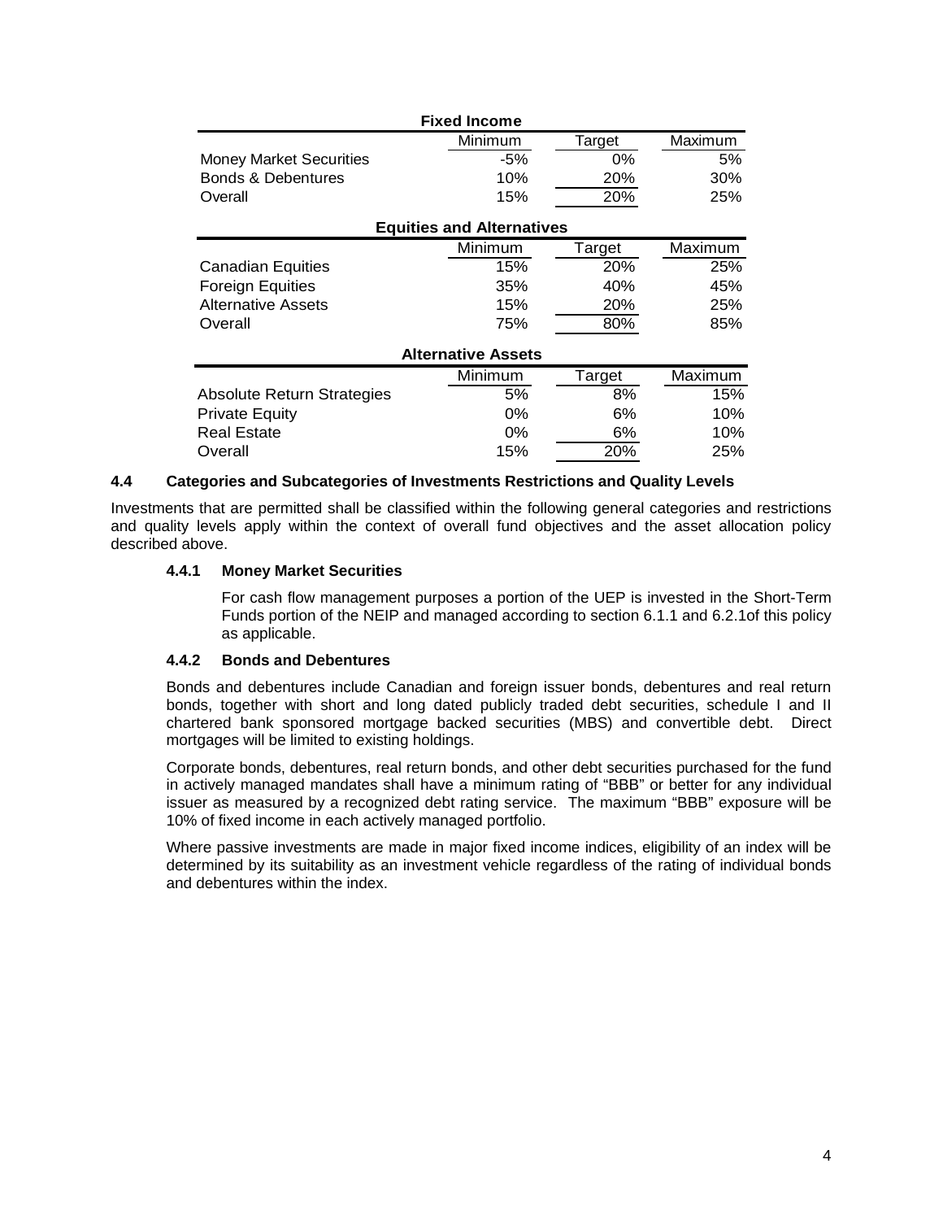**Fixed Income**

| | Minimum | Target | Maximum |
|---|---|---|---|
| Money Market Securities | -5% | 0% | 5% |
| Bonds & Debentures | 10% | 20% | 30% |
| Overall | 15% | 20% | 25% |

**Equities and Alternatives**

| | Minimum | Target | Maximum |
|---|---|---|---|
| Canadian Equities | 15% | 20% | 25% |
| Foreign Equities | 35% | 40% | 45% |
| Alternative Assets | 15% | 20% | 25% |
| Overall | 75% | 80% | 85% |

**Alternative Assets**

| | Minimum | Target | Maximum |
|---|---|---|---|
| Absolute Return Strategies | 5% | 8% | 15% |
| Private Equity | 0% | 6% | 10% |
| Real Estate | 0% | 6% | 10% |
| Overall | 15% | 20% | 25% |

### 4.4 Categories and Subcategories of Investments Restrictions and Quality Levels

Investments that are permitted shall be classified within the following general categories and restrictions and quality levels apply within the context of overall fund objectives and the asset allocation policy described above.

#### 4.4.1 Money Market Securities

For cash flow management purposes a portion of the UEP is invested in the Short-Term Funds portion of the NEIP and managed according to section 6.1.1 and 6.2.1of this policy as applicable.

#### 4.4.2 Bonds and Debentures

Bonds and debentures include Canadian and foreign issuer bonds, debentures and real return bonds, together with short and long dated publicly traded debt securities, schedule I and II chartered bank sponsored mortgage backed securities (MBS) and convertible debt. Direct mortgages will be limited to existing holdings.

Corporate bonds, debentures, real return bonds, and other debt securities purchased for the fund in actively managed mandates shall have a minimum rating of "BBB" or better for any individual issuer as measured by a recognized debt rating service. The maximum "BBB" exposure will be 10% of fixed income in each actively managed portfolio.

Where passive investments are made in major fixed income indices, eligibility of an index will be determined by its suitability as an investment vehicle regardless of the rating of individual bonds and debentures within the index.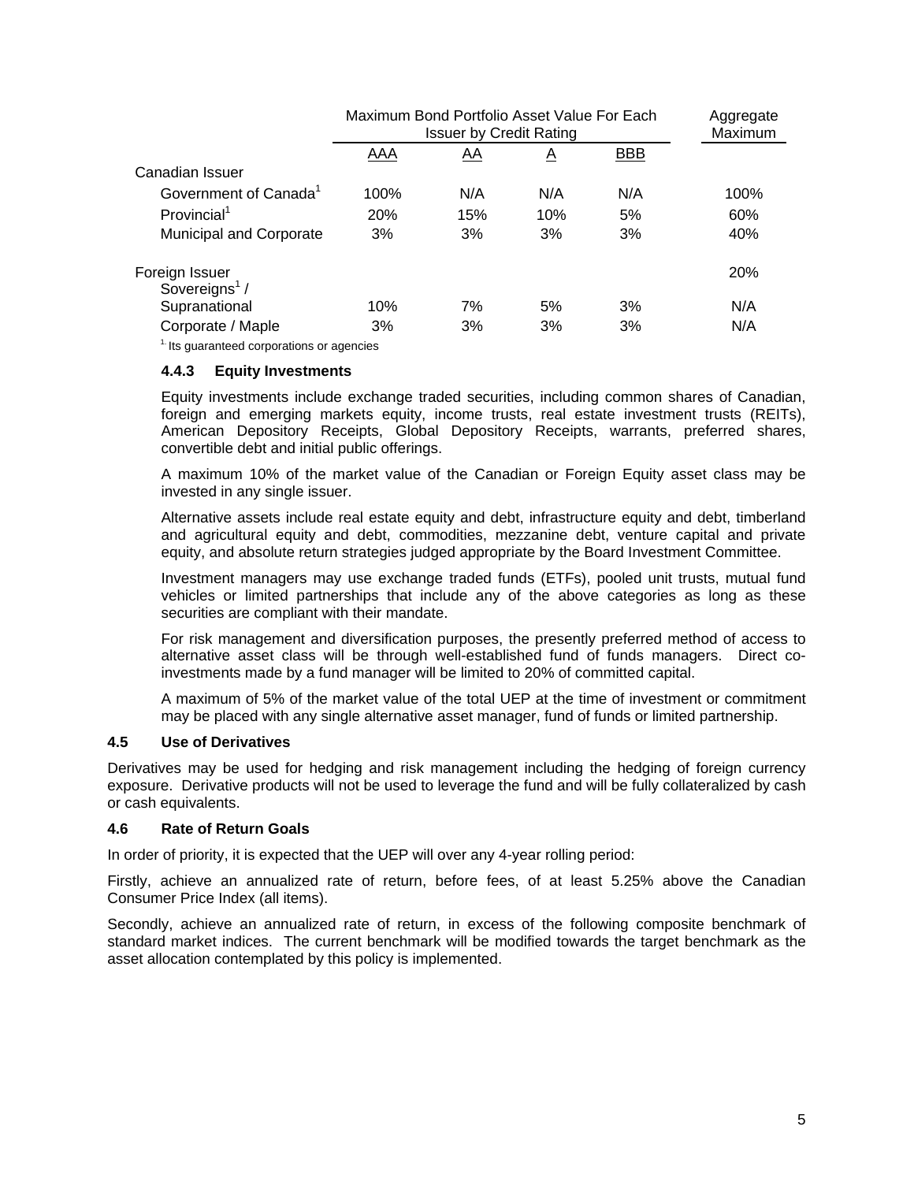| | Maximum Bond Portfolio Asset Value For Each Issuer by Credit Rating | | | | Aggregate Maximum |
|---|---|---|---|---|---|
| | AAA | AA | A | BBB | |
| Canadian Issuer | | | | | |
| Government of Canada[1] | 100% | N/A | N/A | N/A | 100% |
| Provincial[1] | 20% | 15% | 10% | 5% | 60% |
| Municipal and Corporate | 3% | 3% | 3% | 3% | 40% |
| Foreign Issuer | | | | | 20% |
| Sovereigns[1] / Supranational | 10% | 7% | 5% | 3% | N/A |
| Corporate / Maple | 3% | 3% | 3% | 3% | N/A |

[1] Its guaranteed corporations or agencies

#### 4.4.3 Equity Investments

Equity investments include exchange traded securities, including common shares of Canadian, foreign and emerging markets equity, income trusts, real estate investment trusts (REITs), American Depository Receipts, Global Depository Receipts, warrants, preferred shares, convertible debt and initial public offerings.

A maximum 10% of the market value of the Canadian or Foreign Equity asset class may be invested in any single issuer.

Alternative assets include real estate equity and debt, infrastructure equity and debt, timberland and agricultural equity and debt, commodities, mezzanine debt, venture capital and private equity, and absolute return strategies judged appropriate by the Board Investment Committee.

Investment managers may use exchange traded funds (ETFs), pooled unit trusts, mutual fund vehicles or limited partnerships that include any of the above categories as long as these securities are compliant with their mandate.

For risk management and diversification purposes, the presently preferred method of access to alternative asset class will be through well-established fund of funds managers. Direct co-investments made by a fund manager will be limited to 20% of committed capital.

A maximum of 5% of the market value of the total UEP at the time of investment or commitment may be placed with any single alternative asset manager, fund of funds or limited partnership.

### 4.5 Use of Derivatives

Derivatives may be used for hedging and risk management including the hedging of foreign currency exposure. Derivative products will not be used to leverage the fund and will be fully collateralized by cash or cash equivalents.

### 4.6 Rate of Return Goals

In order of priority, it is expected that the UEP will over any 4-year rolling period:

Firstly, achieve an annualized rate of return, before fees, of at least 5.25% above the Canadian Consumer Price Index (all items).

Secondly, achieve an annualized rate of return, in excess of the following composite benchmark of standard market indices. The current benchmark will be modified towards the target benchmark as the asset allocation contemplated by this policy is implemented.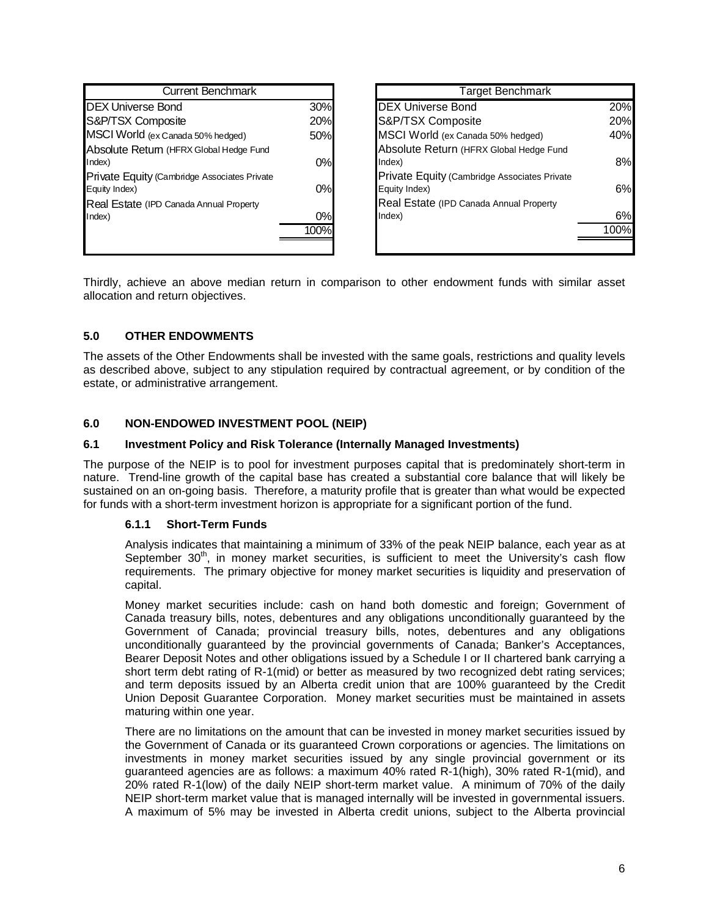| Current Benchmark | |
|---|---|
| DEX Universe Bond | 30% |
| S&P/TSX Composite | 20% |
| MSCI World (ex Canada 50% hedged) | 50% |
| Absolute Return (HFRX Global Hedge Fund Index) | 0% |
| Private Equity (Cambridge Associates Private Equity Index) | 0% |
| Real Estate (IPD Canada Annual Property Index) | 0% |
| | 100% |

| Target Benchmark | |
|---|---|
| DEX Universe Bond | 20% |
| S&P/TSX Composite | 20% |
| MSCI World (ex Canada 50% hedged) | 40% |
| Absolute Return (HFRX Global Hedge Fund Index) | 8% |
| Private Equity (Cambridge Associates Private Equity Index) | 6% |
| Real Estate (IPD Canada Annual Property Index) | 6% |
| | 100% |

Thirdly, achieve an above median return in comparison to other endowment funds with similar asset allocation and return objectives.

## 5.0 OTHER ENDOWMENTS

The assets of the Other Endowments shall be invested with the same goals, restrictions and quality levels as described above, subject to any stipulation required by contractual agreement, or by condition of the estate, or administrative arrangement.

## 6.0 NON-ENDOWED INVESTMENT POOL (NEIP)

### 6.1 Investment Policy and Risk Tolerance (Internally Managed Investments)

The purpose of the NEIP is to pool for investment purposes capital that is predominately short-term in nature. Trend-line growth of the capital base has created a substantial core balance that will likely be sustained on an on-going basis. Therefore, a maturity profile that is greater than what would be expected for funds with a short-term investment horizon is appropriate for a significant portion of the fund.

#### 6.1.1 Short-Term Funds

Analysis indicates that maintaining a minimum of 33% of the peak NEIP balance, each year as at September 30th, in money market securities, is sufficient to meet the University's cash flow requirements. The primary objective for money market securities is liquidity and preservation of capital.

Money market securities include: cash on hand both domestic and foreign; Government of Canada treasury bills, notes, debentures and any obligations unconditionally guaranteed by the Government of Canada; provincial treasury bills, notes, debentures and any obligations unconditionally guaranteed by the provincial governments of Canada; Banker's Acceptances, Bearer Deposit Notes and other obligations issued by a Schedule I or II chartered bank carrying a short term debt rating of R-1(mid) or better as measured by two recognized debt rating services; and term deposits issued by an Alberta credit union that are 100% guaranteed by the Credit Union Deposit Guarantee Corporation. Money market securities must be maintained in assets maturing within one year.

There are no limitations on the amount that can be invested in money market securities issued by the Government of Canada or its guaranteed Crown corporations or agencies. The limitations on investments in money market securities issued by any single provincial government or its guaranteed agencies are as follows: a maximum 40% rated R-1(high), 30% rated R-1(mid), and 20% rated R-1(low) of the daily NEIP short-term market value. A minimum of 70% of the daily NEIP short-term market value that is managed internally will be invested in governmental issuers. A maximum of 5% may be invested in Alberta credit unions, subject to the Alberta provincial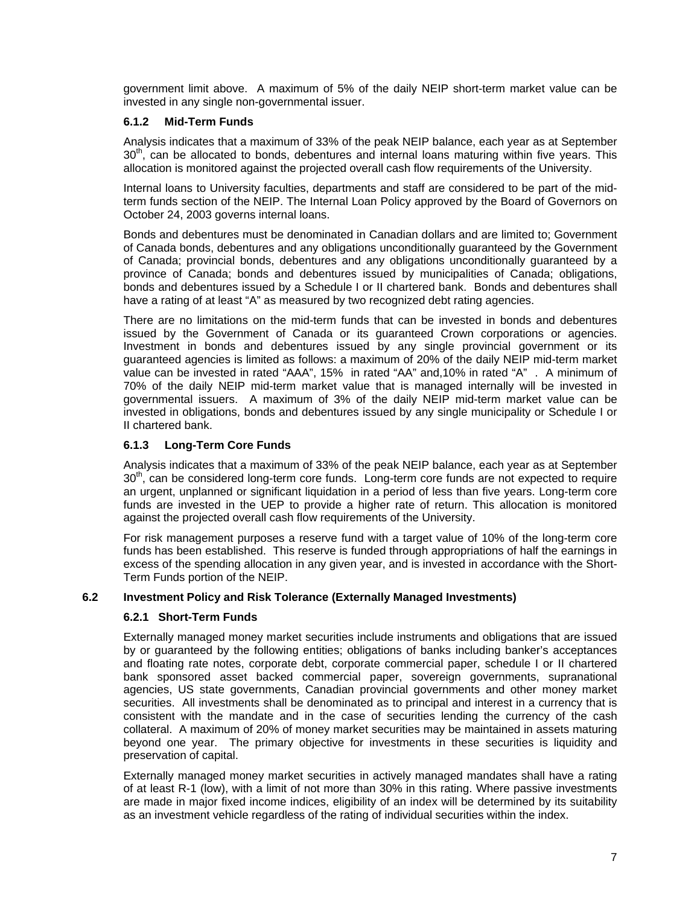government limit above. A maximum of 5% of the daily NEIP short-term market value can be invested in any single non-governmental issuer.

#### 6.1.2 Mid-Term Funds

Analysis indicates that a maximum of 33% of the peak NEIP balance, each year as at September 30th, can be allocated to bonds, debentures and internal loans maturing within five years. This allocation is monitored against the projected overall cash flow requirements of the University.

Internal loans to University faculties, departments and staff are considered to be part of the mid-term funds section of the NEIP. The Internal Loan Policy approved by the Board of Governors on October 24, 2003 governs internal loans.

Bonds and debentures must be denominated in Canadian dollars and are limited to; Government of Canada bonds, debentures and any obligations unconditionally guaranteed by the Government of Canada; provincial bonds, debentures and any obligations unconditionally guaranteed by a province of Canada; bonds and debentures issued by municipalities of Canada; obligations, bonds and debentures issued by a Schedule I or II chartered bank. Bonds and debentures shall have a rating of at least "A" as measured by two recognized debt rating agencies.

There are no limitations on the mid-term funds that can be invested in bonds and debentures issued by the Government of Canada or its guaranteed Crown corporations or agencies. Investment in bonds and debentures issued by any single provincial government or its guaranteed agencies is limited as follows: a maximum of 20% of the daily NEIP mid-term market value can be invested in rated "AAA", 15% in rated "AA" and,10% in rated "A" . A minimum of 70% of the daily NEIP mid-term market value that is managed internally will be invested in governmental issuers. A maximum of 3% of the daily NEIP mid-term market value can be invested in obligations, bonds and debentures issued by any single municipality or Schedule I or II chartered bank.

#### 6.1.3 Long-Term Core Funds

Analysis indicates that a maximum of 33% of the peak NEIP balance, each year as at September 30th, can be considered long-term core funds. Long-term core funds are not expected to require an urgent, unplanned or significant liquidation in a period of less than five years. Long-term core funds are invested in the UEP to provide a higher rate of return. This allocation is monitored against the projected overall cash flow requirements of the University.

For risk management purposes a reserve fund with a target value of 10% of the long-term core funds has been established. This reserve is funded through appropriations of half the earnings in excess of the spending allocation in any given year, and is invested in accordance with the Short-Term Funds portion of the NEIP.

### 6.2 Investment Policy and Risk Tolerance (Externally Managed Investments)

#### 6.2.1 Short-Term Funds

Externally managed money market securities include instruments and obligations that are issued by or guaranteed by the following entities; obligations of banks including banker's acceptances and floating rate notes, corporate debt, corporate commercial paper, schedule I or II chartered bank sponsored asset backed commercial paper, sovereign governments, supranational agencies, US state governments, Canadian provincial governments and other money market securities. All investments shall be denominated as to principal and interest in a currency that is consistent with the mandate and in the case of securities lending the currency of the cash collateral. A maximum of 20% of money market securities may be maintained in assets maturing beyond one year. The primary objective for investments in these securities is liquidity and preservation of capital.

Externally managed money market securities in actively managed mandates shall have a rating of at least R-1 (low), with a limit of not more than 30% in this rating. Where passive investments are made in major fixed income indices, eligibility of an index will be determined by its suitability as an investment vehicle regardless of the rating of individual securities within the index.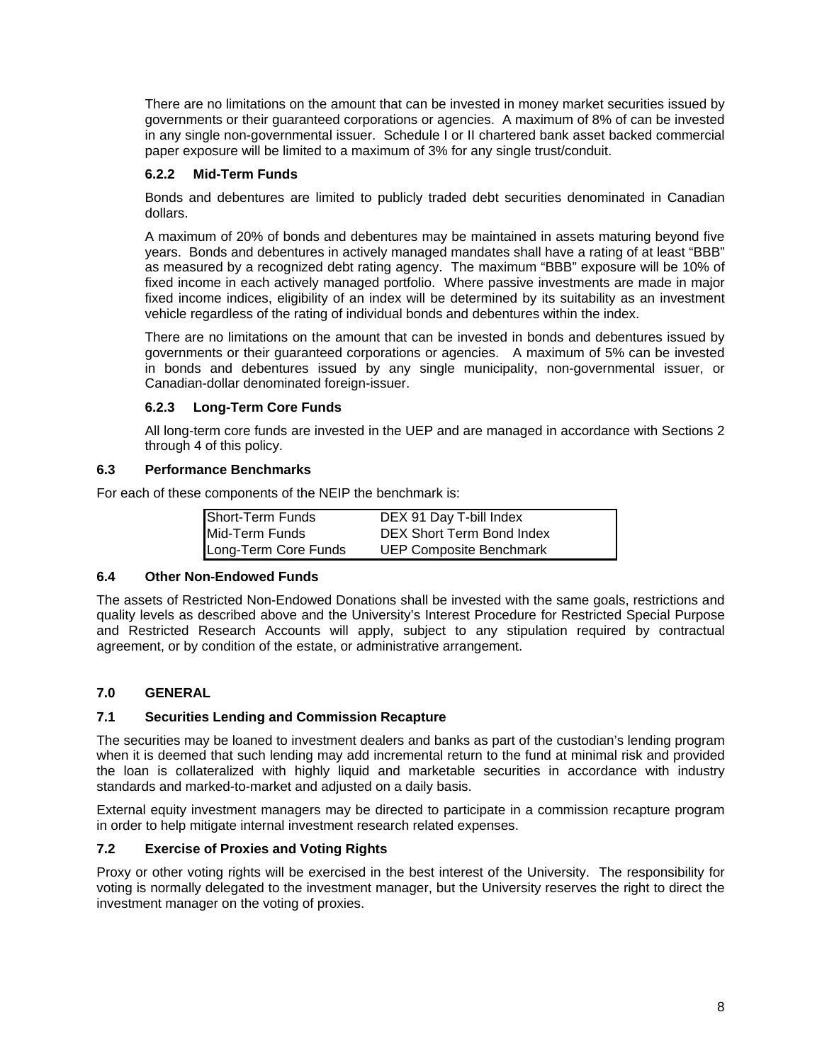There are no limitations on the amount that can be invested in money market securities issued by governments or their guaranteed corporations or agencies. A maximum of 8% of can be invested in any single non-governmental issuer. Schedule I or II chartered bank asset backed commercial paper exposure will be limited to a maximum of 3% for any single trust/conduit.

#### 6.2.2 Mid-Term Funds

Bonds and debentures are limited to publicly traded debt securities denominated in Canadian dollars.

A maximum of 20% of bonds and debentures may be maintained in assets maturing beyond five years. Bonds and debentures in actively managed mandates shall have a rating of at least "BBB" as measured by a recognized debt rating agency. The maximum "BBB" exposure will be 10% of fixed income in each actively managed portfolio. Where passive investments are made in major fixed income indices, eligibility of an index will be determined by its suitability as an investment vehicle regardless of the rating of individual bonds and debentures within the index.

There are no limitations on the amount that can be invested in bonds and debentures issued by governments or their guaranteed corporations or agencies. A maximum of 5% can be invested in bonds and debentures issued by any single municipality, non-governmental issuer, or Canadian-dollar denominated foreign-issuer.

#### 6.2.3 Long-Term Core Funds

All long-term core funds are invested in the UEP and are managed in accordance with Sections 2 through 4 of this policy.

### 6.3 Performance Benchmarks

For each of these components of the NEIP the benchmark is:

| | |
|---|---|
| Short-Term Funds | DEX 91 Day T-bill Index |
| Mid-Term Funds | DEX Short Term Bond Index |
| Long-Term Core Funds | UEP Composite Benchmark |

### 6.4 Other Non-Endowed Funds

The assets of Restricted Non-Endowed Donations shall be invested with the same goals, restrictions and quality levels as described above and the University's Interest Procedure for Restricted Special Purpose and Restricted Research Accounts will apply, subject to any stipulation required by contractual agreement, or by condition of the estate, or administrative arrangement.

## 7.0 GENERAL

### 7.1 Securities Lending and Commission Recapture

The securities may be loaned to investment dealers and banks as part of the custodian's lending program when it is deemed that such lending may add incremental return to the fund at minimal risk and provided the loan is collateralized with highly liquid and marketable securities in accordance with industry standards and marked-to-market and adjusted on a daily basis.

External equity investment managers may be directed to participate in a commission recapture program in order to help mitigate internal investment research related expenses.

### 7.2 Exercise of Proxies and Voting Rights

Proxy or other voting rights will be exercised in the best interest of the University. The responsibility for voting is normally delegated to the investment manager, but the University reserves the right to direct the investment manager on the voting of proxies.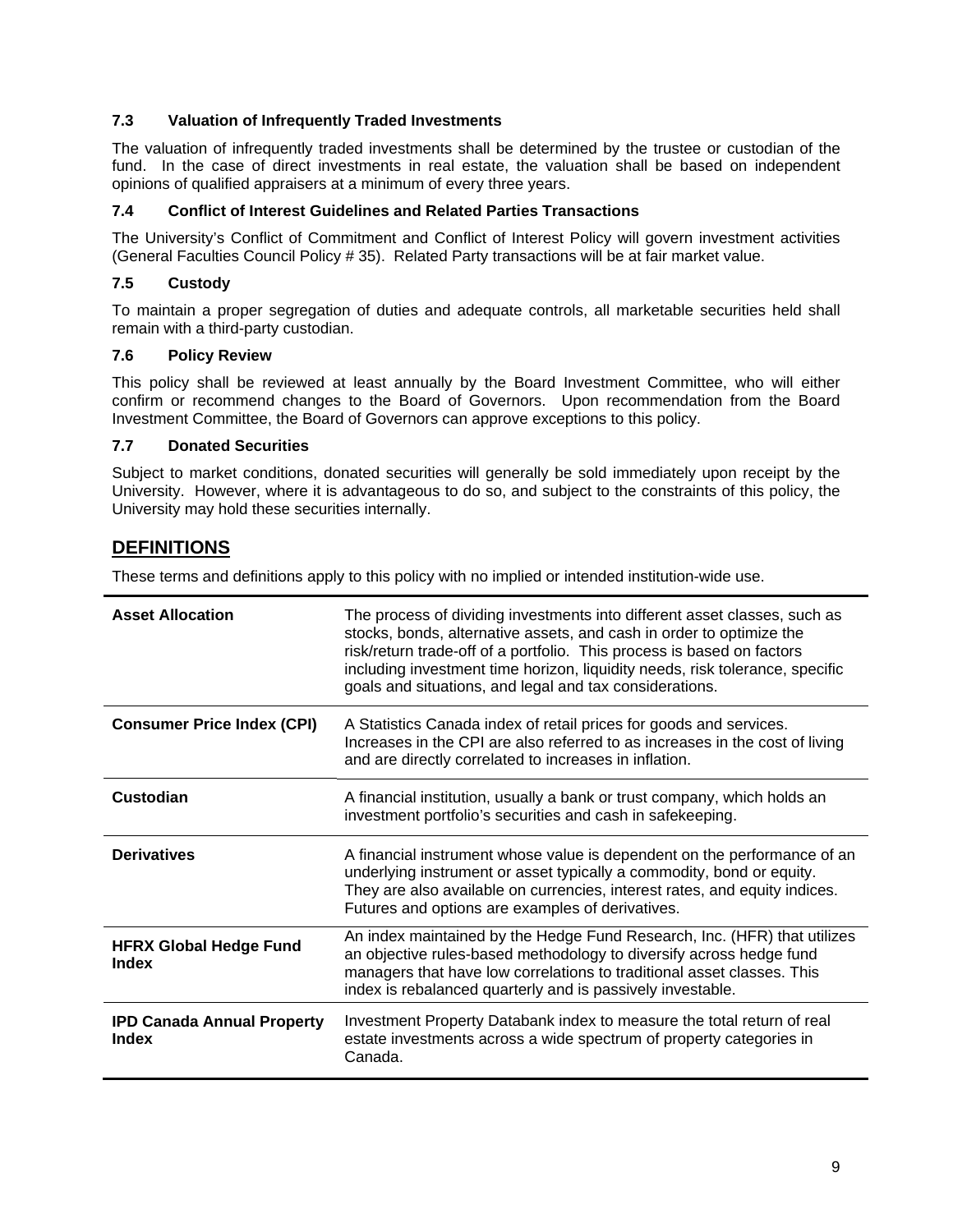### 7.3 Valuation of Infrequently Traded Investments

The valuation of infrequently traded investments shall be determined by the trustee or custodian of the fund. In the case of direct investments in real estate, the valuation shall be based on independent opinions of qualified appraisers at a minimum of every three years.

### 7.4 Conflict of Interest Guidelines and Related Parties Transactions

The University's Conflict of Commitment and Conflict of Interest Policy will govern investment activities (General Faculties Council Policy # 35). Related Party transactions will be at fair market value.

### 7.5 Custody

To maintain a proper segregation of duties and adequate controls, all marketable securities held shall remain with a third-party custodian.

### 7.6 Policy Review

This policy shall be reviewed at least annually by the Board Investment Committee, who will either confirm or recommend changes to the Board of Governors. Upon recommendation from the Board Investment Committee, the Board of Governors can approve exceptions to this policy.

### 7.7 Donated Securities

Subject to market conditions, donated securities will generally be sold immediately upon receipt by the University. However, where it is advantageous to do so, and subject to the constraints of this policy, the University may hold these securities internally.

## DEFINITIONS

These terms and definitions apply to this policy with no implied or intended institution-wide use.

| Term | Definition |
|---|---|
| **Asset Allocation** | The process of dividing investments into different asset classes, such as stocks, bonds, alternative assets, and cash in order to optimize the risk/return trade-off of a portfolio. This process is based on factors including investment time horizon, liquidity needs, risk tolerance, specific goals and situations, and legal and tax considerations. |
| **Consumer Price Index (CPI)** | A Statistics Canada index of retail prices for goods and services. Increases in the CPI are also referred to as increases in the cost of living and are directly correlated to increases in inflation. |
| **Custodian** | A financial institution, usually a bank or trust company, which holds an investment portfolio's securities and cash in safekeeping. |
| **Derivatives** | A financial instrument whose value is dependent on the performance of an underlying instrument or asset typically a commodity, bond or equity. They are also available on currencies, interest rates, and equity indices. Futures and options are examples of derivatives. |
| **HFRX Global Hedge Fund Index** | An index maintained by the Hedge Fund Research, Inc. (HFR) that utilizes an objective rules-based methodology to diversify across hedge fund managers that have low correlations to traditional asset classes. This index is rebalanced quarterly and is passively investable. |
| **IPD Canada Annual Property Index** | Investment Property Databank index to measure the total return of real estate investments across a wide spectrum of property categories in Canada. |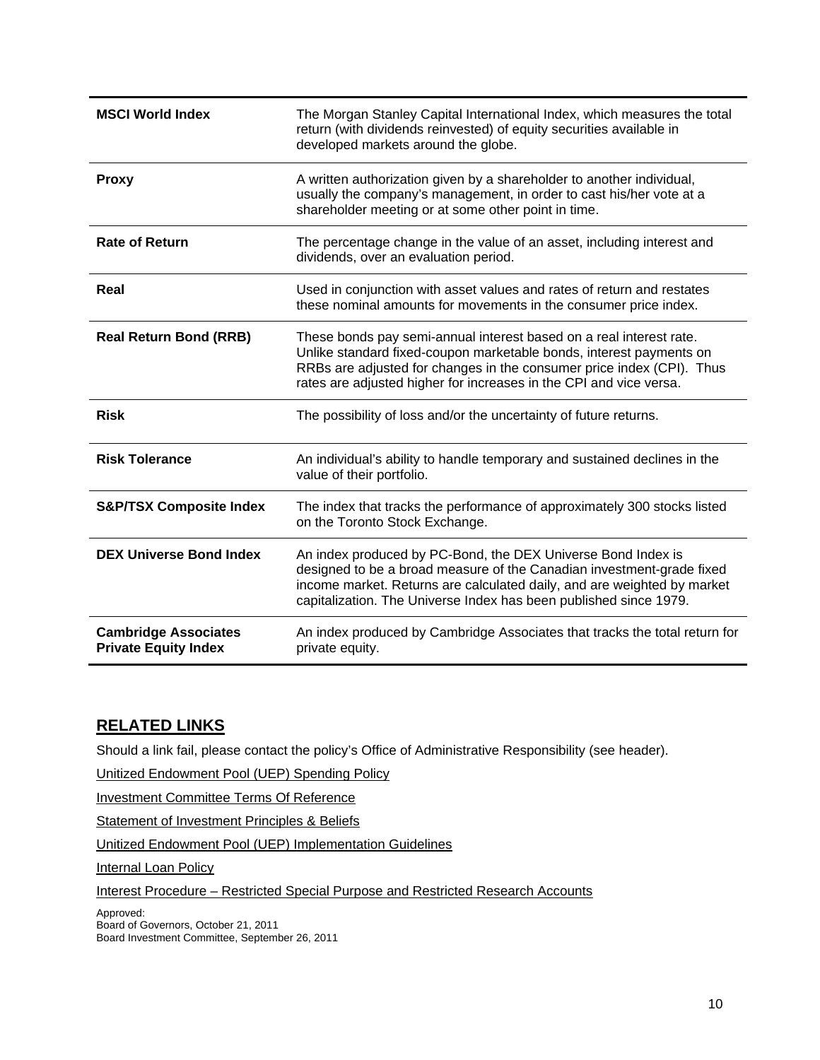| | |
|---|---|
| **MSCI World Index** | The Morgan Stanley Capital International Index, which measures the total return (with dividends reinvested) of equity securities available in developed markets around the globe. |
| **Proxy** | A written authorization given by a shareholder to another individual, usually the company's management, in order to cast his/her vote at a shareholder meeting or at some other point in time. |
| **Rate of Return** | The percentage change in the value of an asset, including interest and dividends, over an evaluation period. |
| **Real** | Used in conjunction with asset values and rates of return and restates these nominal amounts for movements in the consumer price index. |
| **Real Return Bond (RRB)** | These bonds pay semi-annual interest based on a real interest rate. Unlike standard fixed-coupon marketable bonds, interest payments on RRBs are adjusted for changes in the consumer price index (CPI). Thus rates are adjusted higher for increases in the CPI and vice versa. |
| **Risk** | The possibility of loss and/or the uncertainty of future returns. |
| **Risk Tolerance** | An individual's ability to handle temporary and sustained declines in the value of their portfolio. |
| **S&P/TSX Composite Index** | The index that tracks the performance of approximately 300 stocks listed on the Toronto Stock Exchange. |
| **DEX Universe Bond Index** | An index produced by PC-Bond, the DEX Universe Bond Index is designed to be a broad measure of the Canadian investment-grade fixed income market. Returns are calculated daily, and are weighted by market capitalization. The Universe Index has been published since 1979. |
| **Cambridge Associates Private Equity Index** | An index produced by Cambridge Associates that tracks the total return for private equity. |

## RELATED LINKS

Should a link fail, please contact the policy's Office of Administrative Responsibility (see header).

Unitized Endowment Pool (UEP) Spending Policy

Investment Committee Terms Of Reference

Statement of Investment Principles & Beliefs

Unitized Endowment Pool (UEP) Implementation Guidelines

Internal Loan Policy

Interest Procedure – Restricted Special Purpose and Restricted Research Accounts

Approved:
Board of Governors, October 21, 2011
Board Investment Committee, September 26, 2011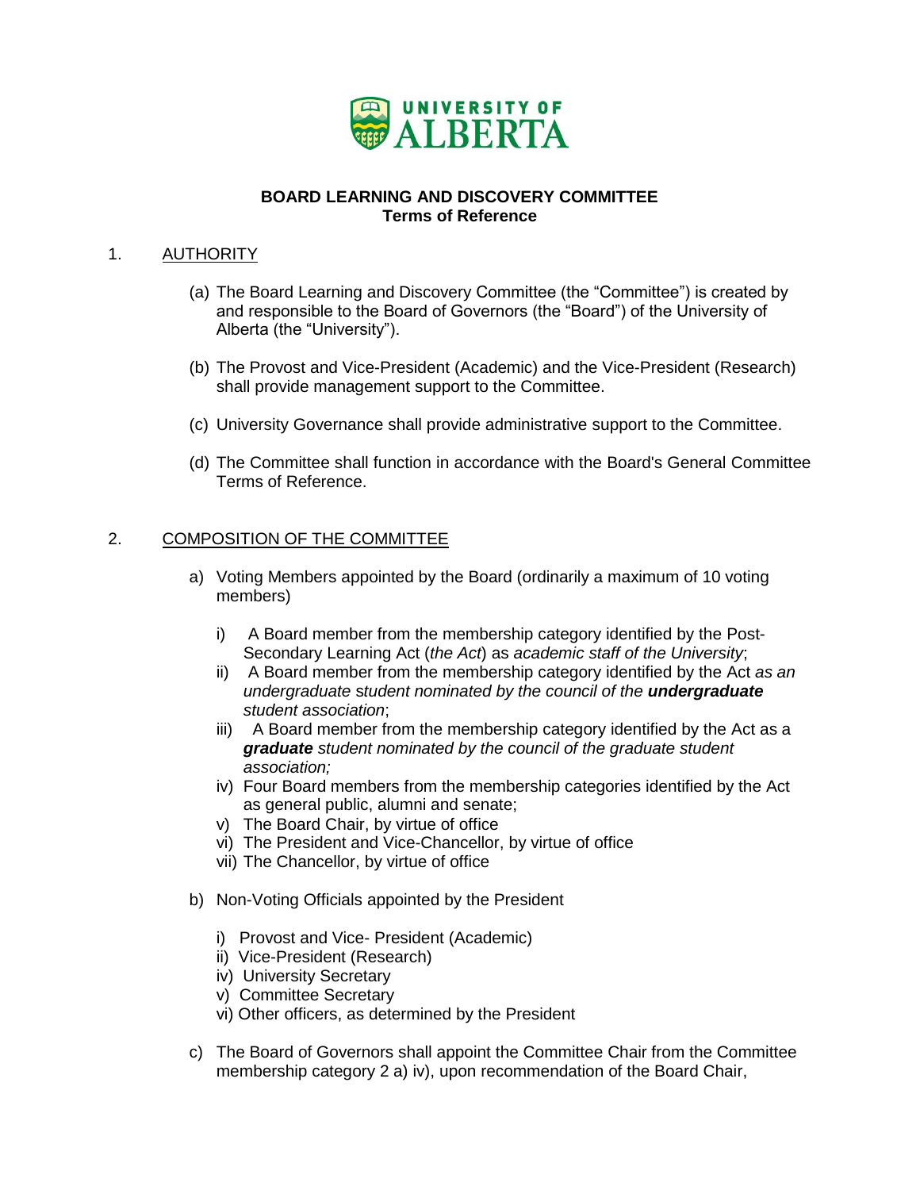**BOARD LEARNING AND DISCOVERY COMMITTEE**
**Terms of Reference**

1. <u>AUTHORITY</u>

   (a) The Board Learning and Discovery Committee (the "Committee") is created by and responsible to the Board of Governors (the "Board") of the University of Alberta (the "University").

   (b) The Provost and Vice-President (Academic) and the Vice-President (Research) shall provide management support to the Committee.

   (c) University Governance shall provide administrative support to the Committee.

   (d) The Committee shall function in accordance with the Board's General Committee Terms of Reference.

2. <u>COMPOSITION OF THE COMMITTEE</u>

   a) Voting Members appointed by the Board (ordinarily a maximum of 10 voting members)

      i) A Board member from the membership category identified by the Post-Secondary Learning Act (*the Act*) as *academic staff of the University*;
      ii) A Board member from the membership category identified by the Act *as an undergraduate student nominated by the council of the* ***undergraduate*** *student association*;
      iii) A Board member from the membership category identified by the Act as a ***graduate*** *student nominated by the council of the graduate student association;*
      iv) Four Board members from the membership categories identified by the Act as general public, alumni and senate;
      v) The Board Chair, by virtue of office
      vi) The President and Vice-Chancellor, by virtue of office
      vii) The Chancellor, by virtue of office

   b) Non-Voting Officials appointed by the President

      i) Provost and Vice- President (Academic)
      ii) Vice-President (Research)
      iv) University Secretary
      v) Committee Secretary
      vi) Other officers, as determined by the President

   c) The Board of Governors shall appoint the Committee Chair from the Committee membership category 2 a) iv), upon recommendation of the Board Chair,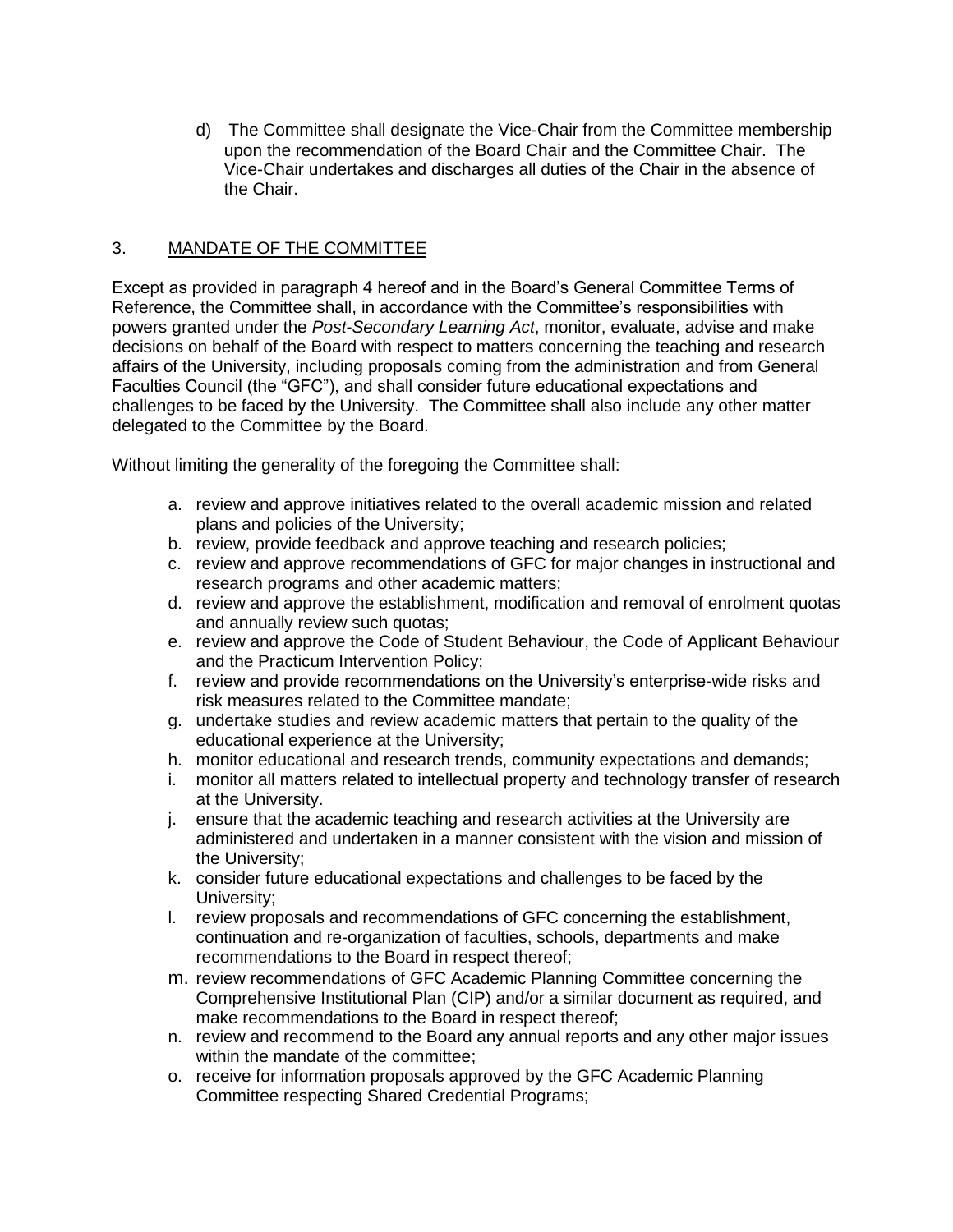d) The Committee shall designate the Vice-Chair from the Committee membership upon the recommendation of the Board Chair and the Committee Chair. The Vice-Chair undertakes and discharges all duties of the Chair in the absence of the Chair.

## 3. MANDATE OF THE COMMITTEE

Except as provided in paragraph 4 hereof and in the Board's General Committee Terms of Reference, the Committee shall, in accordance with the Committee's responsibilities with powers granted under the *Post-Secondary Learning Act*, monitor, evaluate, advise and make decisions on behalf of the Board with respect to matters concerning the teaching and research affairs of the University, including proposals coming from the administration and from General Faculties Council (the "GFC"), and shall consider future educational expectations and challenges to be faced by the University. The Committee shall also include any other matter delegated to the Committee by the Board.

Without limiting the generality of the foregoing the Committee shall:

a. review and approve initiatives related to the overall academic mission and related plans and policies of the University;
b. review, provide feedback and approve teaching and research policies;
c. review and approve recommendations of GFC for major changes in instructional and research programs and other academic matters;
d. review and approve the establishment, modification and removal of enrolment quotas and annually review such quotas;
e. review and approve the Code of Student Behaviour, the Code of Applicant Behaviour and the Practicum Intervention Policy;
f. review and provide recommendations on the University's enterprise-wide risks and risk measures related to the Committee mandate;
g. undertake studies and review academic matters that pertain to the quality of the educational experience at the University;
h. monitor educational and research trends, community expectations and demands;
i. monitor all matters related to intellectual property and technology transfer of research at the University.
j. ensure that the academic teaching and research activities at the University are administered and undertaken in a manner consistent with the vision and mission of the University;
k. consider future educational expectations and challenges to be faced by the University;
l. review proposals and recommendations of GFC concerning the establishment, continuation and re-organization of faculties, schools, departments and make recommendations to the Board in respect thereof;
m. review recommendations of GFC Academic Planning Committee concerning the Comprehensive Institutional Plan (CIP) and/or a similar document as required, and make recommendations to the Board in respect thereof;
n. review and recommend to the Board any annual reports and any other major issues within the mandate of the committee;
o. receive for information proposals approved by the GFC Academic Planning Committee respecting Shared Credential Programs;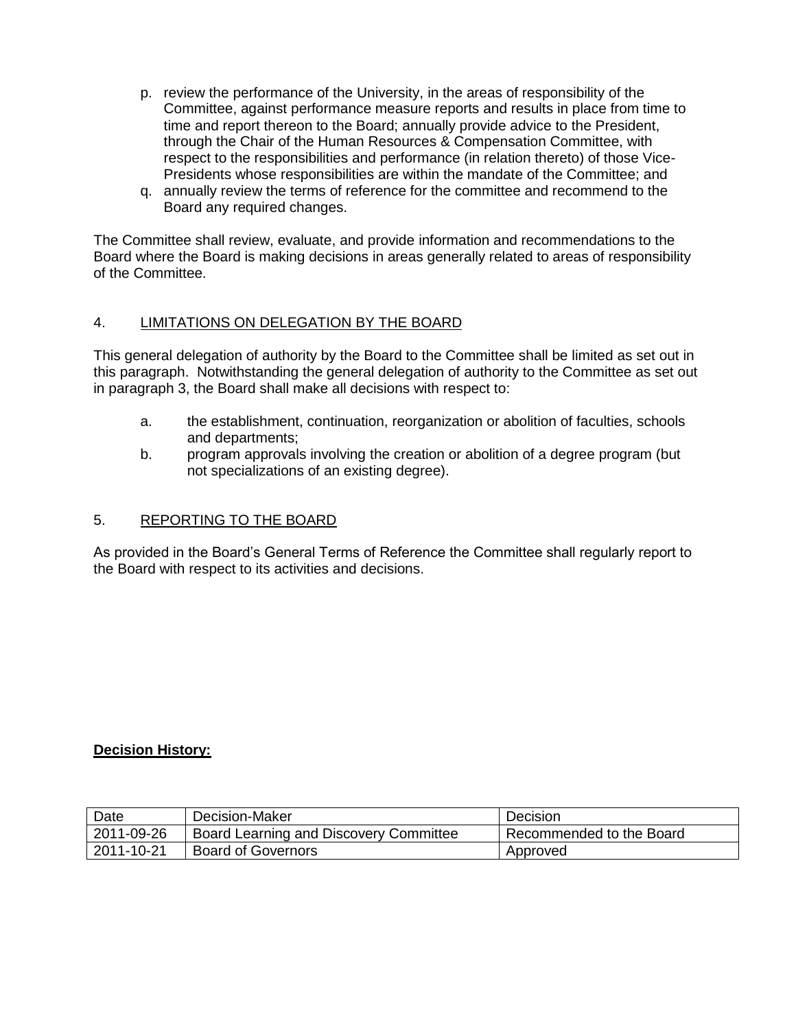p. review the performance of the University, in the areas of responsibility of the Committee, against performance measure reports and results in place from time to time and report thereon to the Board; annually provide advice to the President, through the Chair of the Human Resources & Compensation Committee, with respect to the responsibilities and performance (in relation thereto) of those Vice-Presidents whose responsibilities are within the mandate of the Committee; and
q. annually review the terms of reference for the committee and recommend to the Board any required changes.

The Committee shall review, evaluate, and provide information and recommendations to the Board where the Board is making decisions in areas generally related to areas of responsibility of the Committee.

## 4. LIMITATIONS ON DELEGATION BY THE BOARD

This general delegation of authority by the Board to the Committee shall be limited as set out in this paragraph. Notwithstanding the general delegation of authority to the Committee as set out in paragraph 3, the Board shall make all decisions with respect to:

a. the establishment, continuation, reorganization or abolition of faculties, schools and departments;
b. program approvals involving the creation or abolition of a degree program (but not specializations of an existing degree).

## 5. REPORTING TO THE BOARD

As provided in the Board's General Terms of Reference the Committee shall regularly report to the Board with respect to its activities and decisions.

**Decision History:**

| Date | Decision-Maker | Decision |
|---|---|---|
| 2011-09-26 | Board Learning and Discovery Committee | Recommended to the Board |
| 2011-10-21 | Board of Governors | Approved |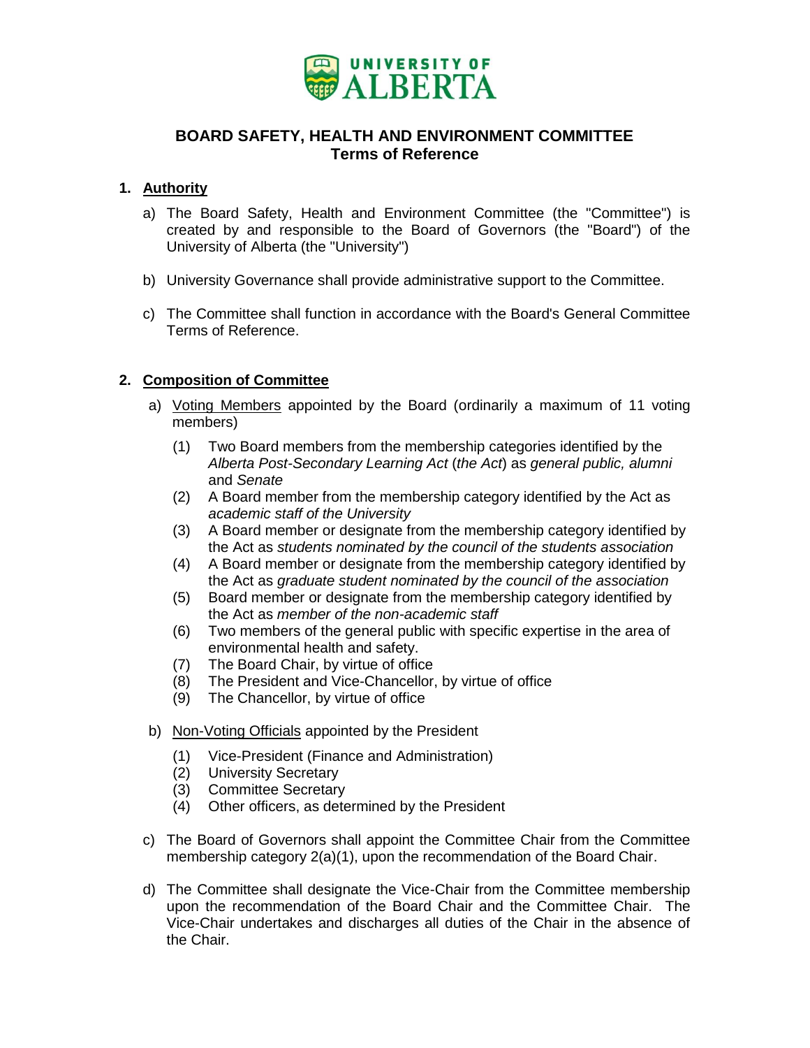UNIVERSITY OF ALBERTA

# BOARD SAFETY, HEALTH AND ENVIRONMENT COMMITTEE
## Terms of Reference

### 1. Authority

a) The Board Safety, Health and Environment Committee (the "Committee") is created by and responsible to the Board of Governors (the "Board") of the University of Alberta (the "University")

b) University Governance shall provide administrative support to the Committee.

c) The Committee shall function in accordance with the Board's General Committee Terms of Reference.

### 2. Composition of Committee

a) Voting Members appointed by the Board (ordinarily a maximum of 11 voting members)

(1) Two Board members from the membership categories identified by the *Alberta Post-Secondary Learning Act* (*the Act*) as *general public, alumni* and *Senate*
(2) A Board member from the membership category identified by the Act as *academic staff of the University*
(3) A Board member or designate from the membership category identified by the Act as *students nominated by the council of the students association*
(4) A Board member or designate from the membership category identified by the Act as *graduate student nominated by the council of the association*
(5) Board member or designate from the membership category identified by the Act as *member of the non-academic staff*
(6) Two members of the general public with specific expertise in the area of environmental health and safety.
(7) The Board Chair, by virtue of office
(8) The President and Vice-Chancellor, by virtue of office
(9) The Chancellor, by virtue of office

b) Non-Voting Officials appointed by the President

(1) Vice-President (Finance and Administration)
(2) University Secretary
(3) Committee Secretary
(4) Other officers, as determined by the President

c) The Board of Governors shall appoint the Committee Chair from the Committee membership category 2(a)(1), upon the recommendation of the Board Chair.

d) The Committee shall designate the Vice-Chair from the Committee membership upon the recommendation of the Board Chair and the Committee Chair. The Vice-Chair undertakes and discharges all duties of the Chair in the absence of the Chair.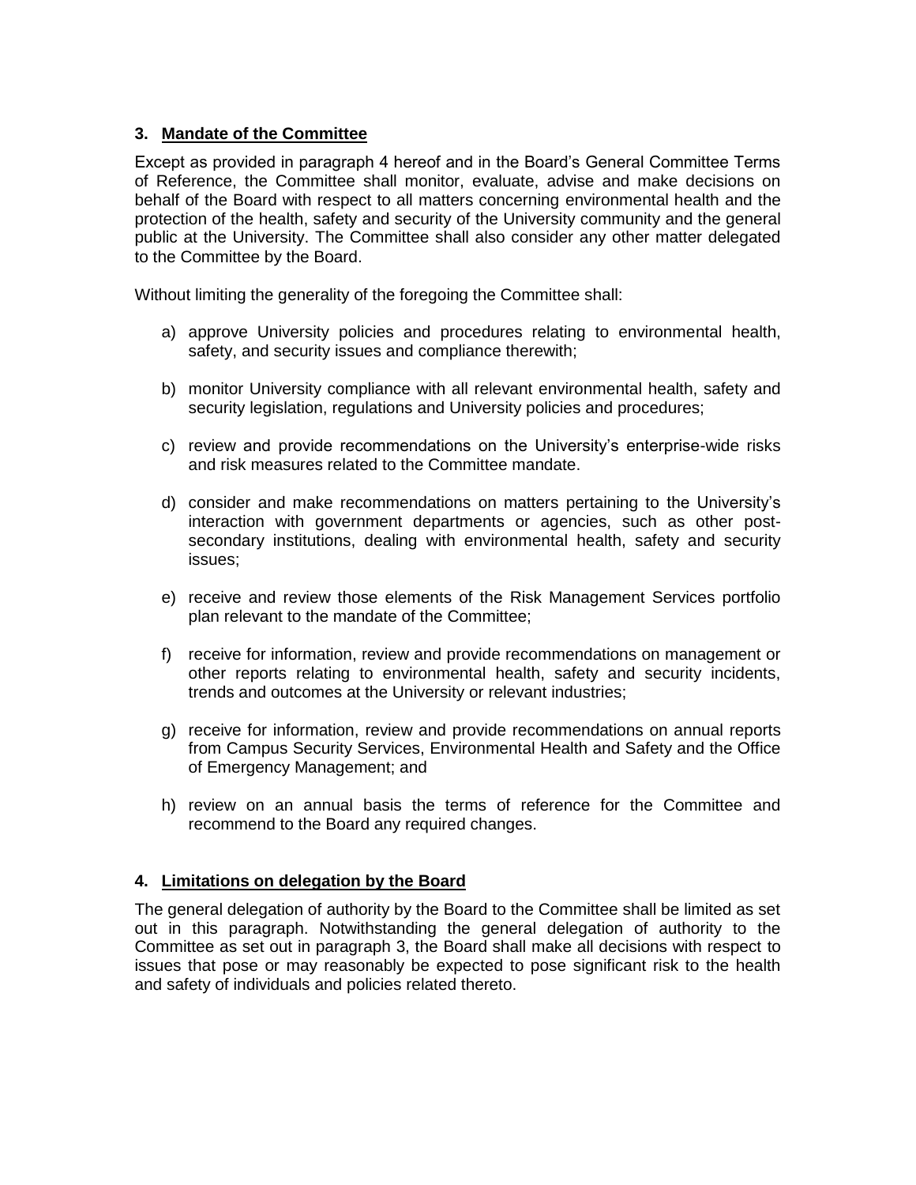### 3. Mandate of the Committee

Except as provided in paragraph 4 hereof and in the Board's General Committee Terms of Reference, the Committee shall monitor, evaluate, advise and make decisions on behalf of the Board with respect to all matters concerning environmental health and the protection of the health, safety and security of the University community and the general public at the University. The Committee shall also consider any other matter delegated to the Committee by the Board.

Without limiting the generality of the foregoing the Committee shall:

a) approve University policies and procedures relating to environmental health, safety, and security issues and compliance therewith;

b) monitor University compliance with all relevant environmental health, safety and security legislation, regulations and University policies and procedures;

c) review and provide recommendations on the University's enterprise-wide risks and risk measures related to the Committee mandate.

d) consider and make recommendations on matters pertaining to the University's interaction with government departments or agencies, such as other post-secondary institutions, dealing with environmental health, safety and security issues;

e) receive and review those elements of the Risk Management Services portfolio plan relevant to the mandate of the Committee;

f) receive for information, review and provide recommendations on management or other reports relating to environmental health, safety and security incidents, trends and outcomes at the University or relevant industries;

g) receive for information, review and provide recommendations on annual reports from Campus Security Services, Environmental Health and Safety and the Office of Emergency Management; and

h) review on an annual basis the terms of reference for the Committee and recommend to the Board any required changes.

### 4. Limitations on delegation by the Board

The general delegation of authority by the Board to the Committee shall be limited as set out in this paragraph. Notwithstanding the general delegation of authority to the Committee as set out in paragraph 3, the Board shall make all decisions with respect to issues that pose or may reasonably be expected to pose significant risk to the health and safety of individuals and policies related thereto.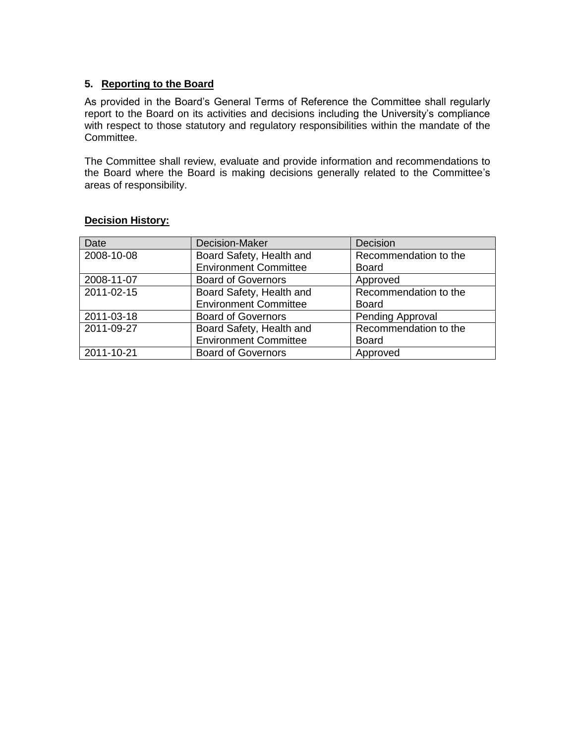### 5. <u>Reporting to the Board</u>

As provided in the Board's General Terms of Reference the Committee shall regularly report to the Board on its activities and decisions including the University's compliance with respect to those statutory and regulatory responsibilities within the mandate of the Committee.

The Committee shall review, evaluate and provide information and recommendations to the Board where the Board is making decisions generally related to the Committee's areas of responsibility.

**Decision History:**

| Date | Decision-Maker | Decision |
|---|---|---|
| 2008-10-08 | Board Safety, Health and Environment Committee | Recommendation to the Board |
| 2008-11-07 | Board of Governors | Approved |
| 2011-02-15 | Board Safety, Health and Environment Committee | Recommendation to the Board |
| 2011-03-18 | Board of Governors | Pending Approval |
| 2011-09-27 | Board Safety, Health and Environment Committee | Recommendation to the Board |
| 2011-10-21 | Board of Governors | Approved |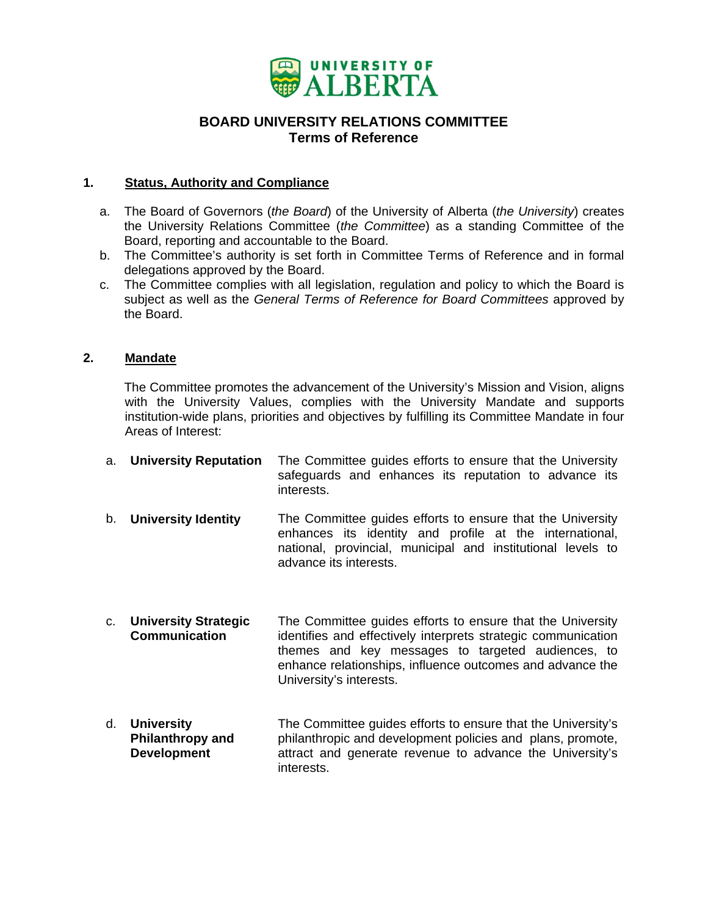UNIVERSITY OF ALBERTA

# BOARD UNIVERSITY RELATIONS COMMITTEE
## Terms of Reference

### 1. Status, Authority and Compliance

a. The Board of Governors (*the Board*) of the University of Alberta (*the University*) creates the University Relations Committee (*the Committee*) as a standing Committee of the Board, reporting and accountable to the Board.

b. The Committee's authority is set forth in Committee Terms of Reference and in formal delegations approved by the Board.

c. The Committee complies with all legislation, regulation and policy to which the Board is subject as well as the *General Terms of Reference for Board Committees* approved by the Board.

### 2. Mandate

The Committee promotes the advancement of the University's Mission and Vision, aligns with the University Values, complies with the University Mandate and supports institution-wide plans, priorities and objectives by fulfilling its Committee Mandate in four Areas of Interest:

a. **University Reputation** — The Committee guides efforts to ensure that the University safeguards and enhances its reputation to advance its interests.

b. **University Identity** — The Committee guides efforts to ensure that the University enhances its identity and profile at the international, national, provincial, municipal and institutional levels to advance its interests.

c. **University Strategic Communication** — The Committee guides efforts to ensure that the University identifies and effectively interprets strategic communication themes and key messages to targeted audiences, to enhance relationships, influence outcomes and advance the University's interests.

d. **University Philanthropy and Development** — The Committee guides efforts to ensure that the University's philanthropic and development policies and plans, promote, attract and generate revenue to advance the University's interests.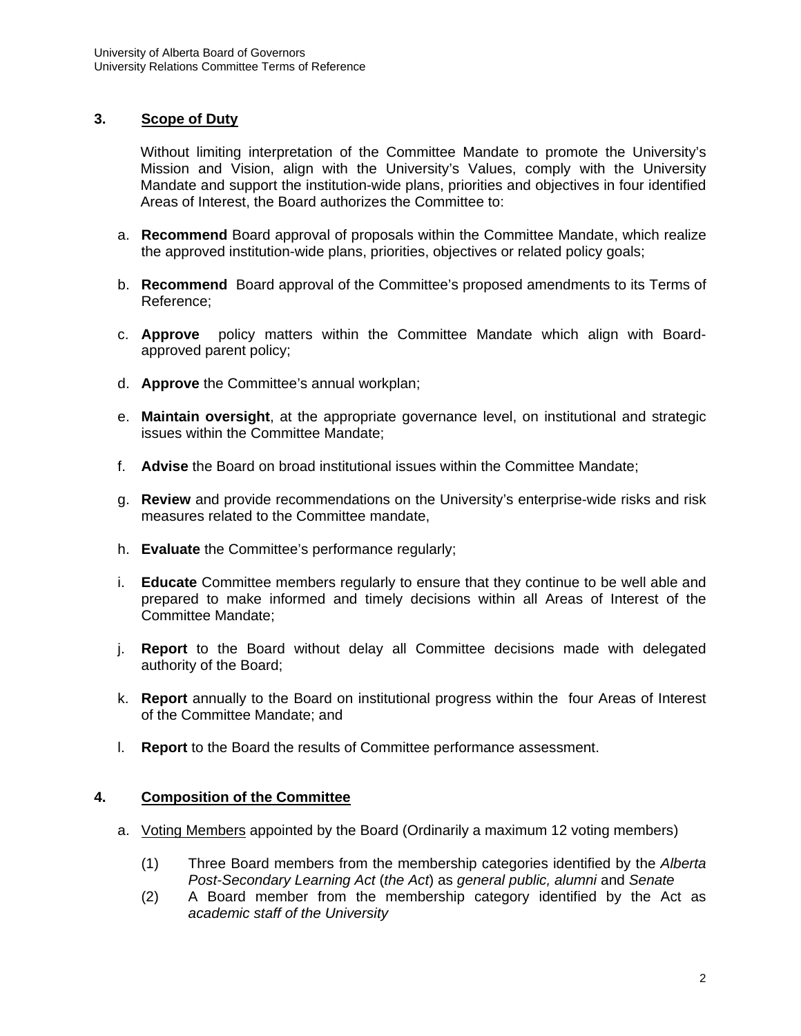## 3. Scope of Duty

Without limiting interpretation of the Committee Mandate to promote the University's Mission and Vision, align with the University's Values, comply with the University Mandate and support the institution-wide plans, priorities and objectives in four identified Areas of Interest, the Board authorizes the Committee to:

a. **Recommend** Board approval of proposals within the Committee Mandate, which realize the approved institution-wide plans, priorities, objectives or related policy goals;

b. **Recommend** Board approval of the Committee's proposed amendments to its Terms of Reference;

c. **Approve** policy matters within the Committee Mandate which align with Board-approved parent policy;

d. **Approve** the Committee's annual workplan;

e. **Maintain oversight**, at the appropriate governance level, on institutional and strategic issues within the Committee Mandate;

f. **Advise** the Board on broad institutional issues within the Committee Mandate;

g. **Review** and provide recommendations on the University's enterprise-wide risks and risk measures related to the Committee mandate,

h. **Evaluate** the Committee's performance regularly;

i. **Educate** Committee members regularly to ensure that they continue to be well able and prepared to make informed and timely decisions within all Areas of Interest of the Committee Mandate;

j. **Report** to the Board without delay all Committee decisions made with delegated authority of the Board;

k. **Report** annually to the Board on institutional progress within the four Areas of Interest of the Committee Mandate; and

l. **Report** to the Board the results of Committee performance assessment.

## 4. Composition of the Committee

a. Voting Members appointed by the Board (Ordinarily a maximum 12 voting members)

(1) Three Board members from the membership categories identified by the *Alberta Post-Secondary Learning Act* (*the Act*) as *general public, alumni* and *Senate*

(2) A Board member from the membership category identified by the Act as *academic staff of the University*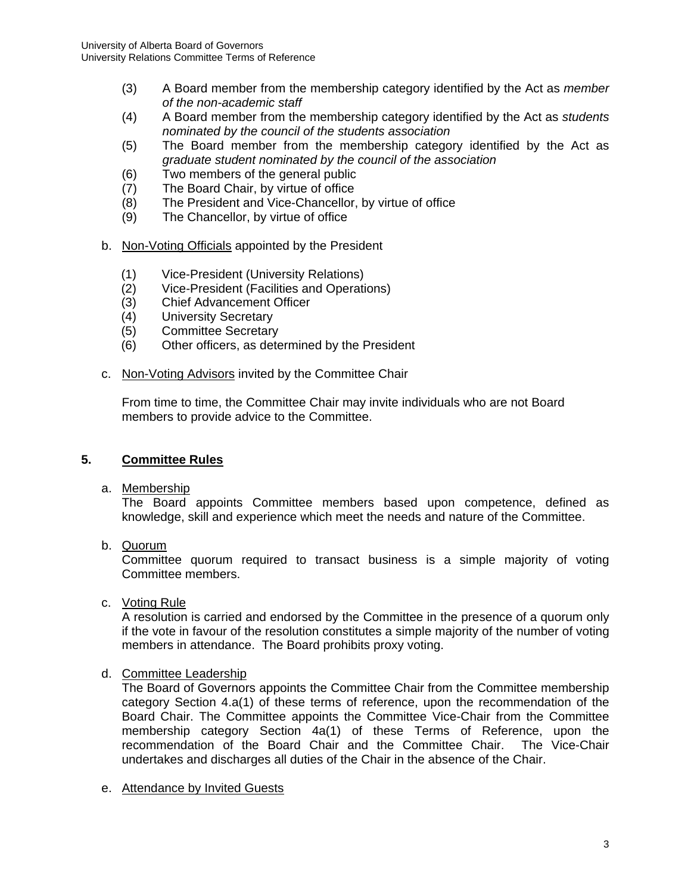(3) A Board member from the membership category identified by the Act as *member of the non-academic staff*

(4) A Board member from the membership category identified by the Act as *students nominated by the council of the students association*

(5) The Board member from the membership category identified by the Act as *graduate student nominated by the council of the association*

(6) Two members of the general public

(7) The Board Chair, by virtue of office

(8) The President and Vice-Chancellor, by virtue of office

(9) The Chancellor, by virtue of office

b. Non-Voting Officials appointed by the President

(1) Vice-President (University Relations)

(2) Vice-President (Facilities and Operations)

(3) Chief Advancement Officer

(4) University Secretary

(5) Committee Secretary

(6) Other officers, as determined by the President

c. Non-Voting Advisors invited by the Committee Chair

From time to time, the Committee Chair may invite individuals who are not Board members to provide advice to the Committee.

## 5. Committee Rules

a. Membership

The Board appoints Committee members based upon competence, defined as knowledge, skill and experience which meet the needs and nature of the Committee.

b. Quorum

Committee quorum required to transact business is a simple majority of voting Committee members.

c. Voting Rule

A resolution is carried and endorsed by the Committee in the presence of a quorum only if the vote in favour of the resolution constitutes a simple majority of the number of voting members in attendance. The Board prohibits proxy voting.

d. Committee Leadership

The Board of Governors appoints the Committee Chair from the Committee membership category Section 4.a(1) of these terms of reference, upon the recommendation of the Board Chair. The Committee appoints the Committee Vice-Chair from the Committee membership category Section 4a(1) of these Terms of Reference, upon the recommendation of the Board Chair and the Committee Chair. The Vice-Chair undertakes and discharges all duties of the Chair in the absence of the Chair.

e. Attendance by Invited Guests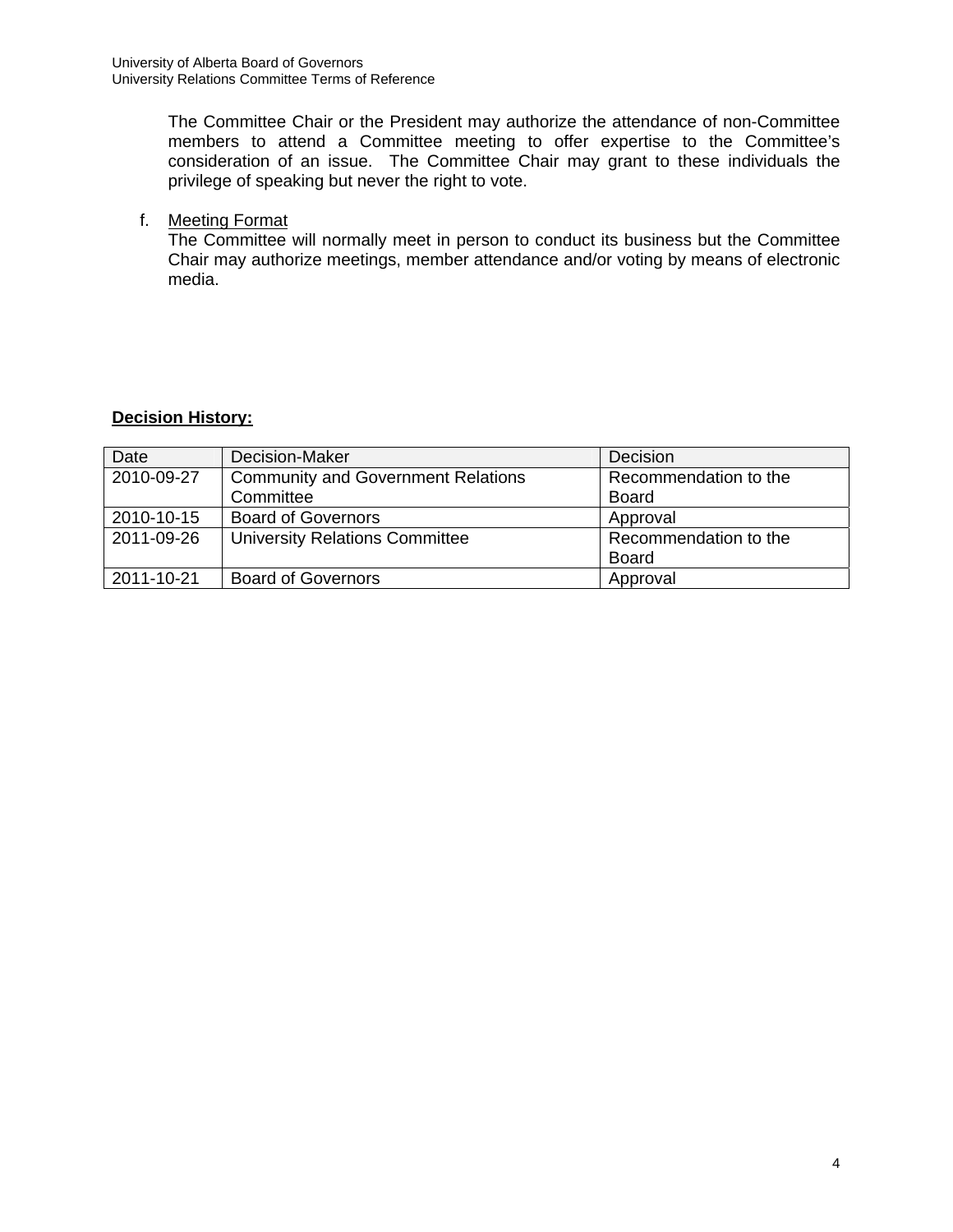The Committee Chair or the President may authorize the attendance of non-Committee members to attend a Committee meeting to offer expertise to the Committee's consideration of an issue. The Committee Chair may grant to these individuals the privilege of speaking but never the right to vote.

f. Meeting Format

The Committee will normally meet in person to conduct its business but the Committee Chair may authorize meetings, member attendance and/or voting by means of electronic media.

**Decision History:**

| Date | Decision-Maker | Decision |
|---|---|---|
| 2010-09-27 | Community and Government Relations Committee | Recommendation to the Board |
| 2010-10-15 | Board of Governors | Approval |
| 2011-09-26 | University Relations Committee | Recommendation to the Board |
| 2011-10-21 | Board of Governors | Approval |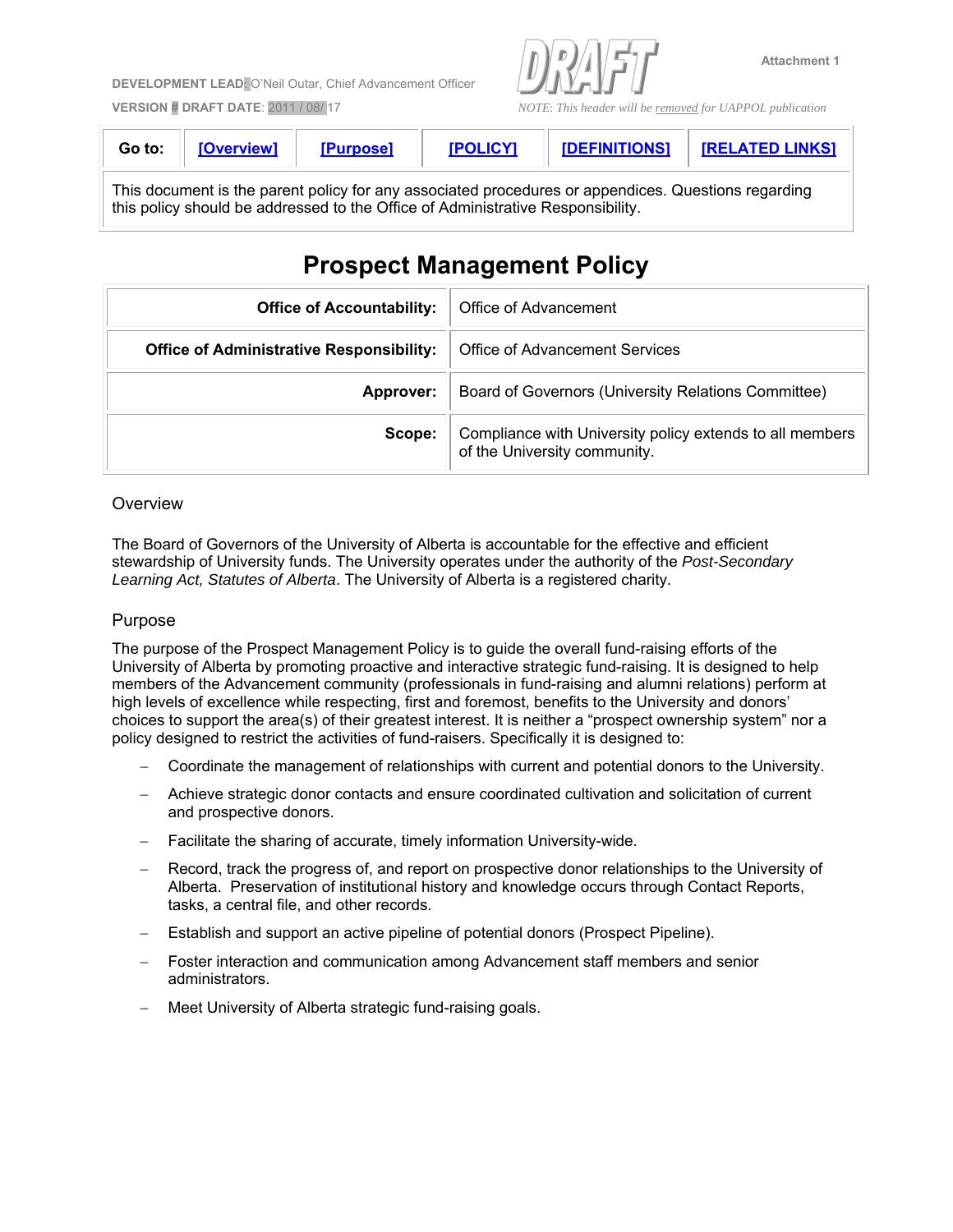DEVELOPMENT LEAD: O'Neil Outar, Chief Advancement Officer

VERSION # DRAFT DATE: 2011 / 08/ 17

DRAFT

Attachment 1

NOTE: This header will be removed for UAPPOL publication

| Go to: | [Overview] | [Purpose] | [POLICY] | [DEFINITIONS] | [RELATED LINKS] |
|---|---|---|---|---|---|

This document is the parent policy for any associated procedures or appendices. Questions regarding this policy should be addressed to the Office of Administrative Responsibility.

# Prospect Management Policy

| | |
|---|---|
| **Office of Accountability:** | Office of Advancement |
| **Office of Administrative Responsibility:** | Office of Advancement Services |
| **Approver:** | Board of Governors (University Relations Committee) |
| **Scope:** | Compliance with University policy extends to all members of the University community. |

## Overview

The Board of Governors of the University of Alberta is accountable for the effective and efficient stewardship of University funds. The University operates under the authority of the *Post-Secondary Learning Act, Statutes of Alberta*. The University of Alberta is a registered charity.

## Purpose

The purpose of the Prospect Management Policy is to guide the overall fund-raising efforts of the University of Alberta by promoting proactive and interactive strategic fund-raising. It is designed to help members of the Advancement community (professionals in fund-raising and alumni relations) perform at high levels of excellence while respecting, first and foremost, benefits to the University and donors' choices to support the area(s) of their greatest interest. It is neither a "prospect ownership system" nor a policy designed to restrict the activities of fund-raisers. Specifically it is designed to:

- Coordinate the management of relationships with current and potential donors to the University.
- Achieve strategic donor contacts and ensure coordinated cultivation and solicitation of current and prospective donors.
- Facilitate the sharing of accurate, timely information University-wide.
- Record, track the progress of, and report on prospective donor relationships to the University of Alberta. Preservation of institutional history and knowledge occurs through Contact Reports, tasks, a central file, and other records.
- Establish and support an active pipeline of potential donors (Prospect Pipeline).
- Foster interaction and communication among Advancement staff members and senior administrators.
- Meet University of Alberta strategic fund-raising goals.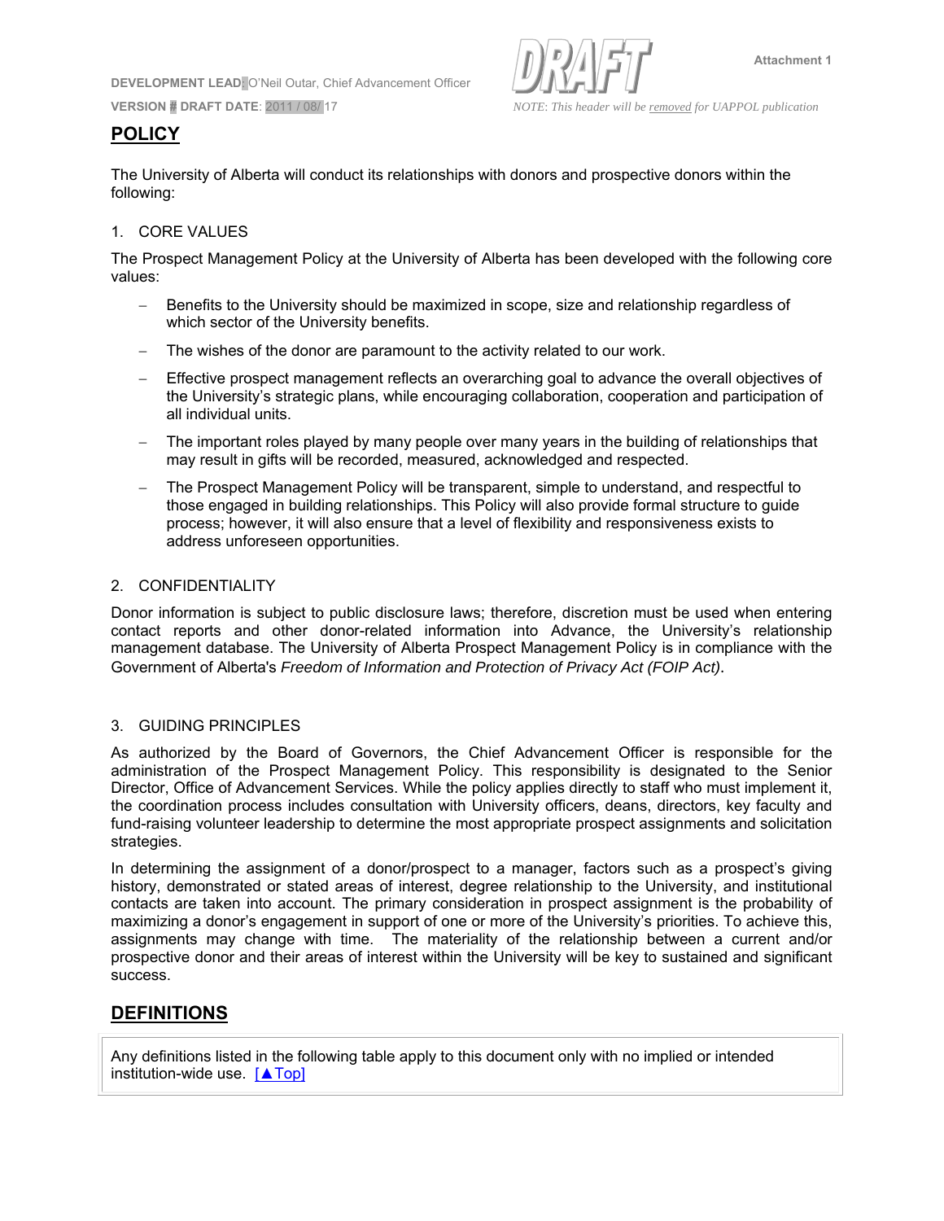DEVELOPMENT LEAD: O'Neil Outar, Chief Advancement Officer

VERSION # DRAFT DATE: 2011 / 08/ 17

DRAFT

Attachment 1

*NOTE: This header will be removed for UAPPOL publication*

## POLICY

The University of Alberta will conduct its relationships with donors and prospective donors within the following:

1. CORE VALUES

The Prospect Management Policy at the University of Alberta has been developed with the following core values:

- Benefits to the University should be maximized in scope, size and relationship regardless of which sector of the University benefits.
- The wishes of the donor are paramount to the activity related to our work.
- Effective prospect management reflects an overarching goal to advance the overall objectives of the University's strategic plans, while encouraging collaboration, cooperation and participation of all individual units.
- The important roles played by many people over many years in the building of relationships that may result in gifts will be recorded, measured, acknowledged and respected.
- The Prospect Management Policy will be transparent, simple to understand, and respectful to those engaged in building relationships. This Policy will also provide formal structure to guide process; however, it will also ensure that a level of flexibility and responsiveness exists to address unforeseen opportunities.

2. CONFIDENTIALITY

Donor information is subject to public disclosure laws; therefore, discretion must be used when entering contact reports and other donor-related information into Advance, the University's relationship management database. The University of Alberta Prospect Management Policy is in compliance with the Government of Alberta's *Freedom of Information and Protection of Privacy Act (FOIP Act)*.

3. GUIDING PRINCIPLES

As authorized by the Board of Governors, the Chief Advancement Officer is responsible for the administration of the Prospect Management Policy. This responsibility is designated to the Senior Director, Office of Advancement Services. While the policy applies directly to staff who must implement it, the coordination process includes consultation with University officers, deans, directors, key faculty and fund-raising volunteer leadership to determine the most appropriate prospect assignments and solicitation strategies.

In determining the assignment of a donor/prospect to a manager, factors such as a prospect's giving history, demonstrated or stated areas of interest, degree relationship to the University, and institutional contacts are taken into account. The primary consideration in prospect assignment is the probability of maximizing a donor's engagement in support of one or more of the University's priorities. To achieve this, assignments may change with time. The materiality of the relationship between a current and/or prospective donor and their areas of interest within the University will be key to sustained and significant success.

## DEFINITIONS

Any definitions listed in the following table apply to this document only with no implied or intended institution-wide use. [▲Top]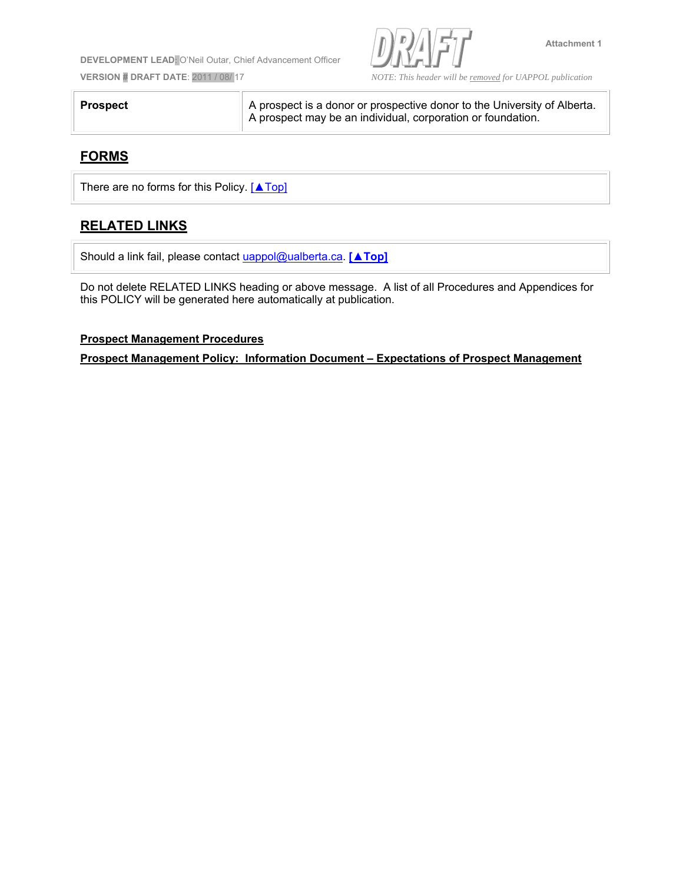| | |
|---|---|
| **Prospect** | A prospect is a donor or prospective donor to the University of Alberta. A prospect may be an individual, corporation or foundation. |

## FORMS

There are no forms for this Policy. [▲Top]

## RELATED LINKS

Should a link fail, please contact uappol@ualberta.ca. **[▲Top]**

Do not delete RELATED LINKS heading or above message. A list of all Procedures and Appendices for this POLICY will be generated here automatically at publication.

**Prospect Management Procedures**

**Prospect Management Policy: Information Document – Expectations of Prospect Management**